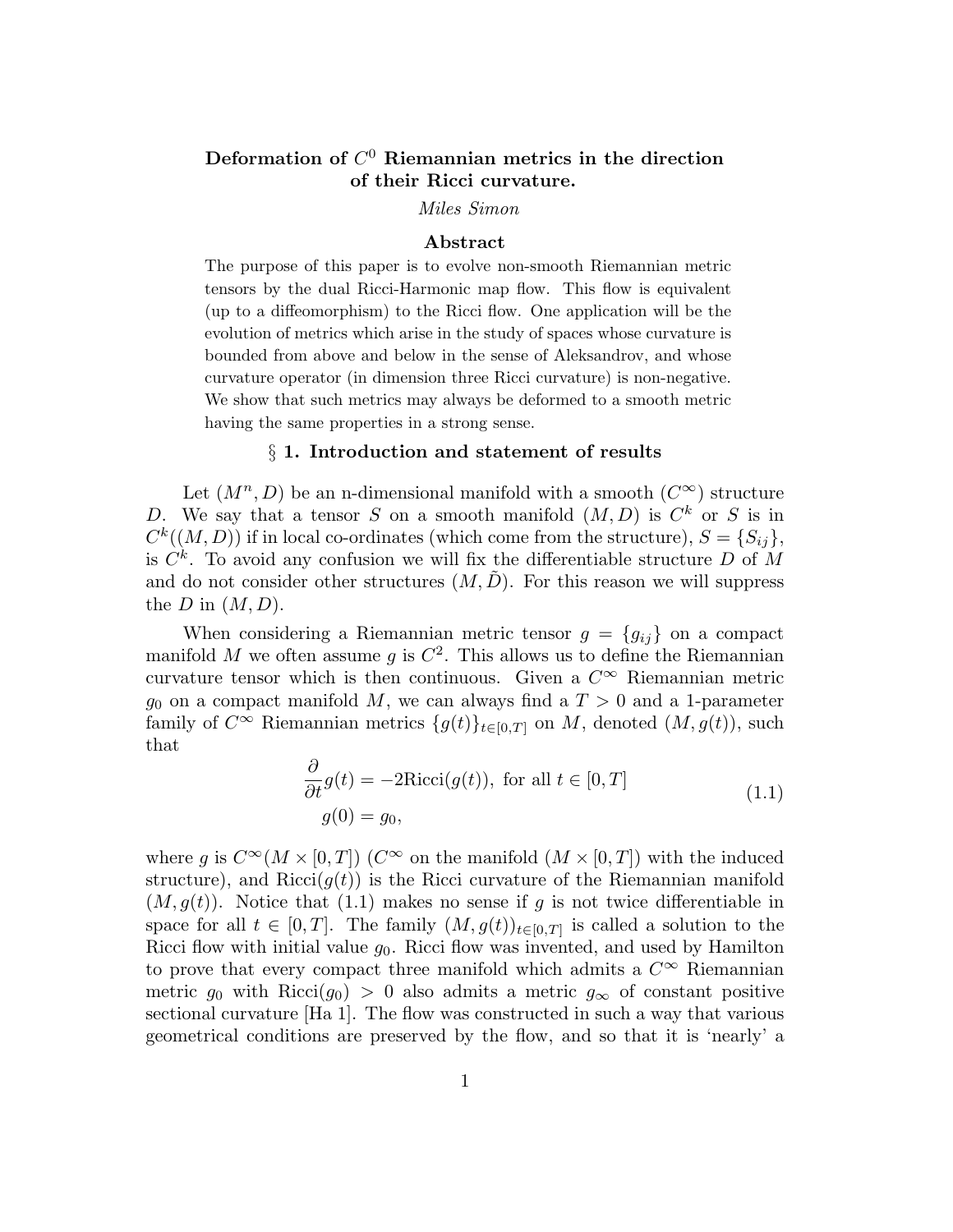# Deformation of $C^0$ Riemannian metrics in the direction of their Ricci curvature.

*Miles Simon*

## Abstract

The purpose of this paper is to evolve non-smooth Riemannian metric tensors by the dual Ricci-Harmonic map flow. This flow is equivalent (up to a diffeomorphism) to the Ricci flow. One application will be the evolution of metrics which arise in the study of spaces whose curvature is bounded from above and below in the sense of Aleksandrov, and whose curvature operator (in dimension three Ricci curvature) is non-negative. We show that such metrics may always be deformed to a smooth metric having the same properties in a strong sense.

## § 1. Introduction and statement of results

Let $(M^n, D)$ be an n-dimensional manifold with a smooth ($C^\infty$) structure $D$. We say that a tensor $S$ on a smooth manifold $(M, D)$ is $C^k$ or $S$ is in $C^k((M, D))$ if in local co-ordinates (which come from the structure), $S = \{S_{ij}\}$, is $C^k$. To avoid any confusion we will fix the differentiable structure $D$ of $M$ and do not consider other structures $(M, \tilde{D})$. For this reason we will suppress the $D$ in $(M, D)$.

When considering a Riemannian metric tensor $g = \{g_{ij}\}$ on a compact manifold $M$ we often assume $g$ is $C^2$. This allows us to define the Riemannian curvature tensor which is then continuous. Given a $C^\infty$ Riemannian metric $g_0$ on a compact manifold $M$, we can always find a $T > 0$ and a 1-parameter family of $C^\infty$ Riemannian metrics $\{g(t)\}_{t\in[0,T]}$ on $M$, denoted $(M, g(t))$, such that

$$
\begin{aligned}
&\frac{\partial}{\partial t} g(t) = -2\text{Ricci}(g(t)), \text{ for all } t \in [0, T] \\
&g(0) = g_0,
\end{aligned}
\tag{1.1}
$$

where $g$ is $C^\infty(M \times [0, T])$ ($C^\infty$ on the manifold $(M \times [0, T])$ with the induced structure), and $\text{Ricci}(g(t))$ is the Ricci curvature of the Riemannian manifold $(M, g(t))$. Notice that (1.1) makes no sense if $g$ is not twice differentiable in space for all $t \in [0, T]$. The family $(M, g(t))_{t\in[0,T]}$ is called a solution to the Ricci flow with initial value $g_0$. Ricci flow was invented, and used by Hamilton to prove that every compact three manifold which admits a $C^\infty$ Riemannian metric $g_0$ with $\text{Ricci}(g_0) > 0$ also admits a metric $g_\infty$ of constant positive sectional curvature [Ha 1]. The flow was constructed in such a way that various geometrical conditions are preserved by the flow, and so that it is 'nearly' a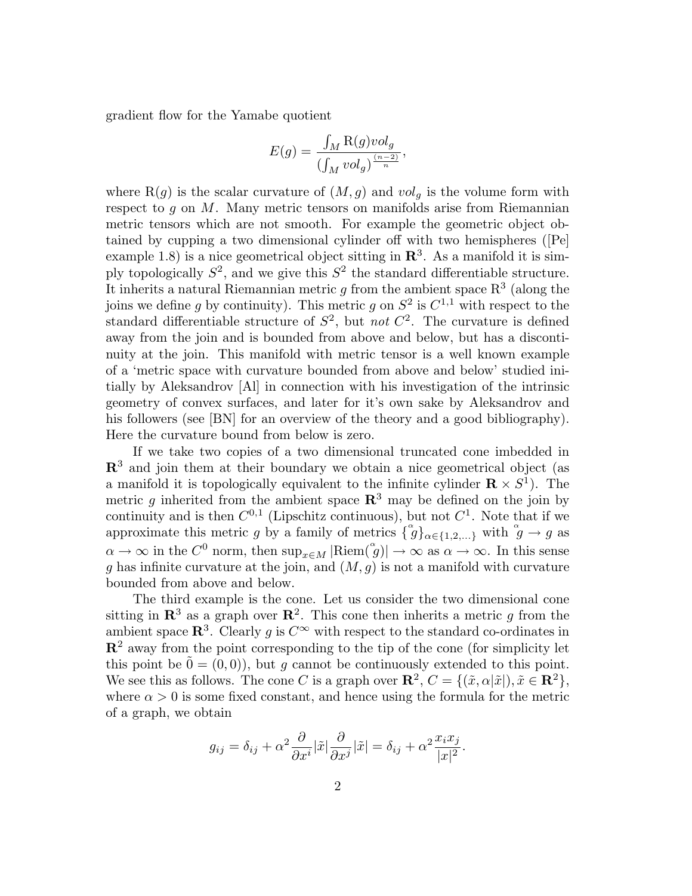gradient flow for the Yamabe quotient

$$E(g) = \frac{\int_M \mathrm{R}(g) vol_g}{(\int_M vol_g)^{\frac{(n-2)}{n}}},$$

where $\mathrm{R}(g)$ is the scalar curvature of $(M, g)$ and $vol_g$ is the volume form with respect to $g$ on $M$. Many metric tensors on manifolds arise from Riemannian metric tensors which are not smooth. For example the geometric object obtained by cupping a two dimensional cylinder off with two hemispheres ([Pe] example 1.8) is a nice geometrical object sitting in $\mathbf{R}^3$. As a manifold it is simply topologically $S^2$, and we give this $S^2$ the standard differentiable structure. It inherits a natural Riemannian metric $g$ from the ambient space $\mathrm{R}^3$ (along the joins we define $g$ by continuity). This metric $g$ on $S^2$ is $C^{1,1}$ with respect to the standard differentiable structure of $S^2$, but *not* $C^2$. The curvature is defined away from the join and is bounded from above and below, but has a discontinuity at the join. This manifold with metric tensor is a well known example of a 'metric space with curvature bounded from above and below' studied initially by Aleksandrov [Al] in connection with his investigation of the intrinsic geometry of convex surfaces, and later for it's own sake by Aleksandrov and his followers (see [BN] for an overview of the theory and a good bibliography). Here the curvature bound from below is zero.

If we take two copies of a two dimensional truncated cone imbedded in $\mathbf{R}^3$ and join them at their boundary we obtain a nice geometrical object (as a manifold it is topologically equivalent to the infinite cylinder $\mathbf{R} \times S^1$). The metric $g$ inherited from the ambient space $\mathbf{R}^3$ may be defined on the join by continuity and is then $C^{0,1}$ (Lipschitz continuous), but not $C^1$. Note that if we approximate this metric $g$ by a family of metrics $\{\overset{\alpha}{g}\}_{\alpha \in \{1,2,\ldots\}}$ with $\overset{\alpha}{g} \to g$ as $\alpha \to \infty$ in the $C^0$ norm, then $\sup_{x \in M} |\mathrm{Riem}(\overset{\alpha}{g})| \to \infty$ as $\alpha \to \infty$. In this sense $g$ has infinite curvature at the join, and $(M, g)$ is not a manifold with curvature bounded from above and below.

The third example is the cone. Let us consider the two dimensional cone sitting in $\mathbf{R}^3$ as a graph over $\mathbf{R}^2$. This cone then inherits a metric $g$ from the ambient space $\mathbf{R}^3$. Clearly $g$ is $C^\infty$ with respect to the standard co-ordinates in $\mathbf{R}^2$ away from the point corresponding to the tip of the cone (for simplicity let this point be $\tilde{0} = (0, 0)$), but $g$ cannot be continuously extended to this point. We see this as follows. The cone $C$ is a graph over $\mathbf{R}^2$, $C = \{(\tilde{x}, \alpha|\tilde{x}|), \tilde{x} \in \mathbf{R}^2\}$, where $\alpha > 0$ is some fixed constant, and hence using the formula for the metric of a graph, we obtain

$$g_{ij} = \delta_{ij} + \alpha^2 \frac{\partial}{\partial x^i} |\tilde{x}| \frac{\partial}{\partial x^j} |\tilde{x}| = \delta_{ij} + \alpha^2 \frac{x_i x_j}{|x|^2}.$$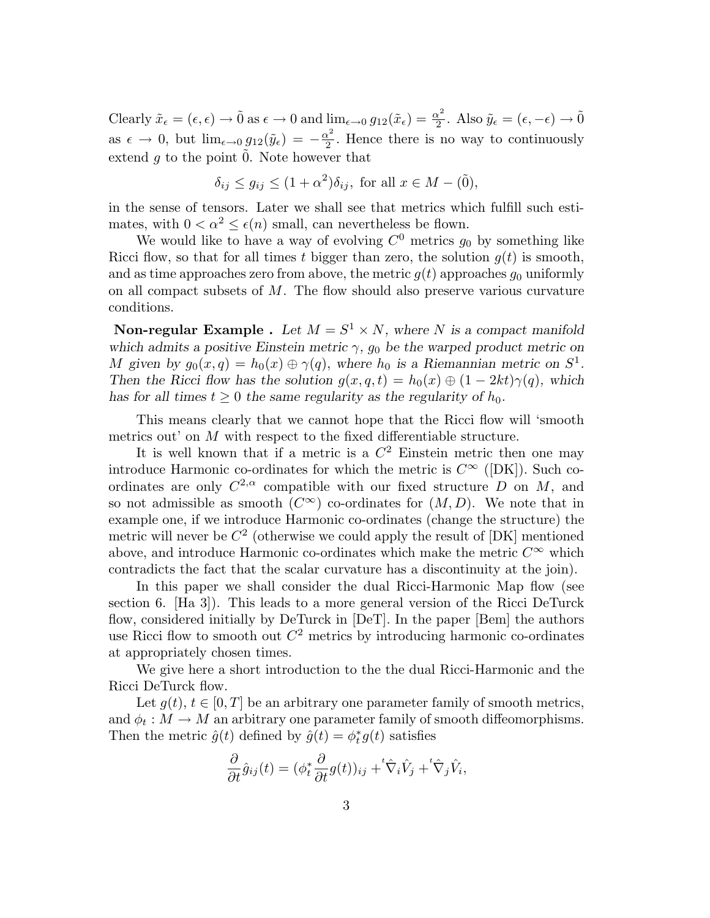Clearly $\tilde{x}_\epsilon = (\epsilon, \epsilon) \to \tilde{0}$ as $\epsilon \to 0$ and $\lim_{\epsilon \to 0} g_{12}(\tilde{x}_\epsilon) = \frac{\alpha^2}{2}$. Also $\tilde{y}_\epsilon = (\epsilon, -\epsilon) \to \tilde{0}$ as $\epsilon \to 0$, but $\lim_{\epsilon \to 0} g_{12}(\tilde{y}_\epsilon) = -\frac{\alpha^2}{2}$. Hence there is no way to continuously extend $g$ to the point $\tilde{0}$. Note however that

$$\delta_{ij} \leq g_{ij} \leq (1 + \alpha^2)\delta_{ij}, \text{ for all } x \in M - (\tilde{0}),$$

in the sense of tensors. Later we shall see that metrics which fulfill such estimates, with $0 < \alpha^2 \leq \epsilon(n)$ small, can nevertheless be flown.

We would like to have a way of evolving $C^0$ metrics $g_0$ by something like Ricci flow, so that for all times $t$ bigger than zero, the solution $g(t)$ is smooth, and as time approaches zero from above, the metric $g(t)$ approaches $g_0$ uniformly on all compact subsets of $M$. The flow should also preserve various curvature conditions.

**Non-regular Example .** *Let $M = S^1 \times N$, where $N$ is a compact manifold which admits a positive Einstein metric $\gamma$, $g_0$ be the warped product metric on $M$ given by $g_0(x, q) = h_0(x) \oplus \gamma(q)$, where $h_0$ is a Riemannian metric on $S^1$. Then the Ricci flow has the solution $g(x, q, t) = h_0(x) \oplus (1 - 2kt)\gamma(q)$, which has for all times $t \geq 0$ the same regularity as the regularity of $h_0$.*

This means clearly that we cannot hope that the Ricci flow will 'smooth metrics out' on $M$ with respect to the fixed differentiable structure.

It is well known that if a metric is a $C^2$ Einstein metric then one may introduce Harmonic co-ordinates for which the metric is $C^\infty$ ([DK]). Such co-ordinates are only $C^{2,\alpha}$ compatible with our fixed structure $D$ on $M$, and so not admissible as smooth ($C^\infty$) co-ordinates for $(M, D)$. We note that in example one, if we introduce Harmonic co-ordinates (change the structure) the metric will never be $C^2$ (otherwise we could apply the result of [DK] mentioned above, and introduce Harmonic co-ordinates which make the metric $C^\infty$ which contradicts the fact that the scalar curvature has a discontinuity at the join).

In this paper we shall consider the dual Ricci-Harmonic Map flow (see section 6. [Ha 3]). This leads to a more general version of the Ricci DeTurck flow, considered initially by DeTurck in [DeT]. In the paper [Bem] the authors use Ricci flow to smooth out $C^2$ metrics by introducing harmonic co-ordinates at appropriately chosen times.

We give here a short introduction to the the dual Ricci-Harmonic and the Ricci DeTurck flow.

Let $g(t)$, $t \in [0, T]$ be an arbitrary one parameter family of smooth metrics, and $\phi_t : M \to M$ an arbitrary one parameter family of smooth diffeomorphisms. Then the metric $\hat{g}(t)$ defined by $\hat{g}(t) = \phi_t^* g(t)$ satisfies

$$\frac{\partial}{\partial t}\hat{g}_{ij}(t) = (\phi_t^* \frac{\partial}{\partial t} g(t))_{ij} + {}^{t}\hat{\nabla}_i \hat{V}_j + {}^{t}\hat{\nabla}_j \hat{V}_i,$$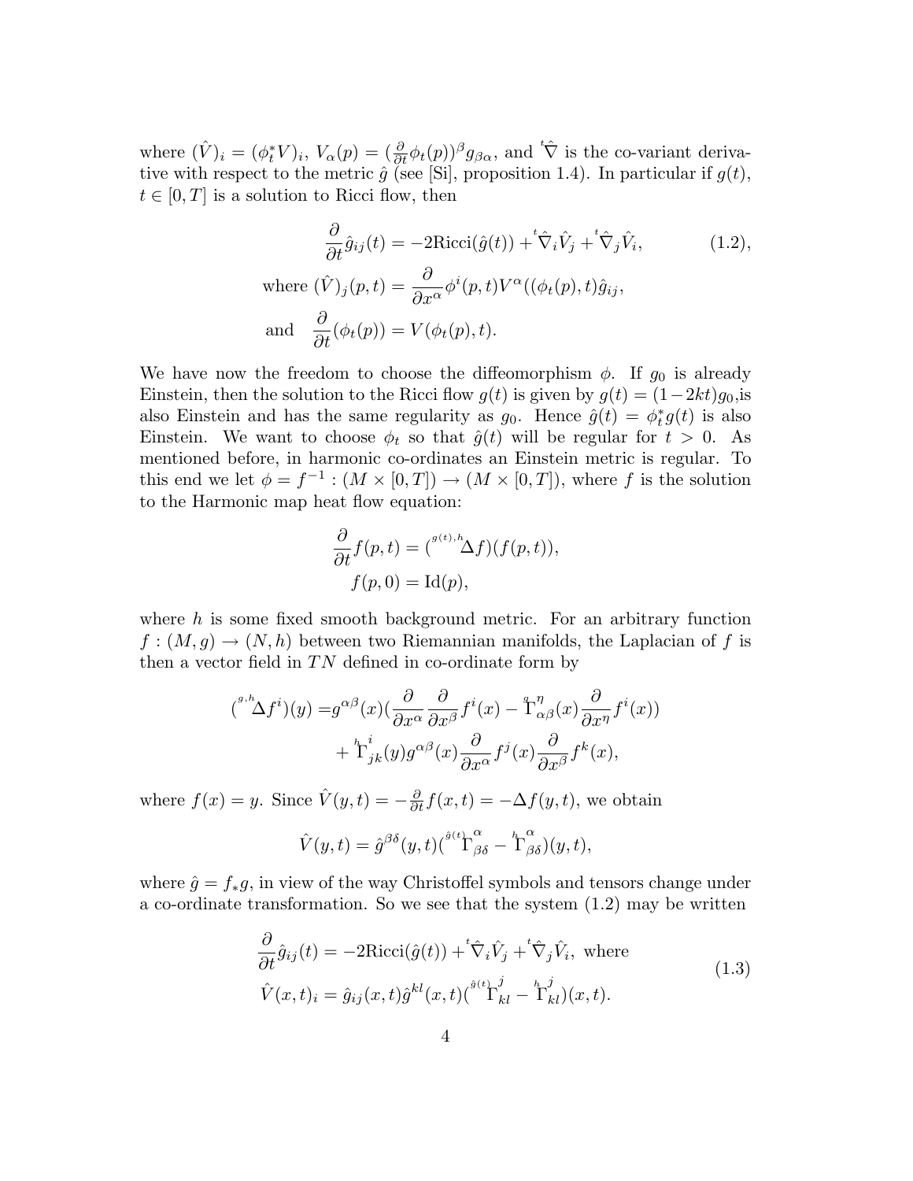where $(\hat{V})_i = (\phi_t^* V)_i$, $V_\alpha(p) = (\frac{\partial}{\partial t}\phi_t(p))^\beta g_{\beta\alpha}$, and ${}^t\hat{\nabla}$ is the co-variant derivative with respect to the metric $\hat{g}$ (see [Si], proposition 1.4). In particular if $g(t)$, $t \in [0, T]$ is a solution to Ricci flow, then

$$
\begin{aligned}
\frac{\partial}{\partial t}\hat{g}_{ij}(t) &= -2\mathrm{Ricci}(\hat{g}(t)) + {}^t\hat{\nabla}_i \hat{V}_j + {}^t\hat{\nabla}_j \hat{V}_i, \qquad (1.2), \\
\text{where } (\hat{V})_j(p,t) &= \frac{\partial}{\partial x^\alpha}\phi^i(p,t) V^\alpha((\phi_t(p),t)\hat{g}_{ij}, \\
\text{and} \quad \frac{\partial}{\partial t}(\phi_t(p)) &= V(\phi_t(p),t).
\end{aligned}
$$

We have now the freedom to choose the diffeomorphism $\phi$. If $g_0$ is already Einstein, then the solution to the Ricci flow $g(t)$ is given by $g(t) = (1-2kt)g_0$,is also Einstein and has the same regularity as $g_0$. Hence $\hat{g}(t) = \phi_t^* g(t)$ is also Einstein. We want to choose $\phi_t$ so that $\hat{g}(t)$ will be regular for $t > 0$. As mentioned before, in harmonic co-ordinates an Einstein metric is regular. To this end we let $\phi = f^{-1} : (M \times [0,T]) \to (M \times [0,T])$, where $f$ is the solution to the Harmonic map heat flow equation:

$$
\begin{aligned}
\frac{\partial}{\partial t} f(p,t) &= ({}^{g(t),h}\Delta f)(f(p,t)), \\
f(p,0) &= \mathrm{Id}(p),
\end{aligned}
$$

where $h$ is some fixed smooth background metric. For an arbitrary function $f : (M,g) \to (N,h)$ between two Riemannian manifolds, the Laplacian of $f$ is then a vector field in $TN$ defined in co-ordinate form by

$$
\begin{aligned}
({}^{g,h}\Delta f^i)(y) =& g^{\alpha\beta}(x)\left(\frac{\partial}{\partial x^\alpha}\frac{\partial}{\partial x^\beta} f^i(x) - {}^{g}\Gamma^{\eta}_{\alpha\beta}(x)\frac{\partial}{\partial x^\eta} f^i(x)\right) \\
&+ {}^{h}\Gamma^{i}_{jk}(y) g^{\alpha\beta}(x)\frac{\partial}{\partial x^\alpha} f^j(x)\frac{\partial}{\partial x^\beta} f^k(x),
\end{aligned}
$$

where $f(x) = y$. Since $\hat{V}(y,t) = -\frac{\partial}{\partial t} f(x,t) = -\Delta f(y,t)$, we obtain

$$
\hat{V}(y,t) = \hat{g}^{\beta\delta}(y,t)({}^{\hat{g}(t)}\Gamma^{\alpha}_{\beta\delta} - {}^{h}\Gamma^{\alpha}_{\beta\delta})(y,t),
$$

where $\hat{g} = f_* g$, in view of the way Christoffel symbols and tensors change under a co-ordinate transformation. So we see that the system (1.2) may be written

$$
\begin{aligned}
\frac{\partial}{\partial t}\hat{g}_{ij}(t) &= -2\mathrm{Ricci}(\hat{g}(t)) + {}^t\hat{\nabla}_i \hat{V}_j + {}^t\hat{\nabla}_j \hat{V}_i, \text{ where} \\
\hat{V}(x,t)_i &= \hat{g}_{ij}(x,t)\hat{g}^{kl}(x,t)({}^{\hat{g}(t)}\Gamma^{j}_{kl} - {}^{h}\Gamma^{j}_{kl})(x,t).
\end{aligned} \qquad (1.3)
$$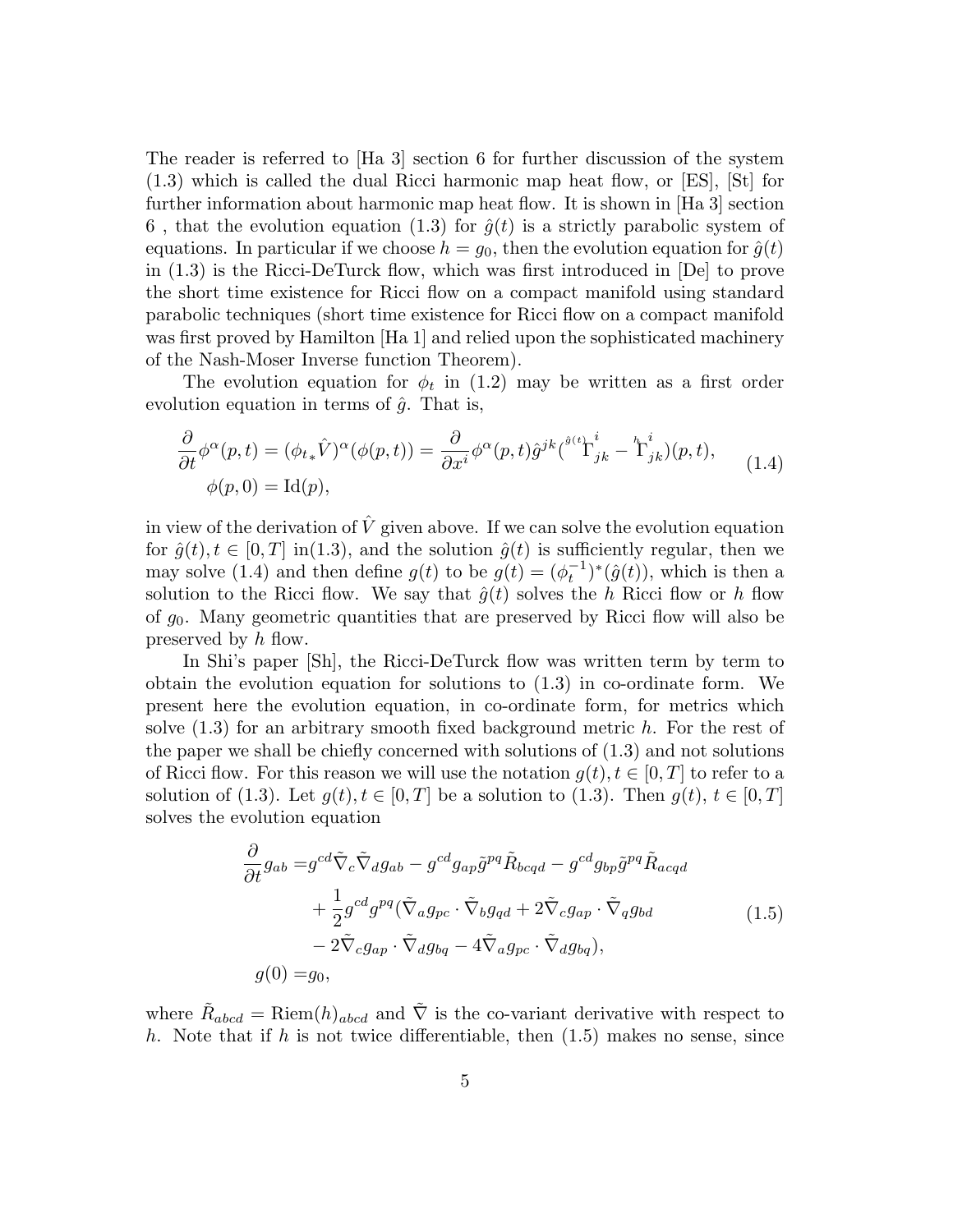The reader is referred to [Ha 3] section 6 for further discussion of the system (1.3) which is called the dual Ricci harmonic map heat flow, or [ES], [St] for further information about harmonic map heat flow. It is shown in [Ha 3] section 6 , that the evolution equation (1.3) for $\hat{g}(t)$ is a strictly parabolic system of equations. In particular if we choose $h = g_0$, then the evolution equation for $\hat{g}(t)$ in (1.3) is the Ricci-DeTurck flow, which was first introduced in [De] to prove the short time existence for Ricci flow on a compact manifold using standard parabolic techniques (short time existence for Ricci flow on a compact manifold was first proved by Hamilton [Ha 1] and relied upon the sophisticated machinery of the Nash-Moser Inverse function Theorem).

The evolution equation for $\phi_t$ in (1.2) may be written as a first order evolution equation in terms of $\hat{g}$. That is,

$$
\begin{aligned}
\frac{\partial}{\partial t}\phi^\alpha(p,t) &= (\phi_{t*}\hat{V})^\alpha(\phi(p,t)) = \frac{\partial}{\partial x^i}\phi^\alpha(p,t)\hat{g}^{jk}({}^{\hat{g}(t)}\Gamma^i_{jk} - {}^{h}\Gamma^i_{jk})(p,t), \\
\phi(p,0) &= \mathrm{Id}(p),
\end{aligned} \tag{1.4}
$$

in view of the derivation of $\hat{V}$ given above. If we can solve the evolution equation for $\hat{g}(t), t \in [0,T]$ in(1.3), and the solution $\hat{g}(t)$ is sufficiently regular, then we may solve (1.4) and then define $g(t)$ to be $g(t) = (\phi_t^{-1})^*(\hat{g}(t))$, which is then a solution to the Ricci flow. We say that $\hat{g}(t)$ solves the $h$ Ricci flow or $h$ flow of $g_0$. Many geometric quantities that are preserved by Ricci flow will also be preserved by $h$ flow.

In Shi's paper [Sh], the Ricci-DeTurck flow was written term by term to obtain the evolution equation for solutions to (1.3) in co-ordinate form. We present here the evolution equation, in co-ordinate form, for metrics which solve (1.3) for an arbitrary smooth fixed background metric $h$. For the rest of the paper we shall be chiefly concerned with solutions of (1.3) and not solutions of Ricci flow. For this reason we will use the notation $g(t), t \in [0,T]$ to refer to a solution of (1.3). Let $g(t), t \in [0,T]$ be a solution to (1.3). Then $g(t)$, $t \in [0,T]$ solves the evolution equation

$$
\begin{aligned}
\frac{\partial}{\partial t}g_{ab} =& g^{cd}\tilde{\nabla}_c\tilde{\nabla}_d g_{ab} - g^{cd}g_{ap}\tilde{g}^{pq}\tilde{R}_{bcqd} - g^{cd}g_{bp}\tilde{g}^{pq}\tilde{R}_{acqd} \\
&+ \frac{1}{2}g^{cd}g^{pq}(\tilde{\nabla}_a g_{pc}\cdot\tilde{\nabla}_b g_{qd} + 2\tilde{\nabla}_c g_{ap}\cdot\tilde{\nabla}_q g_{bd} \\
&- 2\tilde{\nabla}_c g_{ap}\cdot\tilde{\nabla}_d g_{bq} - 4\tilde{\nabla}_a g_{pc}\cdot\tilde{\nabla}_d g_{bq}), \\
g(0) =& g_0,
\end{aligned} \tag{1.5}
$$

where $\tilde{R}_{abcd} = \mathrm{Riem}(h)_{abcd}$ and $\tilde{\nabla}$ is the co-variant derivative with respect to $h$. Note that if $h$ is not twice differentiable, then (1.5) makes no sense, since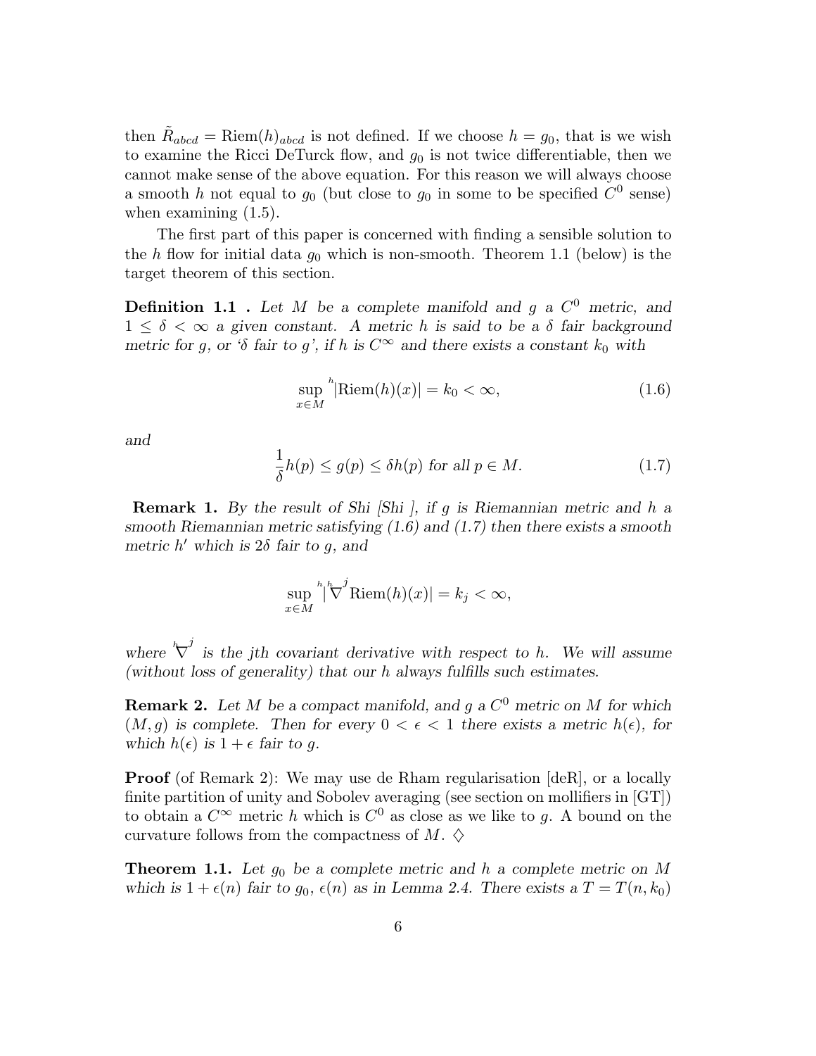then $\tilde{R}_{abcd} = \mathrm{Riem}(h)_{abcd}$ is not defined. If we choose $h = g_0$, that is we wish to examine the Ricci DeTurck flow, and $g_0$ is not twice differentiable, then we cannot make sense of the above equation. For this reason we will always choose a smooth $h$ not equal to $g_0$ (but close to $g_0$ in some to be specified $C^0$ sense) when examining (1.5).

The first part of this paper is concerned with finding a sensible solution to the $h$ flow for initial data $g_0$ which is non-smooth. Theorem 1.1 (below) is the target theorem of this section.

**Definition 1.1 .** *Let $M$ be a complete manifold and $g$ a $C^0$ metric, and $1 \leq \delta < \infty$ a given constant. A metric $h$ is said to be a $\delta$ fair background metric for $g$, or '$\delta$ fair to $g$', if $h$ is $C^\infty$ and there exists a constant $k_0$ with*

$$\sup_{x \in M} {}^{h}|\mathrm{Riem}(h)(x)| = k_0 < \infty, \tag{1.6}$$

*and*

$$\frac{1}{\delta} h(p) \leq g(p) \leq \delta h(p) \text{ for all } p \in M. \tag{1.7}$$

**Remark 1.** *By the result of Shi [Shi ], if $g$ is Riemannian metric and $h$ a smooth Riemannian metric satisfying (1.6) and (1.7) then there exists a smooth metric $h'$ which is $2\delta$ fair to $g$, and*

$$\sup_{x \in M} {}^{h}|{}^{h}\nabla^{j} \mathrm{Riem}(h)(x)| = k_j < \infty,$$

*where ${}^{h}\nabla^{j}$ is the jth covariant derivative with respect to $h$. We will assume (without loss of generality) that our $h$ always fulfills such estimates.*

**Remark 2.** *Let $M$ be a compact manifold, and $g$ a $C^0$ metric on $M$ for which $(M, g)$ is complete. Then for every $0 < \epsilon < 1$ there exists a metric $h(\epsilon)$, for which $h(\epsilon)$ is $1 + \epsilon$ fair to $g$.*

**Proof** (of Remark 2): We may use de Rham regularisation [deR], or a locally finite partition of unity and Sobolev averaging (see section on mollifiers in [GT]) to obtain a $C^\infty$ metric $h$ which is $C^0$ as close as we like to $g$. A bound on the curvature follows from the compactness of $M$. $\diamondsuit$

**Theorem 1.1.** *Let $g_0$ be a complete metric and $h$ a complete metric on $M$ which is $1 + \epsilon(n)$ fair to $g_0$, $\epsilon(n)$ as in Lemma 2.4. There exists a $T = T(n, k_0)$*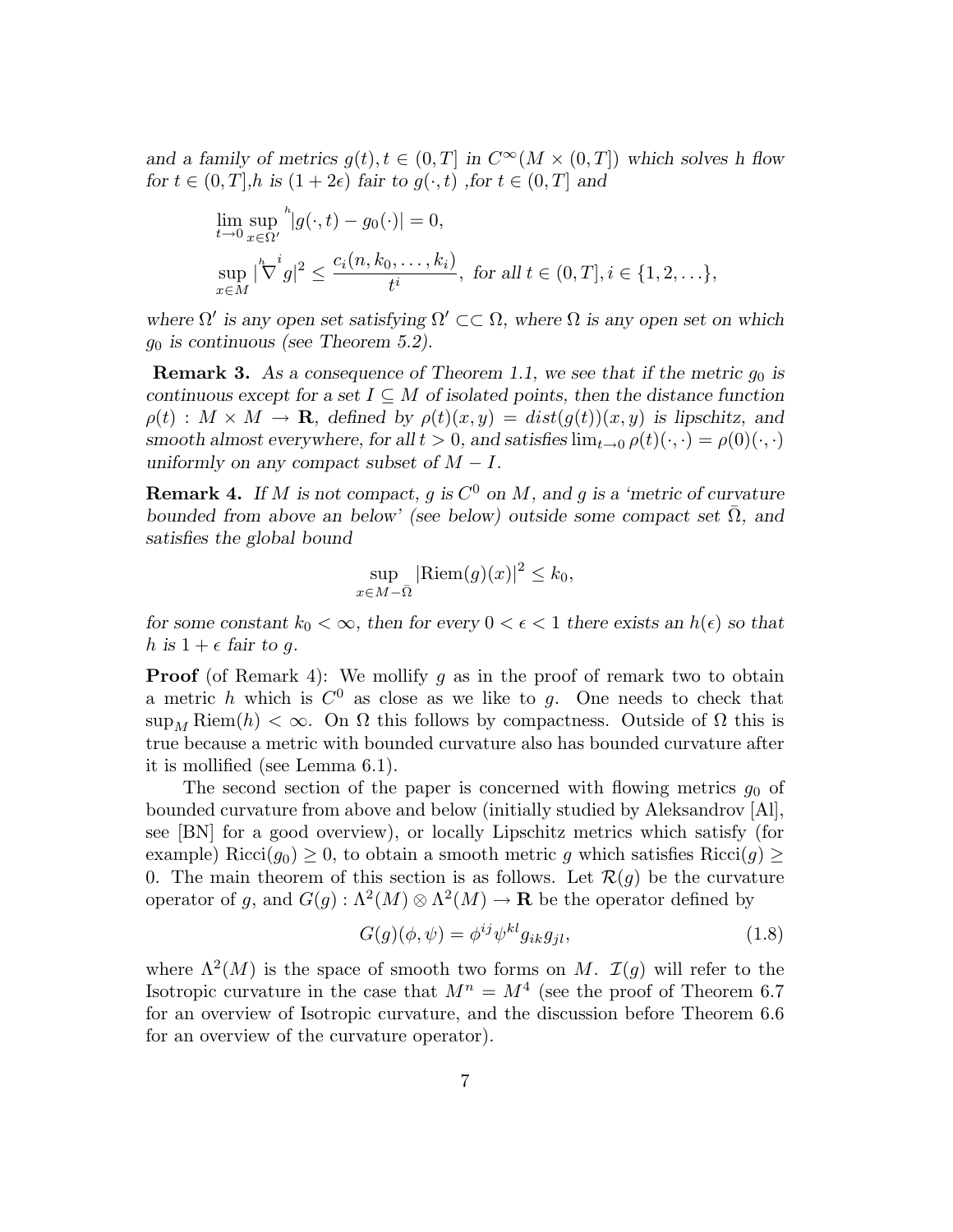*and a family of metrics $g(t), t \in (0,T]$ in $C^\infty(M \times (0,T])$ which solves h flow for $t \in (0,T]$,h is $(1+2\epsilon)$ fair to $g(\cdot,t)$ ,for $t \in (0,T]$ and*

$$
\begin{aligned}
&\lim_{t\to 0} \sup_{x\in\Omega'} {}^{h}|g(\cdot,t) - g_0(\cdot)| = 0,\\
&\sup_{x\in M} |\overset{h}{\nabla}{}^{i} g|^2 \leq \frac{c_i(n,k_0,\ldots,k_i)}{t^i}, \text{ for all } t \in (0,T], i \in \{1,2,\ldots\},
\end{aligned}
$$

*where $\Omega'$ is any open set satisfying $\Omega' \subset\subset \Omega$, where $\Omega$ is any open set on which $g_0$ is continuous (see Theorem 5.2).*

**Remark 3.** *As a consequence of Theorem 1.1, we see that if the metric $g_0$ is continuous except for a set $I \subseteq M$ of isolated points, then the distance function $\rho(t) : M \times M \to \mathbf{R}$, defined by $\rho(t)(x,y) = dist(g(t))(x,y)$ is lipschitz, and smooth almost everywhere, for all $t > 0$, and satisfies $\lim_{t\to 0} \rho(t)(\cdot,\cdot) = \rho(0)(\cdot,\cdot)$ uniformly on any compact subset of $M - I$.*

**Remark 4.** *If $M$ is not compact, $g$ is $C^0$ on $M$, and $g$ is a 'metric of curvature bounded from above an below' (see below) outside some compact set $\bar{\Omega}$, and satisfies the global bound*

$$
\sup_{x\in M-\bar{\Omega}} |\mathrm{Riem}(g)(x)|^2 \leq k_0,
$$

*for some constant $k_0 < \infty$, then for every $0 < \epsilon < 1$ there exists an $h(\epsilon)$ so that $h$ is $1+\epsilon$ fair to $g$.*

**Proof** (of Remark 4): We mollify $g$ as in the proof of remark two to obtain a metric $h$ which is $C^0$ as close as we like to $g$. One needs to check that $\sup_M \mathrm{Riem}(h) < \infty$. On $\Omega$ this follows by compactness. Outside of $\Omega$ this is true because a metric with bounded curvature also has bounded curvature after it is mollified (see Lemma 6.1).

The second section of the paper is concerned with flowing metrics $g_0$ of bounded curvature from above and below (initially studied by Aleksandrov [Al], see [BN] for a good overview), or locally Lipschitz metrics which satisfy (for example) $\mathrm{Ricci}(g_0) \geq 0$, to obtain a smooth metric $g$ which satisfies $\mathrm{Ricci}(g) \geq 0$. The main theorem of this section is as follows. Let $\mathcal{R}(g)$ be the curvature operator of $g$, and $G(g) : \Lambda^2(M) \otimes \Lambda^2(M) \to \mathbf{R}$ be the operator defined by

$$
G(g)(\phi,\psi) = \phi^{ij}\psi^{kl} g_{ik} g_{jl}, \tag{1.8}
$$

where $\Lambda^2(M)$ is the space of smooth two forms on $M$. $\mathcal{I}(g)$ will refer to the Isotropic curvature in the case that $M^n = M^4$ (see the proof of Theorem 6.7 for an overview of Isotropic curvature, and the discussion before Theorem 6.6 for an overview of the curvature operator).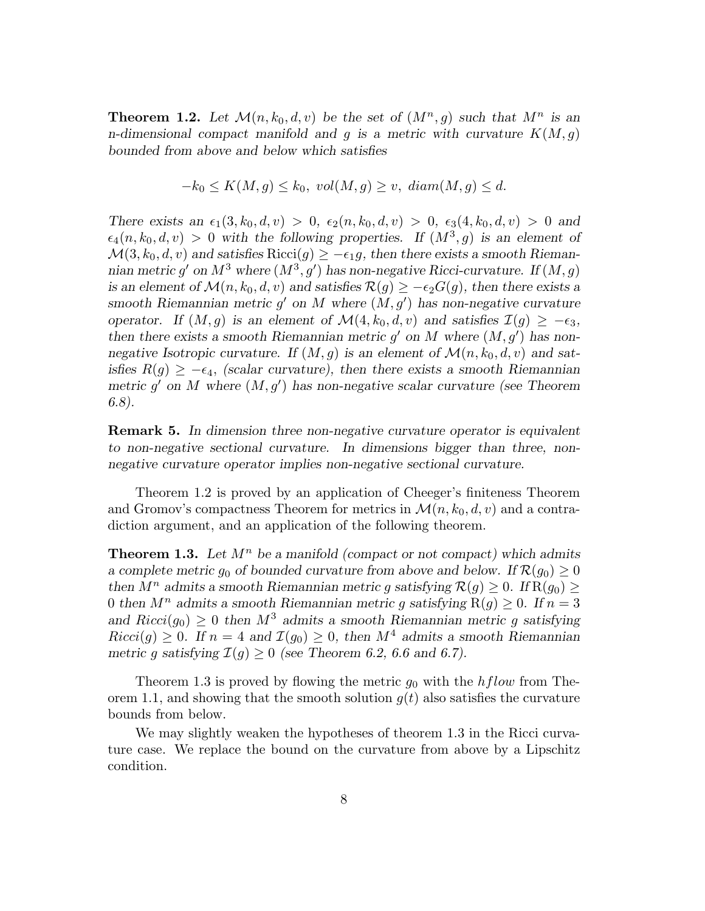**Theorem 1.2.** *Let $\mathcal{M}(n, k_0, d, v)$ be the set of $(M^n, g)$ such that $M^n$ is an n-dimensional compact manifold and $g$ is a metric with curvature $K(M, g)$ bounded from above and below which satisfies*

$$-k_0 \leq K(M, g) \leq k_0, \ vol(M, g) \geq v, \ diam(M, g) \leq d.$$

*There exists an $\epsilon_1(3, k_0, d, v) > 0$, $\epsilon_2(n, k_0, d, v) > 0$, $\epsilon_3(4, k_0, d, v) > 0$ and $\epsilon_4(n, k_0, d, v) > 0$ with the following properties. If $(M^3, g)$ is an element of $\mathcal{M}(3, k_0, d, v)$ and satisfies $\mathrm{Ricci}(g) \geq -\epsilon_1 g$, then there exists a smooth Riemannian metric $g'$ on $M^3$ where $(M^3, g')$ has non-negative Ricci-curvature. If $(M, g)$ is an element of $\mathcal{M}(n, k_0, d, v)$ and satisfies $\mathcal{R}(g) \geq -\epsilon_2 G(g)$, then there exists a smooth Riemannian metric $g'$ on $M$ where $(M, g')$ has non-negative curvature operator. If $(M, g)$ is an element of $\mathcal{M}(4, k_0, d, v)$ and satisfies $\mathcal{I}(g) \geq -\epsilon_3$, then there exists a smooth Riemannian metric $g'$ on $M$ where $(M, g')$ has non-negative Isotropic curvature. If $(M, g)$ is an element of $\mathcal{M}(n, k_0, d, v)$ and satisfies $R(g) \geq -\epsilon_4$, (scalar curvature), then there exists a smooth Riemannian metric $g'$ on $M$ where $(M, g')$ has non-negative scalar curvature (see Theorem 6.8).*

**Remark 5.** *In dimension three non-negative curvature operator is equivalent to non-negative sectional curvature. In dimensions bigger than three, non-negative curvature operator implies non-negative sectional curvature.*

Theorem 1.2 is proved by an application of Cheeger's finiteness Theorem and Gromov's compactness Theorem for metrics in $\mathcal{M}(n, k_0, d, v)$ and a contradiction argument, and an application of the following theorem.

**Theorem 1.3.** *Let $M^n$ be a manifold (compact or not compact) which admits a complete metric $g_0$ of bounded curvature from above and below. If $\mathcal{R}(g_0) \geq 0$ then $M^n$ admits a smooth Riemannian metric $g$ satisfying $\mathcal{R}(g) \geq 0$. If $\mathrm{R}(g_0) \geq 0$ then $M^n$ admits a smooth Riemannian metric $g$ satisfying $\mathrm{R}(g) \geq 0$. If $n = 3$ and $Ricci(g_0) \geq 0$ then $M^3$ admits a smooth Riemannian metric $g$ satisfying $Ricci(g) \geq 0$. If $n = 4$ and $\mathcal{I}(g_0) \geq 0$, then $M^4$ admits a smooth Riemannian metric $g$ satisfying $\mathcal{I}(g) \geq 0$ (see Theorem 6.2, 6.6 and 6.7).*

Theorem 1.3 is proved by flowing the metric $g_0$ with the $hflow$ from Theorem 1.1, and showing that the smooth solution $g(t)$ also satisfies the curvature bounds from below.

We may slightly weaken the hypotheses of theorem 1.3 in the Ricci curvature case. We replace the bound on the curvature from above by a Lipschitz condition.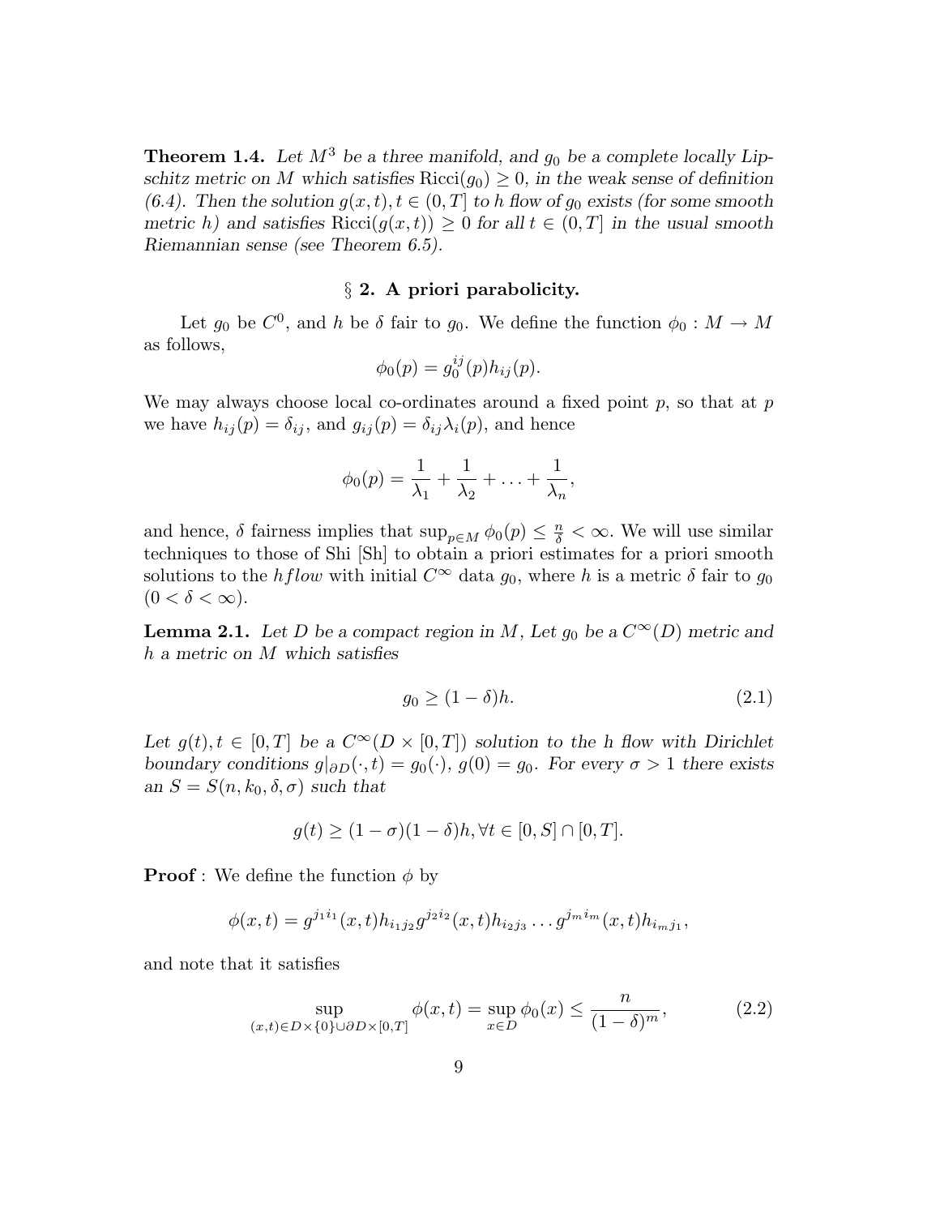**Theorem 1.4.** *Let $M^3$ be a three manifold, and $g_0$ be a complete locally Lipschitz metric on $M$ which satisfies $\mathrm{Ricci}(g_0) \geq 0$, in the weak sense of definition (6.4). Then the solution $g(x,t), t \in (0,T]$ to $h$ flow of $g_0$ exists (for some smooth metric $h$) and satisfies $\mathrm{Ricci}(g(x,t)) \geq 0$ for all $t \in (0,T]$ in the usual smooth Riemannian sense (see Theorem 6.5).*

## § 2. A priori parabolicity.

Let $g_0$ be $C^0$, and $h$ be $\delta$ fair to $g_0$. We define the function $\phi_0 : M \to M$ as follows,

$$\phi_0(p) = g_0^{ij}(p) h_{ij}(p).$$

We may always choose local co-ordinates around a fixed point $p$, so that at $p$ we have $h_{ij}(p) = \delta_{ij}$, and $g_{ij}(p) = \delta_{ij}\lambda_i(p)$, and hence

$$\phi_0(p) = \frac{1}{\lambda_1} + \frac{1}{\lambda_2} + \ldots + \frac{1}{\lambda_n},$$

and hence, $\delta$ fairness implies that $\sup_{p \in M} \phi_0(p) \leq \frac{n}{\delta} < \infty$. We will use similar techniques to those of Shi [Sh] to obtain a priori estimates for a priori smooth solutions to the $h flow$ with initial $C^\infty$ data $g_0$, where $h$ is a metric $\delta$ fair to $g_0$ ($0 < \delta < \infty$).

**Lemma 2.1.** *Let $D$ be a compact region in $M$, Let $g_0$ be a $C^\infty(D)$ metric and $h$ a metric on $M$ which satisfies*

$$g_0 \geq (1-\delta)h. \tag{2.1}$$

*Let $g(t), t \in [0,T]$ be a $C^\infty(D \times [0,T])$ solution to the $h$ flow with Dirichlet boundary conditions $g|_{\partial D}(\cdot, t) = g_0(\cdot)$, $g(0) = g_0$. For every $\sigma > 1$ there exists an $S = S(n, k_0, \delta, \sigma)$ such that*

$$g(t) \geq (1-\sigma)(1-\delta)h, \forall t \in [0,S] \cap [0,T].$$

**Proof** : We define the function $\phi$ by

$$\phi(x,t) = g^{j_1 i_1}(x,t) h_{i_1 j_2} g^{j_2 i_2}(x,t) h_{i_2 j_3} \ldots g^{j_m i_m}(x,t) h_{i_m j_1},$$

and note that it satisfies

$$\sup_{(x,t) \in D \times \{0\} \cup \partial D \times [0,T]} \phi(x,t) = \sup_{x \in D} \phi_0(x) \leq \frac{n}{(1-\delta)^m}, \tag{2.2}$$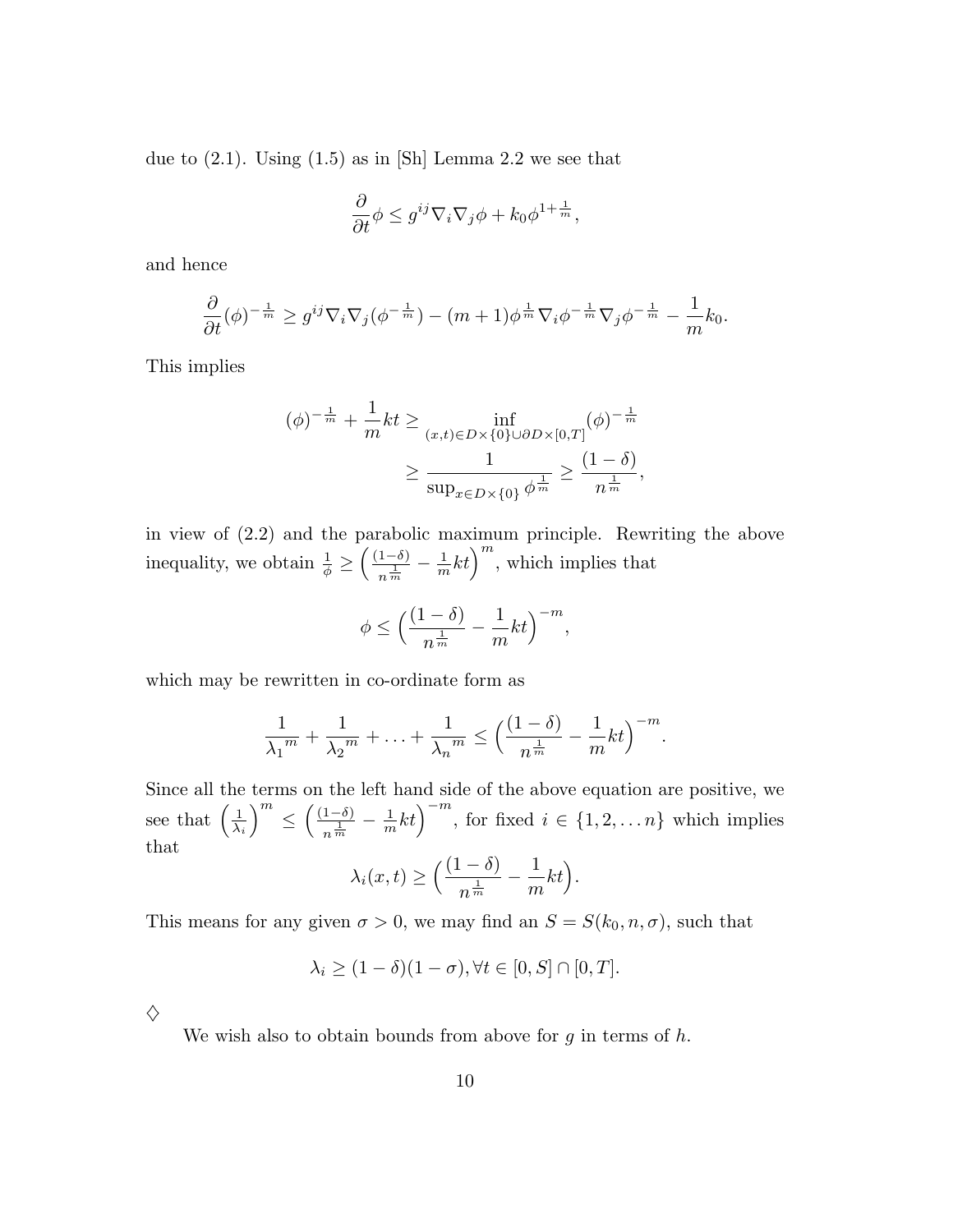due to (2.1). Using (1.5) as in [Sh] Lemma 2.2 we see that

$$\frac{\partial}{\partial t}\phi \leq g^{ij}\nabla_i\nabla_j\phi + k_0\phi^{1+\frac{1}{m}},$$

and hence

$$\frac{\partial}{\partial t}(\phi)^{-\frac{1}{m}} \geq g^{ij}\nabla_i\nabla_j(\phi^{-\frac{1}{m}}) - (m+1)\phi^{\frac{1}{m}}\nabla_i\phi^{-\frac{1}{m}}\nabla_j\phi^{-\frac{1}{m}} - \frac{1}{m}k_0.$$

This implies

$$\begin{aligned}(\phi)^{-\frac{1}{m}} + \frac{1}{m}kt &\geq \inf_{(x,t)\in D\times\{0\}\cup\partial D\times[0,T]}(\phi)^{-\frac{1}{m}} \\ &\geq \frac{1}{\sup_{x\in D\times\{0\}}\phi^{\frac{1}{m}}} \geq \frac{(1-\delta)}{n^{\frac{1}{m}}},\end{aligned}$$

in view of (2.2) and the parabolic maximum principle. Rewriting the above inequality, we obtain $\frac{1}{\phi} \geq \Big(\frac{(1-\delta)}{n^{\frac{1}{m}}} - \frac{1}{m}kt\Big)^m$, which implies that

$$\phi \leq \Big(\frac{(1-\delta)}{n^{\frac{1}{m}}} - \frac{1}{m}kt\Big)^{-m},$$

which may be rewritten in co-ordinate form as

$$\frac{1}{{\lambda_1}^m} + \frac{1}{{\lambda_2}^m} + \ldots + \frac{1}{{\lambda_n}^m} \leq \Big(\frac{(1-\delta)}{n^{\frac{1}{m}}} - \frac{1}{m}kt\Big)^{-m}.$$

Since all the terms on the left hand side of the above equation are positive, we see that $\Big(\frac{1}{\lambda_i}\Big)^m \leq \Big(\frac{(1-\delta)}{n^{\frac{1}{m}}} - \frac{1}{m}kt\Big)^{-m}$, for fixed $i \in \{1, 2, \ldots n\}$ which implies that

$$\lambda_i(x,t) \geq \Big(\frac{(1-\delta)}{n^{\frac{1}{m}}} - \frac{1}{m}kt\Big).$$

This means for any given $\sigma > 0$, we may find an $S = S(k_0, n, \sigma)$, such that

$$\lambda_i \geq (1-\delta)(1-\sigma), \forall t \in [0,S]\cap[0,T].$$

♢

We wish also to obtain bounds from above for $g$ in terms of $h$.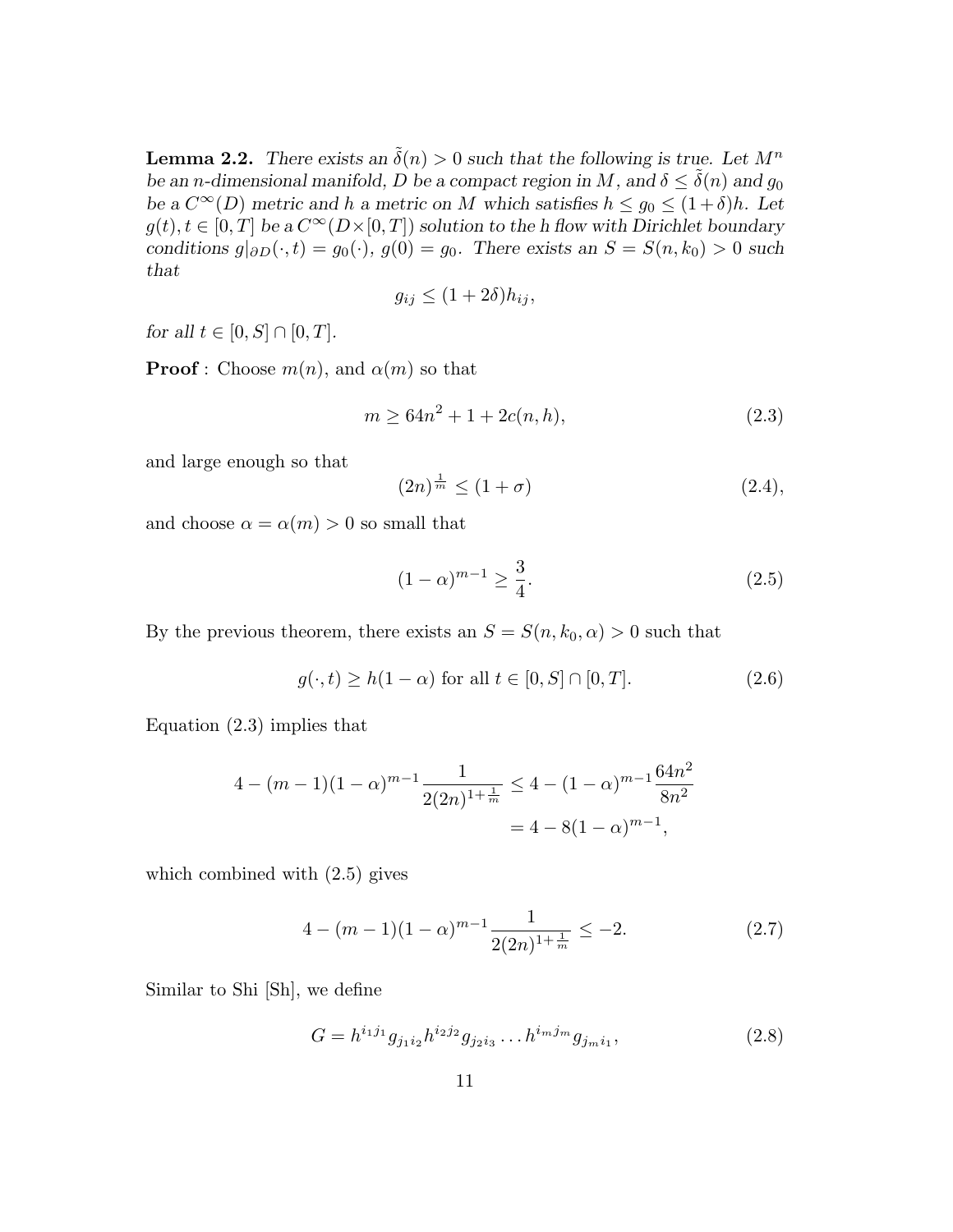**Lemma 2.2.** *There exists an $\tilde{\delta}(n) > 0$ such that the following is true. Let $M^n$ be an $n$-dimensional manifold, $D$ be a compact region in $M$, and $\delta \leq \tilde{\delta}(n)$ and $g_0$ be a $C^\infty(D)$ metric and $h$ a metric on $M$ which satisfies $h \leq g_0 \leq (1+\delta)h$. Let $g(t), t \in [0,T]$ be a $C^\infty(D \times [0,T])$ solution to the $h$ flow with Dirichlet boundary conditions $g|_{\partial D}(\cdot, t) = g_0(\cdot)$, $g(0) = g_0$. There exists an $S = S(n, k_0) > 0$ such that*

$$g_{ij} \leq (1+2\delta)h_{ij},$$

*for all $t \in [0,S] \cap [0,T]$.*

**Proof** : Choose $m(n)$, and $\alpha(m)$ so that

$$m \geq 64n^2 + 1 + 2c(n,h), \tag{2.3}$$

and large enough so that

$$(2n)^{\frac{1}{m}} \leq (1+\sigma) \tag{2.4}$$

and choose $\alpha = \alpha(m) > 0$ so small that

$$(1-\alpha)^{m-1} \geq \frac{3}{4}. \tag{2.5}$$

By the previous theorem, there exists an $S = S(n, k_0, \alpha) > 0$ such that

$$g(\cdot, t) \geq h(1-\alpha) \text{ for all } t \in [0,S] \cap [0,T]. \tag{2.6}$$

Equation (2.3) implies that

$$\begin{aligned} 4 - (m-1)(1-\alpha)^{m-1}\frac{1}{2(2n)^{1+\frac{1}{m}}} &\leq 4 - (1-\alpha)^{m-1}\frac{64n^2}{8n^2} \\ &= 4 - 8(1-\alpha)^{m-1}, \end{aligned}$$

which combined with (2.5) gives

$$4 - (m-1)(1-\alpha)^{m-1}\frac{1}{2(2n)^{1+\frac{1}{m}}} \leq -2. \tag{2.7}$$

Similar to Shi [Sh], we define

$$G = h^{i_1 j_1} g_{j_1 i_2} h^{i_2 j_2} g_{j_2 i_3} \ldots h^{i_m j_m} g_{j_m i_1}, \tag{2.8}$$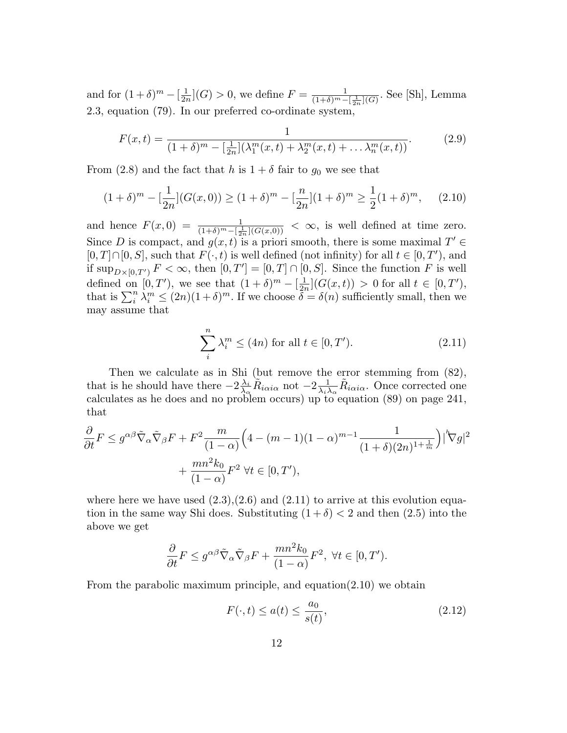and for $(1+\delta)^m - [\frac{1}{2n}](G) > 0$, we define $F = \frac{1}{(1+\delta)^m - [\frac{1}{2n}](G)}$. See [Sh], Lemma 2.3, equation (79). In our preferred co-ordinate system,

$$F(x,t) = \frac{1}{(1+\delta)^m - [\frac{1}{2n}](\lambda_1^m(x,t) + \lambda_2^m(x,t) + \dots \lambda_n^m(x,t))}. \tag{2.9}$$

From (2.8) and the fact that $h$ is $1+\delta$ fair to $g_0$ we see that

$$(1+\delta)^m - [\frac{1}{2n}](G(x,0)) \geq (1+\delta)^m - [\frac{n}{2n}](1+\delta)^m \geq \frac{1}{2}(1+\delta)^m, \tag{2.10}$$

and hence $F(x,0) = \frac{1}{(1+\delta)^m - [\frac{1}{2n}](G(x,0))} < \infty$, is well defined at time zero. Since $D$ is compact, and $g(x,t)$ is a priori smooth, there is some maximal $T' \in [0,T] \cap [0,S]$, such that $F(\cdot,t)$ is well defined (not infinity) for all $t \in [0,T')$, and if $\sup_{D\times[0,T')} F < \infty$, then $[0,T'] = [0,T] \cap [0,S]$. Since the function $F$ is well defined on $[0,T')$, we see that $(1+\delta)^m - [\frac{1}{2n}](G(x,t)) > 0$ for all $t \in [0,T')$, that is $\sum_i^n \lambda_i^m \leq (2n)(1+\delta)^m$. If we choose $\delta = \delta(n)$ sufficiently small, then we may assume that

$$\sum_i^n \lambda_i^m \leq (4n) \text{ for all } t \in [0,T'). \tag{2.11}$$

Then we calculate as in Shi (but remove the error stemming from (82), that is he should have there $-2\frac{\lambda_i}{\lambda_\alpha}\tilde{R}_{i\alpha i\alpha}$ not $-2\frac{1}{\lambda_i\lambda_\alpha}\tilde{R}_{i\alpha i\alpha}$. Once corrected one calculates as he does and no problem occurs) up to equation (89) on page 241, that

$$\begin{aligned}\frac{\partial}{\partial t}F \leq g^{\alpha\beta}\tilde{\nabla}_\alpha\tilde{\nabla}_\beta F + F^2\frac{m}{(1-\alpha)}\Big(4 - (m-1)(1-\alpha)^{m-1}\frac{1}{(1+\delta)(2n)^{1+\frac{1}{m}}}\Big)|{}^h\nabla g|^2 \\ + \frac{mn^2k_0}{(1-\alpha)}F^2 \ \forall t \in [0,T'),\end{aligned}$$

where here we have used (2.3),(2.6) and (2.11) to arrive at this evolution equation in the same way Shi does. Substituting $(1+\delta) < 2$ and then (2.5) into the above we get

$$\frac{\partial}{\partial t}F \leq g^{\alpha\beta}\tilde{\nabla}_\alpha\tilde{\nabla}_\beta F + \frac{mn^2k_0}{(1-\alpha)}F^2, \ \forall t \in [0,T').$$

From the parabolic maximum principle, and equation(2.10) we obtain

$$F(\cdot,t) \leq a(t) \leq \frac{a_0}{s(t)}, \tag{2.12}$$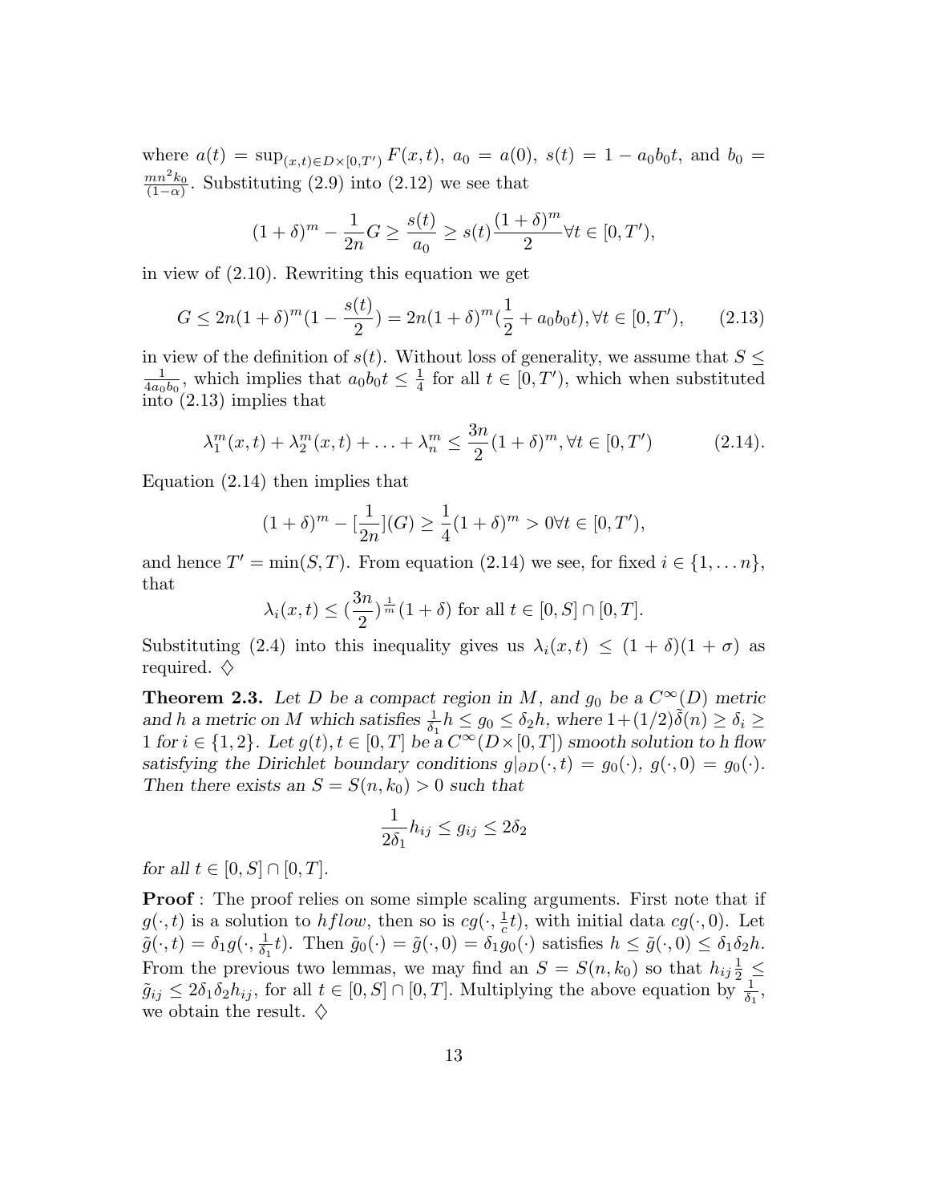where $a(t) = \sup_{(x,t)\in D\times[0,T')} F(x,t)$, $a_0 = a(0)$, $s(t) = 1 - a_0 b_0 t$, and $b_0 = \frac{mn^2 k_0}{(1-\alpha)}$. Substituting (2.9) into (2.12) we see that

$$(1+\delta)^m - \frac{1}{2n}G \geq \frac{s(t)}{a_0} \geq s(t)\frac{(1+\delta)^m}{2} \forall t \in [0,T'),$$

in view of (2.10). Rewriting this equation we get

$$G \leq 2n(1+\delta)^m(1 - \frac{s(t)}{2}) = 2n(1+\delta)^m(\frac{1}{2} + a_0 b_0 t), \forall t \in [0,T'), \qquad (2.13)$$

in view of the definition of $s(t)$. Without loss of generality, we assume that $S \leq \frac{1}{4a_0 b_0}$, which implies that $a_0 b_0 t \leq \frac{1}{4}$ for all $t \in [0,T')$, which when substituted into (2.13) implies that

$$\lambda_1^m(x,t) + \lambda_2^m(x,t) + \ldots + \lambda_n^m \leq \frac{3n}{2}(1+\delta)^m, \forall t \in [0,T') \qquad (2.14).$$

Equation (2.14) then implies that

$$(1+\delta)^m - [\frac{1}{2n}](G) \geq \frac{1}{4}(1+\delta)^m > 0 \forall t \in [0,T'),$$

and hence $T' = \min(S,T)$. From equation (2.14) we see, for fixed $i \in \{1,\ldots n\}$, that

$$\lambda_i(x,t) \leq (\frac{3n}{2})^{\frac{1}{m}}(1+\delta) \text{ for all } t \in [0,S] \cap [0,T].$$

Substituting (2.4) into this inequality gives us $\lambda_i(x,t) \leq (1+\delta)(1+\sigma)$ as required. $\diamondsuit$

**Theorem 2.3.** *Let $D$ be a compact region in $M$, and $g_0$ be a $C^\infty(D)$ metric and $h$ a metric on $M$ which satisfies $\frac{1}{\delta_1}h \leq g_0 \leq \delta_2 h$, where $1+(1/2)\tilde{\delta}(n) \geq \delta_i \geq 1$ for $i \in \{1,2\}$. Let $g(t), t \in [0,T]$ be a $C^\infty(D\times[0,T])$ smooth solution to h flow satisfying the Dirichlet boundary conditions $g|_{\partial D}(\cdot,t) = g_0(\cdot)$, $g(\cdot,0) = g_0(\cdot)$. Then there exists an $S = S(n,k_0) > 0$ such that*

$$\frac{1}{2\delta_1}h_{ij} \leq g_{ij} \leq 2\delta_2$$

*for all $t \in [0,S] \cap [0,T]$.*

**Proof** : The proof relies on some simple scaling arguments. First note that if $g(\cdot,t)$ is a solution to $hflow$, then so is $cg(\cdot,\frac{1}{c}t)$, with initial data $cg(\cdot,0)$. Let $\tilde{g}(\cdot,t) = \delta_1 g(\cdot,\frac{1}{\delta_1}t)$. Then $\tilde{g}_0(\cdot) = \tilde{g}(\cdot,0) = \delta_1 g_0(\cdot)$ satisfies $h \leq \tilde{g}(\cdot,0) \leq \delta_1\delta_2 h$. From the previous two lemmas, we may find an $S = S(n,k_0)$ so that $h_{ij}\frac{1}{2} \leq \tilde{g}_{ij} \leq 2\delta_1\delta_2 h_{ij}$, for all $t \in [0,S] \cap [0,T]$. Multiplying the above equation by $\frac{1}{\delta_1}$, we obtain the result. $\diamondsuit$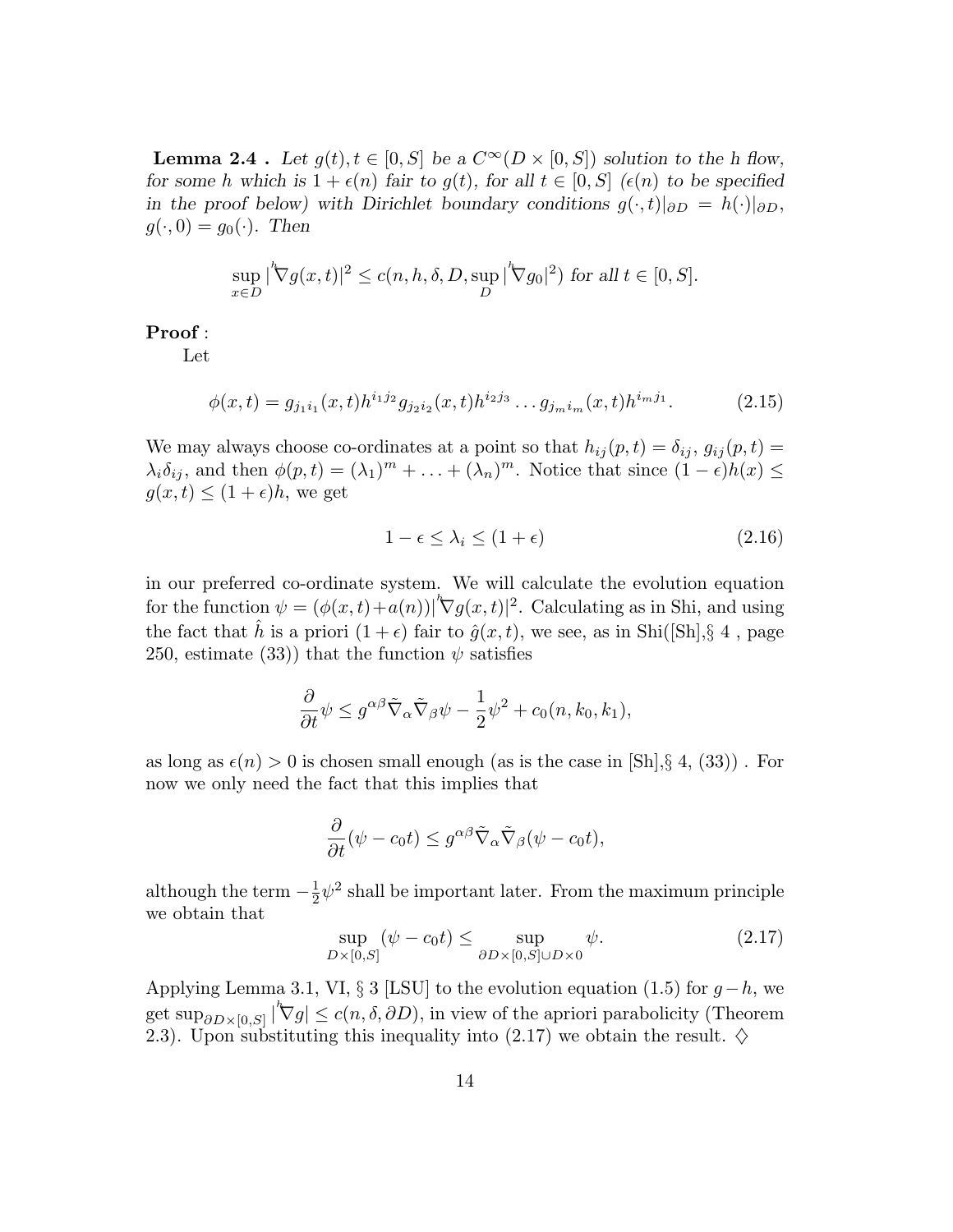**Lemma 2.4 .** *Let $g(t), t \in [0,S]$ be a $C^\infty(D \times [0,S])$ solution to the h flow, for some $h$ which is $1+\epsilon(n)$ fair to $g(t)$, for all $t \in [0,S]$ ($\epsilon(n)$ to be specified in the proof below) with Dirichlet boundary conditions $g(\cdot,t)|_{\partial D} = h(\cdot)|_{\partial D}$, $g(\cdot,0) = g_0(\cdot)$. Then*

$$\sup_{x \in D} |{}^h\nabla g(x,t)|^2 \leq c(n,h,\delta,D, \sup_D |{}^h\nabla g_0|^2) \text{ for all } t \in [0,S].$$

**Proof** :

Let

$$\phi(x,t) = g_{j_1 i_1}(x,t) h^{i_1 j_2} g_{j_2 i_2}(x,t) h^{i_2 j_3} \ldots g_{j_m i_m}(x,t) h^{i_m j_1}. \tag{2.15}$$

We may always choose co-ordinates at a point so that $h_{ij}(p,t) = \delta_{ij}$, $g_{ij}(p,t) = \lambda_i \delta_{ij}$, and then $\phi(p,t) = (\lambda_1)^m + \ldots + (\lambda_n)^m$. Notice that since $(1-\epsilon)h(x) \leq g(x,t) \leq (1+\epsilon)h$, we get

$$1 - \epsilon \leq \lambda_i \leq (1+\epsilon) \tag{2.16}$$

in our preferred co-ordinate system. We will calculate the evolution equation for the function $\psi = (\phi(x,t)+a(n))|{}^h\nabla g(x,t)|^2$. Calculating as in Shi, and using the fact that $\hat{h}$ is a priori $(1+\epsilon)$ fair to $\hat{g}(x,t)$, we see, as in Shi([Sh],§ 4 , page 250, estimate (33)) that the function $\psi$ satisfies

$$\frac{\partial}{\partial t}\psi \leq g^{\alpha\beta}\tilde{\nabla}_\alpha \tilde{\nabla}_\beta \psi - \frac{1}{2}\psi^2 + c_0(n,k_0,k_1),$$

as long as $\epsilon(n) > 0$ is chosen small enough (as is the case in [Sh],§ 4, (33)) . For now we only need the fact that this implies that

$$\frac{\partial}{\partial t}(\psi - c_0 t) \leq g^{\alpha\beta}\tilde{\nabla}_\alpha \tilde{\nabla}_\beta (\psi - c_0 t),$$

although the term $-\frac{1}{2}\psi^2$ shall be important later. From the maximum principle we obtain that

$$\sup_{D \times [0,S]} (\psi - c_0 t) \leq \sup_{\partial D \times [0,S] \cup D \times 0} \psi. \tag{2.17}$$

Applying Lemma 3.1, VI, § 3 [LSU] to the evolution equation (1.5) for $g-h$, we get $\sup_{\partial D \times [0,S]} |{}^h\nabla g| \leq c(n,\delta,\partial D)$, in view of the apriori parabolicity (Theorem 2.3). Upon substituting this inequality into (2.17) we obtain the result. $\diamondsuit$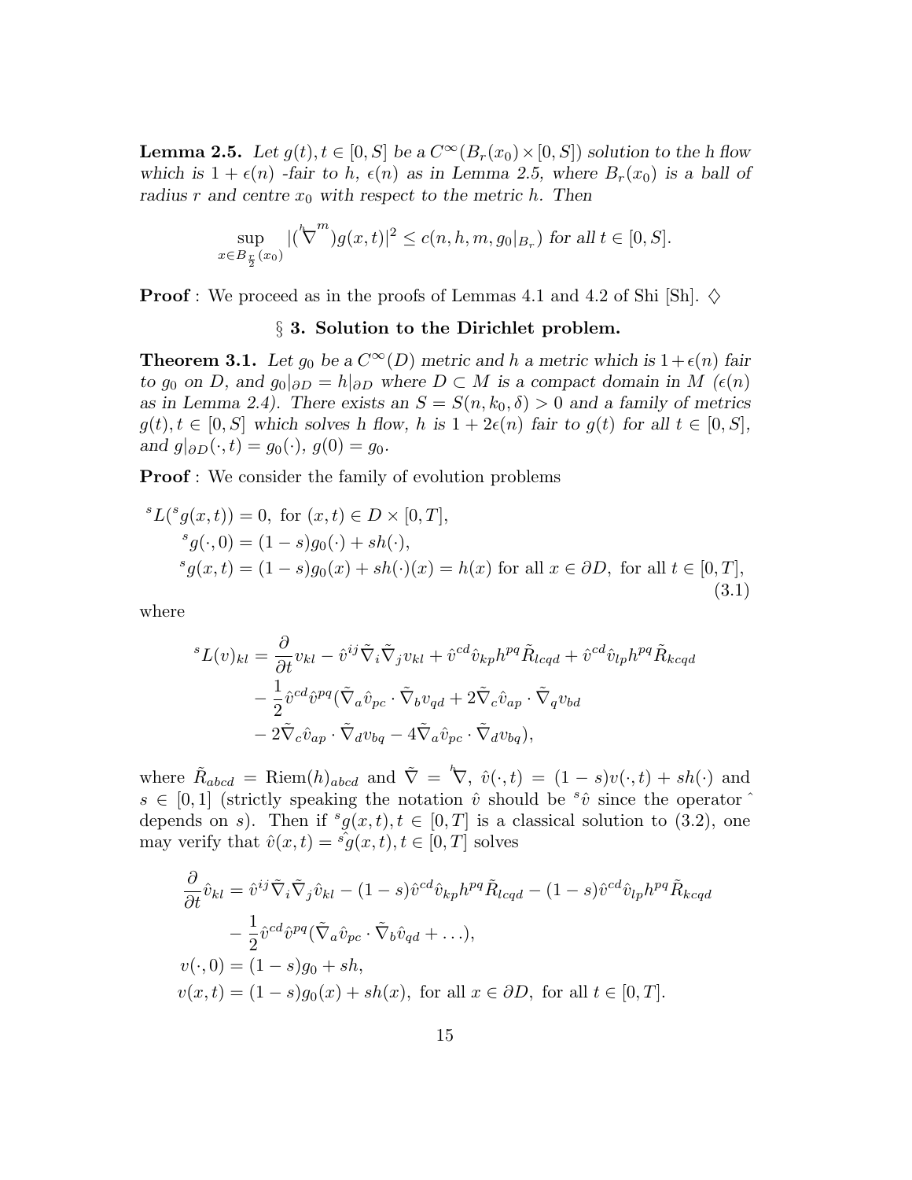**Lemma 2.5.** *Let $g(t), t \in [0,S]$ be a $C^\infty(B_r(x_0) \times [0,S])$ solution to the h flow which is $1+\epsilon(n)$ -fair to $h$, $\epsilon(n)$ as in Lemma 2.5, where $B_r(x_0)$ is a ball of radius $r$ and centre $x_0$ with respect to the metric $h$. Then*

$$\sup_{x \in B_{\frac{r}{2}}(x_0)} |(\overset{h}{\nabla}{}^m) g(x,t)|^2 \leq c(n,h,m,g_0|_{B_r}) \text{ for all } t \in [0,S].$$

**Proof** : We proceed as in the proofs of Lemmas 4.1 and 4.2 of Shi [Sh]. $\diamondsuit$

## § 3. Solution to the Dirichlet problem.

**Theorem 3.1.** *Let $g_0$ be a $C^\infty(D)$ metric and $h$ a metric which is $1+\epsilon(n)$ fair to $g_0$ on $D$, and $g_0|_{\partial D} = h|_{\partial D}$ where $D \subset M$ is a compact domain in $M$ ($\epsilon(n)$ as in Lemma 2.4). There exists an $S = S(n, k_0, \delta) > 0$ and a family of metrics $g(t), t \in [0,S]$ which solves h flow, $h$ is $1+2\epsilon(n)$ fair to $g(t)$ for all $t \in [0,S]$, and $g|_{\partial D}(\cdot,t) = g_0(\cdot)$, $g(0) = g_0$.*

**Proof** : We consider the family of evolution problems

$$\begin{aligned}
&{}^sL({}^sg(x,t)) = 0, \text{ for } (x,t) \in D \times [0,T], \\
&\quad {}^sg(\cdot,0) = (1-s)g_0(\cdot) + sh(\cdot), \\
&\quad {}^sg(x,t) = (1-s)g_0(x) + sh(\cdot)(x) = h(x) \text{ for all } x \in \partial D, \text{ for all } t \in [0,T],
\end{aligned} \tag{3.1}$$

where

$$\begin{aligned}
{}^sL(v)_{kl} = &\frac{\partial}{\partial t} v_{kl} - \hat{v}^{ij} \tilde{\nabla}_i \tilde{\nabla}_j v_{kl} + \hat{v}^{cd} \hat{v}_{kp} h^{pq} \tilde{R}_{lcqd} + \hat{v}^{cd} \hat{v}_{lp} h^{pq} \tilde{R}_{kcqd} \\
&- \frac{1}{2} \hat{v}^{cd} \hat{v}^{pq} (\tilde{\nabla}_a \hat{v}_{pc} \cdot \tilde{\nabla}_b v_{qd} + 2\tilde{\nabla}_c \hat{v}_{ap} \cdot \tilde{\nabla}_q v_{bd} \\
&- 2\tilde{\nabla}_c \hat{v}_{ap} \cdot \tilde{\nabla}_d v_{bq} - 4\tilde{\nabla}_a \hat{v}_{pc} \cdot \tilde{\nabla}_d v_{bq}),
\end{aligned}$$

where $\tilde{R}_{abcd} = \text{Riem}(h)_{abcd}$ and $\tilde{\nabla} = \overset{h}{\nabla}$, $\hat{v}(\cdot,t) = (1-s)v(\cdot,t) + sh(\cdot)$ and $s \in [0,1]$ (strictly speaking the notation $\hat{v}$ should be ${}^s\hat{v}$ since the operator $\hat{}$ depends on $s$). Then if ${}^sg(x,t), t \in [0,T]$ is a classical solution to (3.2), one may verify that $\hat{v}(x,t) = \hat{{}^sg}(x,t), t \in [0,T]$ solves

$$\begin{aligned}
\frac{\partial}{\partial t} \hat{v}_{kl} = &\hat{v}^{ij} \tilde{\nabla}_i \tilde{\nabla}_j \hat{v}_{kl} - (1-s)\hat{v}^{cd} \hat{v}_{kp} h^{pq} \tilde{R}_{lcqd} - (1-s)\hat{v}^{cd} \hat{v}_{lp} h^{pq} \tilde{R}_{kcqd} \\
&- \frac{1}{2} \hat{v}^{cd} \hat{v}^{pq} (\tilde{\nabla}_a \hat{v}_{pc} \cdot \tilde{\nabla}_b \hat{v}_{qd} + \ldots), \\
v(\cdot,0) = &(1-s)g_0 + sh, \\
v(x,t) = &(1-s)g_0(x) + sh(x), \text{ for all } x \in \partial D, \text{ for all } t \in [0,T].
\end{aligned}$$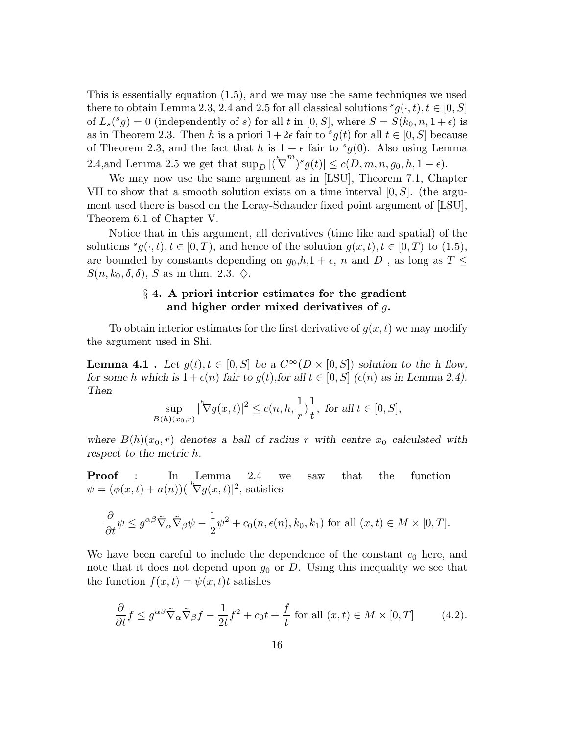This is essentially equation (1.5), and we may use the same techniques we used there to obtain Lemma 2.3, 2.4 and 2.5 for all classical solutions ${}^s g(\cdot,t), t \in [0,S]$ of $L_s({}^s g) = 0$ (independently of $s$) for all $t$ in $[0,S]$, where $S = S(k_0, n, 1+\epsilon)$ is as in Theorem 2.3. Then $h$ is a priori $1+2\epsilon$ fair to ${}^s g(t)$ for all $t \in [0,S]$ because of Theorem 2.3, and the fact that $h$ is $1+\epsilon$ fair to ${}^s g(0)$. Also using Lemma 2.4,and Lemma 2.5 we get that $\sup_D |({}^h\nabla^m)^s g(t)| \leq c(D, m, n, g_0, h, 1+\epsilon)$.

We may now use the same argument as in [LSU], Theorem 7.1, Chapter VII to show that a smooth solution exists on a time interval $[0,S]$. (the argument used there is based on the Leray-Schauder fixed point argument of [LSU], Theorem 6.1 of Chapter V.

Notice that in this argument, all derivatives (time like and spatial) of the solutions ${}^s g(\cdot,t), t \in [0,T)$, and hence of the solution $g(x,t), t \in [0,T)$ to (1.5), are bounded by constants depending on $g_0$,$h$,$1+\epsilon$, $n$ and $D$ , as long as $T \leq S(n, k_0, \delta, \delta)$, $S$ as in thm. 2.3. $\diamondsuit$.

## § 4. A priori interior estimates for the gradient and higher order mixed derivatives of $g$.

To obtain interior estimates for the first derivative of $g(x,t)$ we may modify the argument used in Shi.

**Lemma 4.1 .** *Let $g(t), t \in [0,S]$ be a $C^\infty(D \times [0,S])$ solution to the h flow, for some $h$ which is $1+\epsilon(n)$ fair to $g(t)$,for all $t \in [0,S]$ ($\epsilon(n)$ as in Lemma 2.4). Then*

$$\sup_{B(h)(x_0,r)} |{}^h\nabla g(x,t)|^2 \leq c(n, h, \frac{1}{r})\frac{1}{t}, \text{ for all } t \in [0,S],$$

*where $B(h)(x_0,r)$ denotes a ball of radius $r$ with centre $x_0$ calculated with respect to the metric $h$.*

**Proof** : In Lemma 2.4 we saw that the function $\psi = (\phi(x,t) + a(n))(|{}^h\nabla g(x,t)|^2$, satisfies

$$\frac{\partial}{\partial t}\psi \leq g^{\alpha\beta}\tilde{\nabla}_\alpha\tilde{\nabla}_\beta\psi - \frac{1}{2}\psi^2 + c_0(n, \epsilon(n), k_0, k_1) \text{ for all } (x,t) \in M \times [0,T].$$

We have been careful to include the dependence of the constant $c_0$ here, and note that it does not depend upon $g_0$ or $D$. Using this inequality we see that the function $f(x,t) = \psi(x,t)t$ satisfies

$$\frac{\partial}{\partial t} f \leq g^{\alpha\beta}\tilde{\nabla}_\alpha\tilde{\nabla}_\beta f - \frac{1}{2t}f^2 + c_0 t + \frac{f}{t} \text{ for all } (x,t) \in M \times [0,T] \qquad (4.2).$$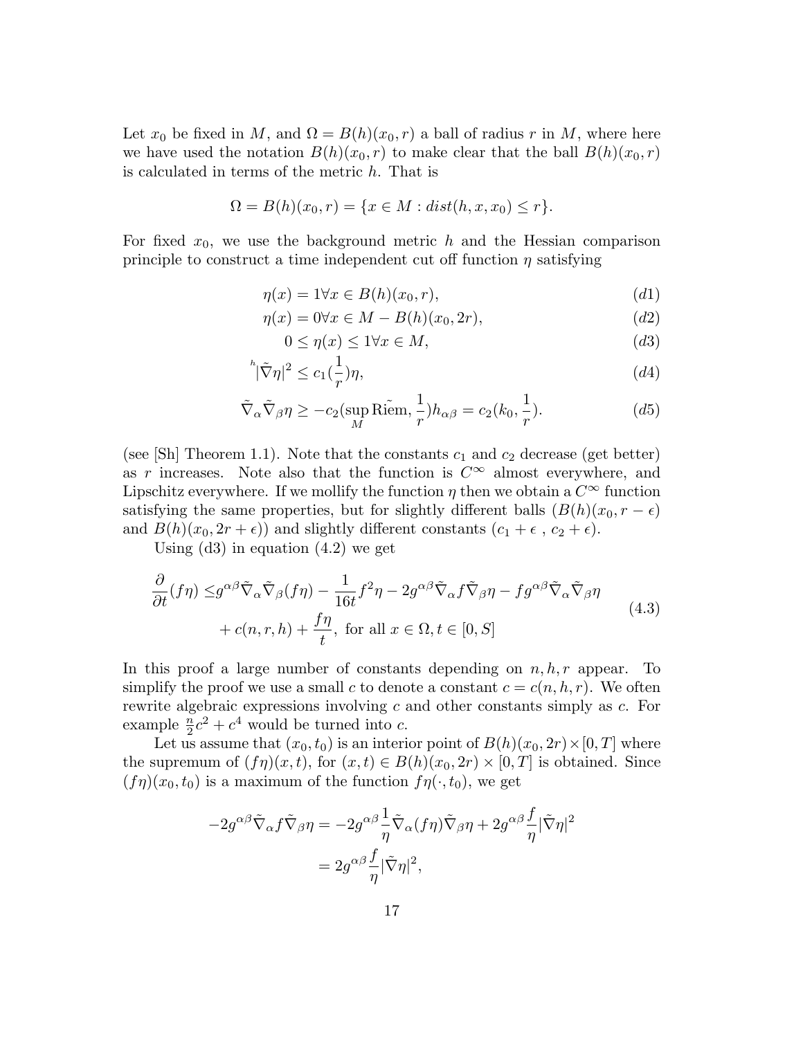Let $x_0$ be fixed in $M$, and $\Omega = B(h)(x_0, r)$ a ball of radius $r$ in $M$, where here we have used the notation $B(h)(x_0, r)$ to make clear that the ball $B(h)(x_0, r)$ is calculated in terms of the metric $h$. That is

$$\Omega = B(h)(x_0, r) = \{x \in M : dist(h, x, x_0) \leq r\}.$$

For fixed $x_0$, we use the background metric $h$ and the Hessian comparison principle to construct a time independent cut off function $\eta$ satisfying

$$\eta(x) = 1 \forall x \in B(h)(x_0, r), \tag{d1}$$

$$\eta(x) = 0 \forall x \in M - B(h)(x_0, 2r), \tag{d2}$$

$$0 \leq \eta(x) \leq 1 \forall x \in M, \tag{d3}$$

$${}^{h}|\tilde{\nabla}\eta|^2 \leq c_1(\frac{1}{r})\eta, \tag{d4}$$

$$\tilde{\nabla}_\alpha \tilde{\nabla}_\beta \eta \geq -c_2(\sup_M \tilde{\text{Riem}}, \frac{1}{r})h_{\alpha\beta} = c_2(k_0, \frac{1}{r}). \tag{d5}$$

(see [Sh] Theorem 1.1). Note that the constants $c_1$ and $c_2$ decrease (get better) as $r$ increases. Note also that the function is $C^\infty$ almost everywhere, and Lipschitz everywhere. If we mollify the function $\eta$ then we obtain a $C^\infty$ function satisfying the same properties, but for slightly different balls ($B(h)(x_0, r - \epsilon)$ and $B(h)(x_0, 2r + \epsilon)$) and slightly different constants ($c_1 + \epsilon$ , $c_2 + \epsilon$).

Using (d3) in equation (4.2) we get

$$\begin{aligned}\frac{\partial}{\partial t}(f\eta) \leq & g^{\alpha\beta}\tilde{\nabla}_\alpha\tilde{\nabla}_\beta(f\eta) - \frac{1}{16t}f^2\eta - 2g^{\alpha\beta}\tilde{\nabla}_\alpha f\tilde{\nabla}_\beta\eta - fg^{\alpha\beta}\tilde{\nabla}_\alpha\tilde{\nabla}_\beta\eta \\ & + c(n, r, h) + \frac{f\eta}{t}, \text{ for all } x \in \Omega, t \in [0, S]\end{aligned} \tag{4.3}$$

In this proof a large number of constants depending on $n, h, r$ appear. To simplify the proof we use a small $c$ to denote a constant $c = c(n, h, r)$. We often rewrite algebraic expressions involving $c$ and other constants simply as $c$. For example $\frac{n}{2}c^2 + c^4$ would be turned into $c$.

Let us assume that $(x_0, t_0)$ is an interior point of $B(h)(x_0, 2r) \times [0, T]$ where the supremum of $(f\eta)(x, t)$, for $(x, t) \in B(h)(x_0, 2r) \times [0, T]$ is obtained. Since $(f\eta)(x_0, t_0)$ is a maximum of the function $f\eta(\cdot, t_0)$, we get

$$\begin{aligned}-2g^{\alpha\beta}\tilde{\nabla}_\alpha f\tilde{\nabla}_\beta\eta &= -2g^{\alpha\beta}\frac{1}{\eta}\tilde{\nabla}_\alpha(f\eta)\tilde{\nabla}_\beta\eta + 2g^{\alpha\beta}\frac{f}{\eta}|\tilde{\nabla}\eta|^2 \\ &= 2g^{\alpha\beta}\frac{f}{\eta}|\tilde{\nabla}\eta|^2,\end{aligned}$$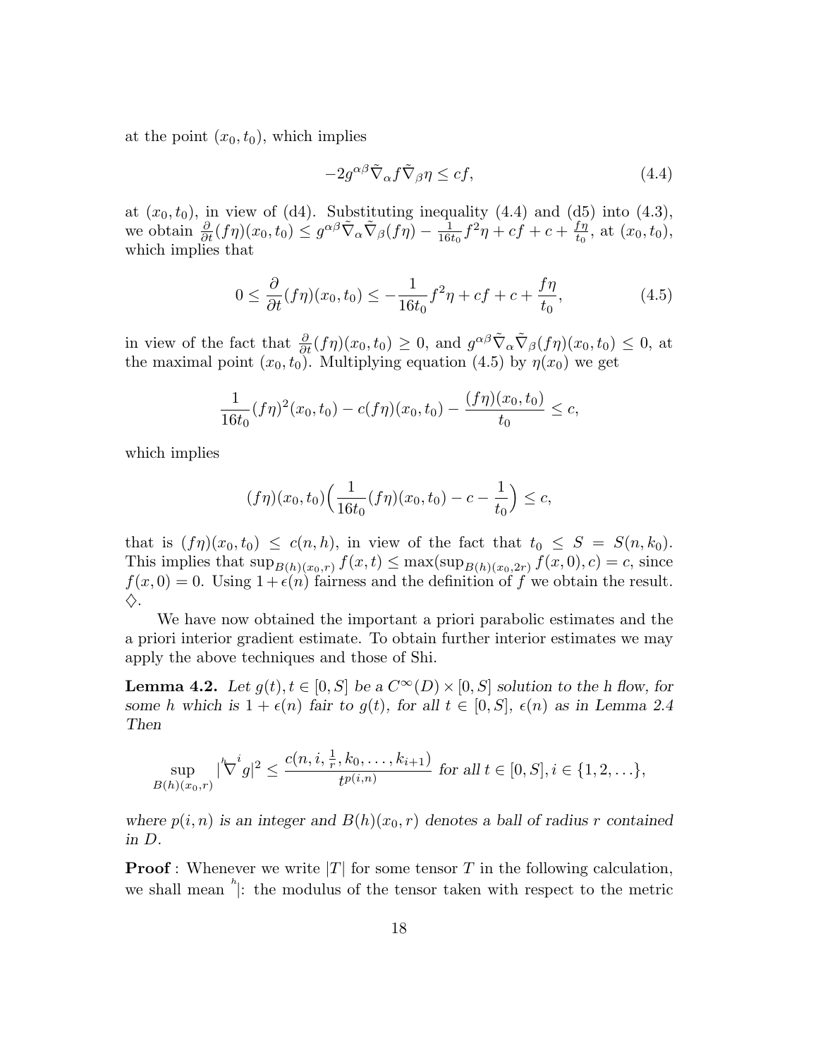at the point $(x_0, t_0)$, which implies

$$-2g^{\alpha\beta}\tilde{\nabla}_\alpha f \tilde{\nabla}_\beta \eta \leq cf, \tag{4.4}$$

at $(x_0, t_0)$, in view of (d4). Substituting inequality (4.4) and (d5) into (4.3), we obtain $\frac{\partial}{\partial t}(f\eta)(x_0, t_0) \leq g^{\alpha\beta}\tilde{\nabla}_\alpha \tilde{\nabla}_\beta (f\eta) - \frac{1}{16t_0} f^2 \eta + cf + c + \frac{f\eta}{t_0}$, at $(x_0, t_0)$, which implies that

$$0 \leq \frac{\partial}{\partial t}(f\eta)(x_0, t_0) \leq -\frac{1}{16t_0} f^2 \eta + cf + c + \frac{f\eta}{t_0}, \tag{4.5}$$

in view of the fact that $\frac{\partial}{\partial t}(f\eta)(x_0, t_0) \geq 0$, and $g^{\alpha\beta}\tilde{\nabla}_\alpha \tilde{\nabla}_\beta (f\eta)(x_0, t_0) \leq 0$, at the maximal point $(x_0, t_0)$. Multiplying equation (4.5) by $\eta(x_0)$ we get

$$\frac{1}{16t_0}(f\eta)^2(x_0, t_0) - c(f\eta)(x_0, t_0) - \frac{(f\eta)(x_0, t_0)}{t_0} \leq c,$$

which implies

$$(f\eta)(x_0, t_0)\Big(\frac{1}{16t_0}(f\eta)(x_0, t_0) - c - \frac{1}{t_0}\Big) \leq c,$$

that is $(f\eta)(x_0, t_0) \leq c(n, h)$, in view of the fact that $t_0 \leq S = S(n, k_0)$. This implies that $\sup_{B(h)(x_0, r)} f(x, t) \leq \max(\sup_{B(h)(x_0, 2r)} f(x, 0), c) = c$, since $f(x, 0) = 0$. Using $1 + \epsilon(n)$ fairness and the definition of $f$ we obtain the result. $\diamondsuit$.

We have now obtained the important a priori parabolic estimates and the a priori interior gradient estimate. To obtain further interior estimates we may apply the above techniques and those of Shi.

**Lemma 4.2.** *Let $g(t), t \in [0, S]$ be a $C^\infty(D) \times [0, S]$ solution to the h flow, for some $h$ which is $1 + \epsilon(n)$ fair to $g(t)$, for all $t \in [0, S]$, $\epsilon(n)$ as in Lemma 2.4 Then*

$$\sup_{B(h)(x_0, r)} |{}^{h}\!\nabla^i g|^2 \leq \frac{c(n, i, \frac{1}{r}, k_0, \ldots, k_{i+1})}{t^{p(i,n)}} \text{ for all } t \in [0, S], i \in \{1, 2, \ldots\},$$

*where $p(i, n)$ is an integer and $B(h)(x_0, r)$ denotes a ball of radius $r$ contained in $D$.*

**Proof** : Whenever we write $|T|$ for some tensor $T$ in the following calculation, we shall mean ${}^{h}|$: the modulus of the tensor taken with respect to the metric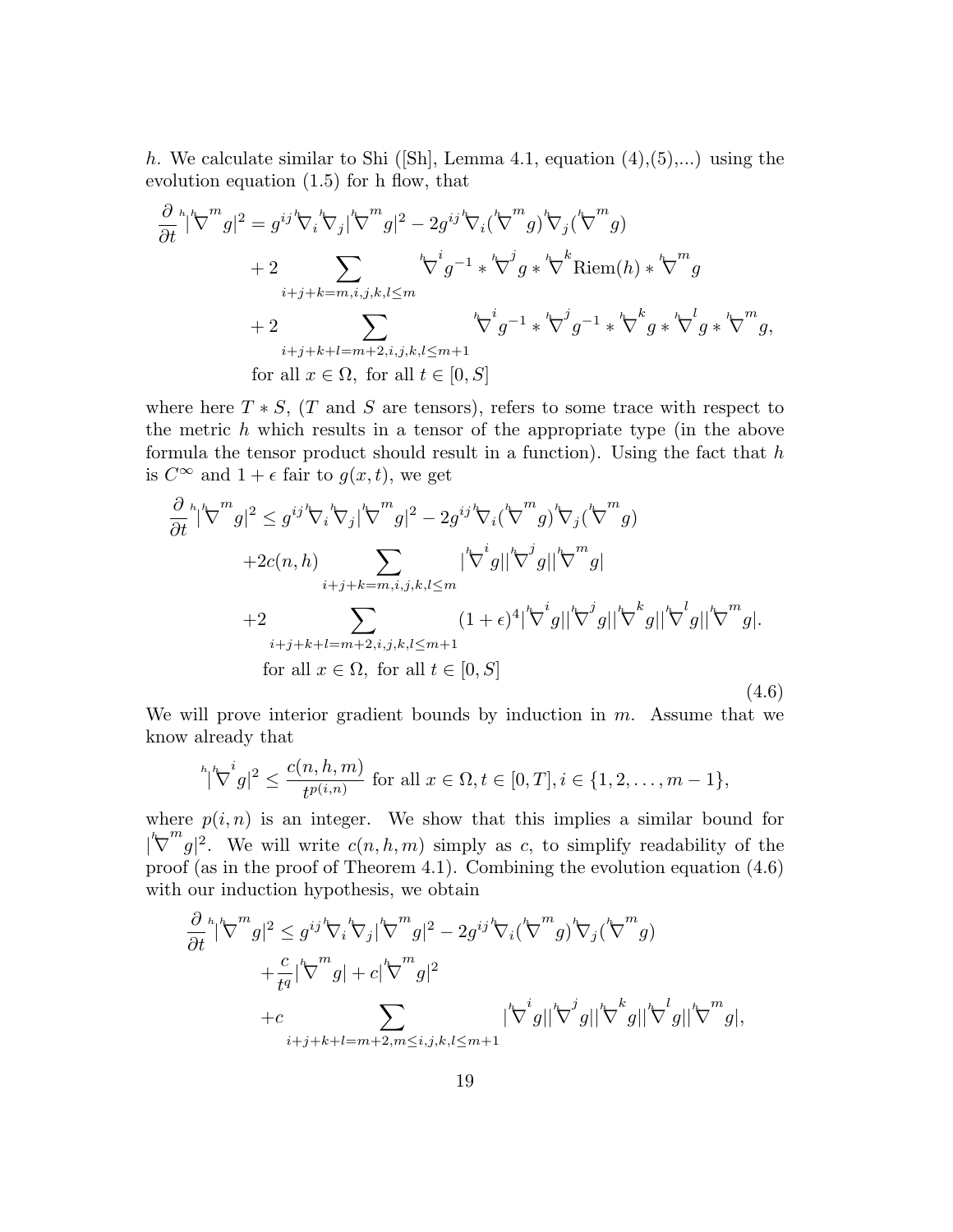$h$. We calculate similar to Shi ([Sh], Lemma 4.1, equation (4),(5),...) using the evolution equation (1.5) for h flow, that

$$
\begin{aligned}
\frac{\partial}{\partial t}{}^{h}|{}^{h}\nabla^{m} g|^2 &= g^{ij}{}^{h}\nabla_i {}^{h}\nabla_j |{}^{h}\nabla^{m} g|^2 - 2g^{ij}{}^{h}\nabla_i({}^{h}\nabla^{m} g){}^{h}\nabla_j({}^{h}\nabla^{m} g) \\
&\quad + 2 \sum_{i+j+k=m, i,j,k,l \le m} {}^{h}\nabla^{i} g^{-1} * {}^{h}\nabla^{j} g * {}^{h}\nabla^{k} \mathrm{Riem}(h) * {}^{h}\nabla^{m} g \\
&\quad + 2 \sum_{i+j+k+l=m+2, i,j,k,l \le m+1} {}^{h}\nabla^{i} g^{-1} * {}^{h}\nabla^{j} g^{-1} * {}^{h}\nabla^{k} g * {}^{h}\nabla^{l} g * {}^{h}\nabla^{m} g, \\
&\quad \text{for all } x \in \Omega, \text{ for all } t \in [0, S]
\end{aligned}
$$

where here $T * S$, ($T$ and $S$ are tensors), refers to some trace with respect to the metric $h$ which results in a tensor of the appropriate type (in the above formula the tensor product should result in a function). Using the fact that $h$ is $C^\infty$ and $1+\epsilon$ fair to $g(x,t)$, we get

$$
\begin{aligned}
\frac{\partial}{\partial t}{}^{h}|{}^{h}\nabla^{m} g|^2 &\le g^{ij}{}^{h}\nabla_i {}^{h}\nabla_j |{}^{h}\nabla^{m} g|^2 - 2g^{ij}{}^{h}\nabla_i({}^{h}\nabla^{m} g){}^{h}\nabla_j({}^{h}\nabla^{m} g) \\
&\quad + 2c(n,h) \sum_{i+j+k=m, i,j,k,l \le m} |{}^{h}\nabla^{i} g||{}^{h}\nabla^{j} g||{}^{h}\nabla^{m} g| \\
&\quad + 2 \sum_{i+j+k+l=m+2, i,j,k,l \le m+1} (1+\epsilon)^4 |{}^{h}\nabla^{i} g||{}^{h}\nabla^{j} g||{}^{h}\nabla^{k} g||{}^{h}\nabla^{l} g||{}^{h}\nabla^{m} g|. \\
&\quad \text{for all } x \in \Omega, \text{ for all } t \in [0, S]
\end{aligned}
\tag{4.6}
$$

We will prove interior gradient bounds by induction in $m$. Assume that we know already that

$$
{}^{h}|{}^{h}\nabla^{i} g|^2 \le \frac{c(n,h,m)}{t^{p(i,n)}} \text{ for all } x \in \Omega, t \in [0,T], i \in \{1, 2, \ldots, m-1\},
$$

where $p(i,n)$ is an integer. We show that this implies a similar bound for $|{}^{h}\nabla^{m} g|^2$. We will write $c(n,h,m)$ simply as $c$, to simplify readability of the proof (as in the proof of Theorem 4.1). Combining the evolution equation (4.6) with our induction hypothesis, we obtain

$$
\begin{aligned}
\frac{\partial}{\partial t}{}^{h}|{}^{h}\nabla^{m} g|^2 &\le g^{ij}{}^{h}\nabla_i {}^{h}\nabla_j |{}^{h}\nabla^{m} g|^2 - 2g^{ij}{}^{h}\nabla_i({}^{h}\nabla^{m} g){}^{h}\nabla_j({}^{h}\nabla^{m} g) \\
&\quad + \frac{c}{t^q}|{}^{h}\nabla^{m} g| + c|{}^{h}\nabla^{m} g|^2 \\
&\quad + c \sum_{i+j+k+l=m+2, m \le i,j,k,l \le m+1} |{}^{h}\nabla^{i} g||{}^{h}\nabla^{j} g||{}^{h}\nabla^{k} g||{}^{h}\nabla^{l} g||{}^{h}\nabla^{m} g|,
\end{aligned}
$$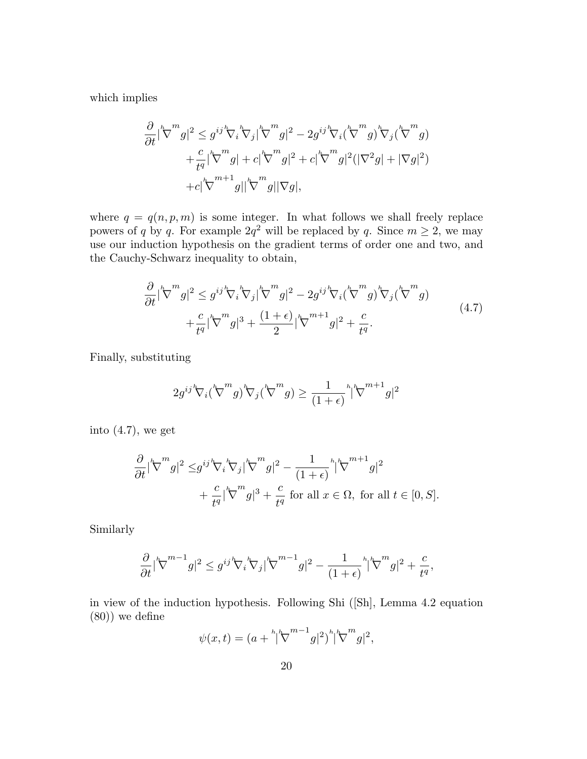which implies

$$
\begin{aligned}
\frac{\partial}{\partial t}|{}^{h}\!\nabla^{m} g|^2 \leq\; & g^{ij}\,{}^{h}\!\nabla_i {}^{h}\!\nabla_j |{}^{h}\!\nabla^{m} g|^2 - 2g^{ij}\,{}^{h}\!\nabla_i({}^{h}\!\nabla^{m} g){}^{h}\!\nabla_j({}^{h}\!\nabla^{m} g) \\
& + \frac{c}{t^q}|{}^{h}\!\nabla^{m} g| + c|{}^{h}\!\nabla^{m} g|^2 + c|{}^{h}\!\nabla^{m} g|^2(|\nabla^2 g| + |\nabla g|^2) \\
& + c|{}^{h}\!\nabla^{m+1} g||{}^{h}\!\nabla^{m} g||\nabla g|,
\end{aligned}
$$

where $q = q(n, p, m)$ is some integer. In what follows we shall freely replace powers of $q$ by $q$. For example $2q^2$ will be replaced by $q$. Since $m \geq 2$, we may use our induction hypothesis on the gradient terms of order one and two, and the Cauchy-Schwarz inequality to obtain,

$$
\begin{aligned}
\frac{\partial}{\partial t}|{}^{h}\!\nabla^{m} g|^2 \leq\; & g^{ij}\,{}^{h}\!\nabla_i {}^{h}\!\nabla_j |{}^{h}\!\nabla^{m} g|^2 - 2g^{ij}\,{}^{h}\!\nabla_i({}^{h}\!\nabla^{m} g){}^{h}\!\nabla_j({}^{h}\!\nabla^{m} g) \\
& + \frac{c}{t^q}|{}^{h}\!\nabla^{m} g|^3 + \frac{(1+\epsilon)}{2}|{}^{h}\!\nabla^{m+1} g|^2 + \frac{c}{t^q}.
\end{aligned}
\tag{4.7}
$$

Finally, substituting

$$
2g^{ij}\,{}^{h}\!\nabla_i({}^{h}\!\nabla^{m} g){}^{h}\!\nabla_j({}^{h}\!\nabla^{m} g) \geq \frac{1}{(1+\epsilon)}{}^{h}|{}^{h}\!\nabla^{m+1} g|^2
$$

into (4.7), we get

$$
\begin{aligned}
\frac{\partial}{\partial t}|{}^{h}\!\nabla^{m} g|^2 \leq\; & g^{ij}\,{}^{h}\!\nabla_i {}^{h}\!\nabla_j |{}^{h}\!\nabla^{m} g|^2 - \frac{1}{(1+\epsilon)}{}^{h}|{}^{h}\!\nabla^{m+1} g|^2 \\
& + \frac{c}{t^q}|{}^{h}\!\nabla^{m} g|^3 + \frac{c}{t^q} \text{ for all } x \in \Omega, \text{ for all } t \in [0, S].
\end{aligned}
$$

Similarly

$$
\frac{\partial}{\partial t}|{}^{h}\!\nabla^{m-1} g|^2 \leq g^{ij}\,{}^{h}\!\nabla_i {}^{h}\!\nabla_j |{}^{h}\!\nabla^{m-1} g|^2 - \frac{1}{(1+\epsilon)}{}^{h}|{}^{h}\!\nabla^{m} g|^2 + \frac{c}{t^q},
$$

in view of the induction hypothesis. Following Shi ([Sh], Lemma 4.2 equation (80)) we define

$$
\psi(x,t) = (a + {}^{h}|{}^{h}\!\nabla^{m-1} g|^2)\,{}^{h}|{}^{h}\!\nabla^{m} g|^2,
$$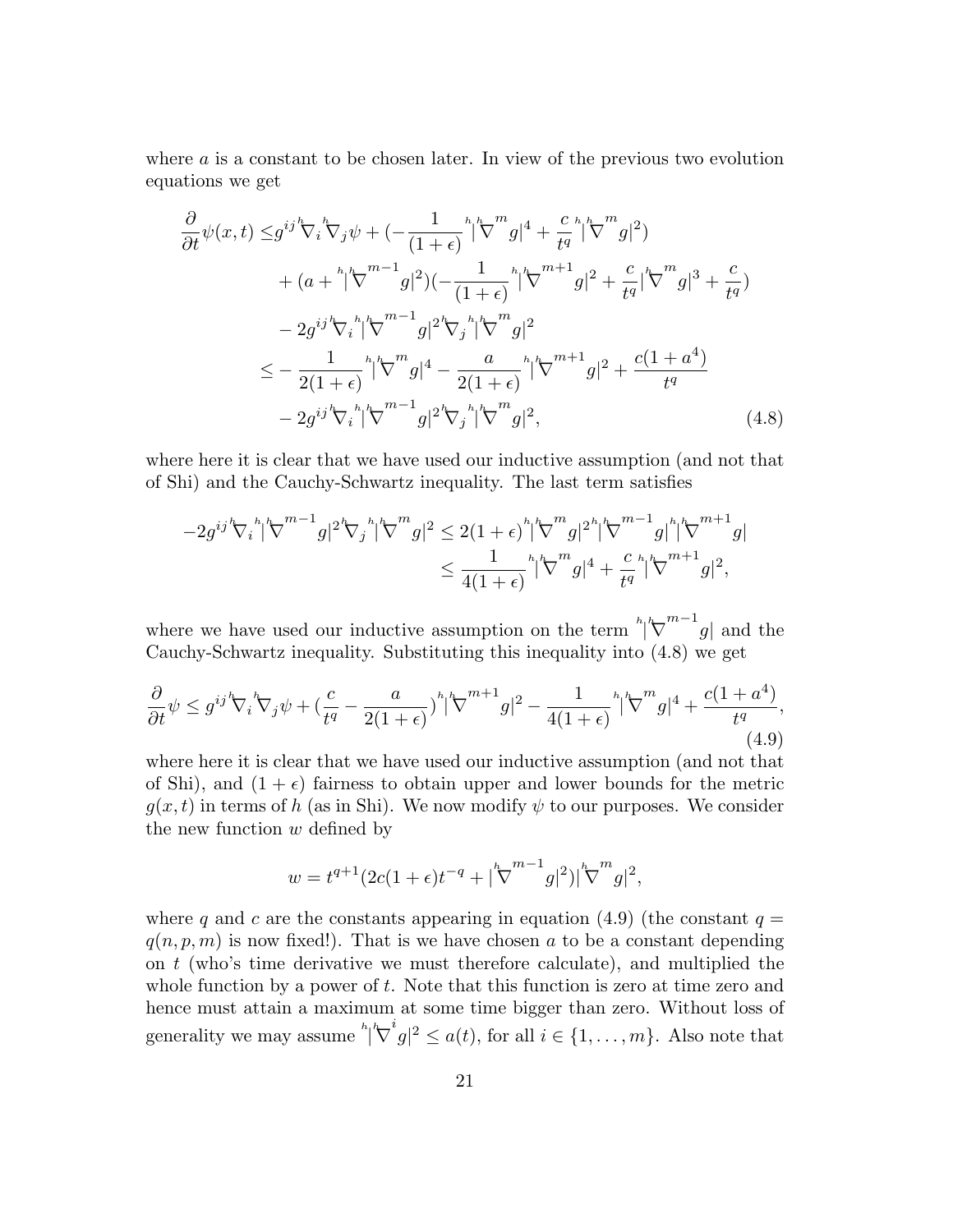where $a$ is a constant to be chosen later. In view of the previous two evolution equations we get

$$\begin{aligned}
\frac{\partial}{\partial t}\psi(x,t) \leq& g^{ij}\,{}^h\nabla_i{}^h\nabla_j\psi + (-\frac{1}{(1+\epsilon)}{}^h|{}^h\nabla^m g|^4 + \frac{c}{t^q}{}^h|{}^h\nabla^m g|^2) \\
&+ (a + {}^h|{}^h\nabla^{m-1} g|^2)(-\frac{1}{(1+\epsilon)}{}^h|{}^h\nabla^{m+1} g|^2 + \frac{c}{t^q}|{}^h\nabla^m g|^3 + \frac{c}{t^q}) \\
&- 2g^{ij}\,{}^h\nabla_i{}^h|{}^h\nabla^{m-1} g|^2\,{}^h\nabla_j{}^h|{}^h\nabla^m g|^2 \\
\leq& -\frac{1}{2(1+\epsilon)}{}^h|{}^h\nabla^m g|^4 - \frac{a}{2(1+\epsilon)}{}^h|{}^h\nabla^{m+1} g|^2 + \frac{c(1+a^4)}{t^q} \\
&- 2g^{ij}\,{}^h\nabla_i{}^h|{}^h\nabla^{m-1} g|^2\,{}^h\nabla_j{}^h|{}^h\nabla^m g|^2, \qquad (4.8)
\end{aligned}$$

where here it is clear that we have used our inductive assumption (and not that of Shi) and the Cauchy-Schwartz inequality. The last term satisfies

$$\begin{aligned}
-2g^{ij}\,{}^h\nabla_i{}^h|{}^h\nabla^{m-1} g|^2\,{}^h\nabla_j{}^h|{}^h\nabla^m g|^2 &\leq 2(1+\epsilon){}^h|{}^h\nabla^m g|^2\,{}^h|{}^h\nabla^{m-1} g|\,{}^h|{}^h\nabla^{m+1} g| \\
&\leq \frac{1}{4(1+\epsilon)}{}^h|{}^h\nabla^m g|^4 + \frac{c}{t^q}{}^h|{}^h\nabla^{m+1} g|^2,
\end{aligned}$$

where we have used our inductive assumption on the term ${}^h|{}^h\nabla^{m-1} g|$ and the Cauchy-Schwartz inequality. Substituting this inequality into (4.8) we get

$$\frac{\partial}{\partial t}\psi \leq g^{ij}\,{}^h\nabla_i{}^h\nabla_j\psi + (\frac{c}{t^q} - \frac{a}{2(1+\epsilon)}){}^h|{}^h\nabla^{m+1} g|^2 - \frac{1}{4(1+\epsilon)}{}^h|{}^h\nabla^m g|^4 + \frac{c(1+a^4)}{t^q}, \qquad (4.9)$$

where here it is clear that we have used our inductive assumption (and not that of Shi), and $(1+\epsilon)$ fairness to obtain upper and lower bounds for the metric $g(x,t)$ in terms of $h$ (as in Shi). We now modify $\psi$ to our purposes. We consider the new function $w$ defined by

$$w = t^{q+1}(2c(1+\epsilon)t^{-q} + |{}^h\nabla^{m-1} g|^2)|{}^h\nabla^m g|^2,$$

where $q$ and $c$ are the constants appearing in equation (4.9) (the constant $q = q(n,p,m)$ is now fixed!). That is we have chosen $a$ to be a constant depending on $t$ (who's time derivative we must therefore calculate), and multiplied the whole function by a power of $t$. Note that this function is zero at time zero and hence must attain a maximum at some time bigger than zero. Without loss of generality we may assume ${}^h|{}^h\nabla^i g|^2 \leq a(t)$, for all $i \in \{1, \ldots, m\}$. Also note that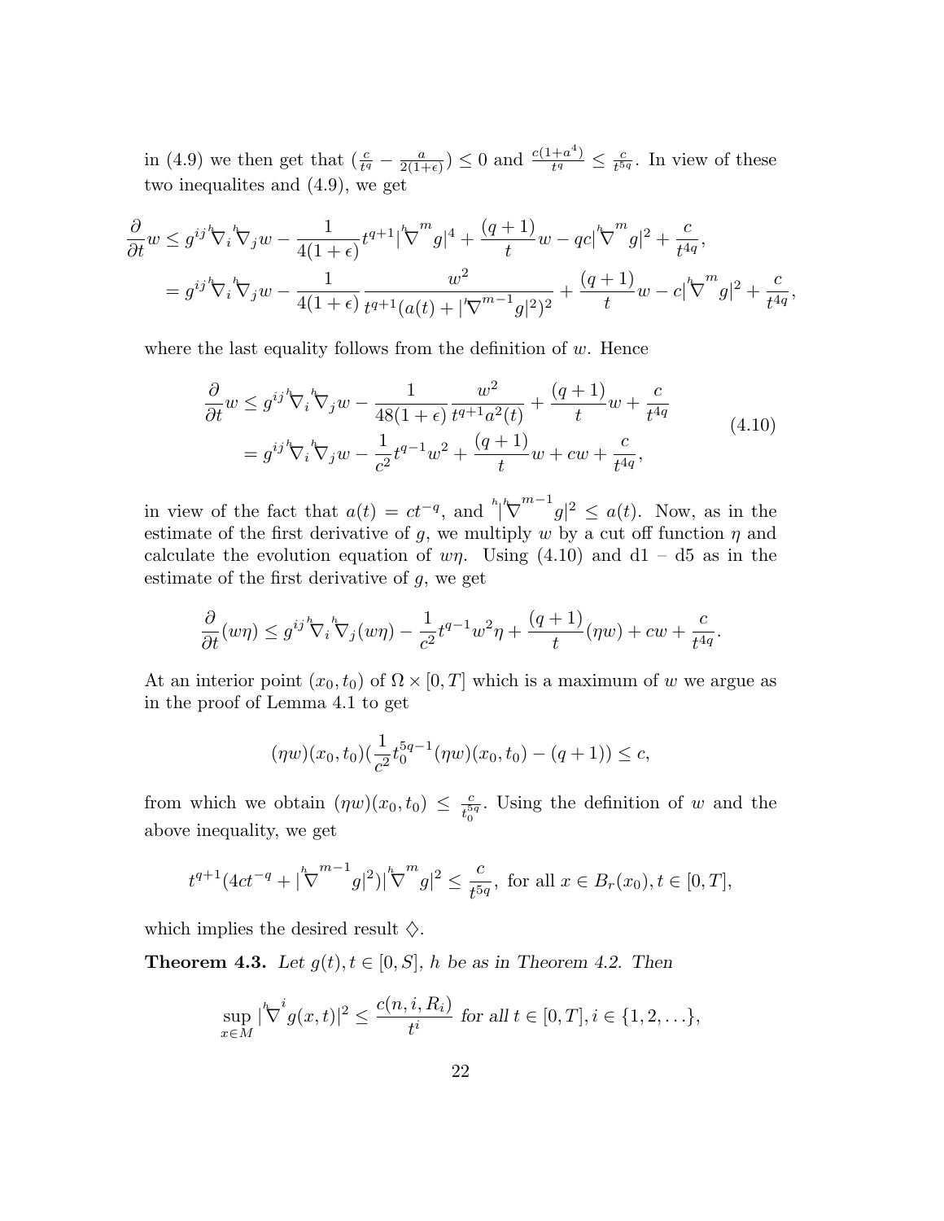in (4.9) we then get that $(\frac{c}{t^q} - \frac{a}{2(1+\epsilon)}) \le 0$ and $\frac{c(1+a^4)}{t^q} \le \frac{c}{t^{5q}}$. In view of these two inequalites and (4.9), we get

$$
\begin{aligned}
\frac{\partial}{\partial t} w &\le g^{ij} \overset{h}{\nabla}_i \overset{h}{\nabla}_j w - \frac{1}{4(1+\epsilon)} t^{q+1} |\overset{h}{\nabla}^m g|^4 + \frac{(q+1)}{t} w - qc |\overset{h}{\nabla}^m g|^2 + \frac{c}{t^{4q}}, \\
&= g^{ij} \overset{h}{\nabla}_i \overset{h}{\nabla}_j w - \frac{1}{4(1+\epsilon)} \frac{w^2}{t^{q+1}(a(t) + |\overset{h}{\nabla}^{m-1} g|^2)^2} + \frac{(q+1)}{t} w - c |\overset{h}{\nabla}^m g|^2 + \frac{c}{t^{4q}},
\end{aligned}
$$

where the last equality follows from the definition of $w$. Hence

$$
\begin{aligned}
\frac{\partial}{\partial t} w &\le g^{ij} \overset{h}{\nabla}_i \overset{h}{\nabla}_j w - \frac{1}{48(1+\epsilon)} \frac{w^2}{t^{q+1} a^2(t)} + \frac{(q+1)}{t} w + \frac{c}{t^{4q}} \\
&= g^{ij} \overset{h}{\nabla}_i \overset{h}{\nabla}_j w - \frac{1}{c^2} t^{q-1} w^2 + \frac{(q+1)}{t} w + cw + \frac{c}{t^{4q}},
\end{aligned}
\tag{4.10}
$$

in view of the fact that $a(t) = ct^{-q}$, and $^{h}|\overset{h}{\nabla}^{m-1} g|^2 \le a(t)$. Now, as in the estimate of the first derivative of $g$, we multiply $w$ by a cut off function $\eta$ and calculate the evolution equation of $w\eta$. Using (4.10) and d1 – d5 as in the estimate of the first derivative of $g$, we get

$$
\frac{\partial}{\partial t}(w\eta) \le g^{ij} \overset{h}{\nabla}_i \overset{h}{\nabla}_j (w\eta) - \frac{1}{c^2} t^{q-1} w^2 \eta + \frac{(q+1)}{t}(\eta w) + cw + \frac{c}{t^{4q}}.
$$

At an interior point $(x_0, t_0)$ of $\Omega \times [0, T]$ which is a maximum of $w$ we argue as in the proof of Lemma 4.1 to get

$$
(\eta w)(x_0, t_0)(\frac{1}{c^2} t_0^{5q-1} (\eta w)(x_0, t_0) - (q+1)) \le c,
$$

from which we obtain $(\eta w)(x_0, t_0) \le \frac{c}{t_0^{5q}}$. Using the definition of $w$ and the above inequality, we get

$$
t^{q+1}(4ct^{-q} + |\overset{h}{\nabla}^{m-1} g|^2) |\overset{h}{\nabla}^m g|^2 \le \frac{c}{t^{5q}}, \text{ for all } x \in B_r(x_0), t \in [0, T],
$$

which implies the desired result $\diamondsuit$.

**Theorem 4.3.** *Let $g(t), t \in [0, S]$, $h$ be as in Theorem 4.2. Then*

$$
\sup_{x \in M} |\overset{h}{\nabla}^i g(x, t)|^2 \le \frac{c(n, i, R_i)}{t^i} \text{ for all } t \in [0, T], i \in \{1, 2, \ldots\},
$$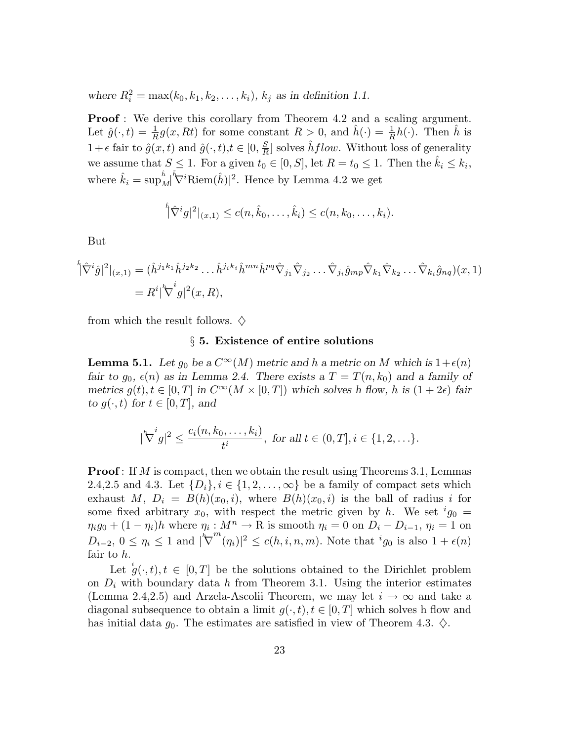*where $R_i^2 = \max(k_0, k_1, k_2, \ldots, k_i)$, $k_j$ as in definition 1.1.*

**Proof** : We derive this corollary from Theorem 4.2 and a scaling argument. Let $\hat{g}(\cdot,t) = \frac{1}{R}g(x,Rt)$ for some constant $R > 0$, and $\hat{h}(\cdot) = \frac{1}{R}h(\cdot)$. Then $\hat{h}$ is $1+\epsilon$ fair to $\hat{g}(x,t)$ and $\hat{g}(\cdot,t), t \in [0, \frac{S}{R}]$ solves $\hat{h} flow$. Without loss of generality we assume that $S \leq 1$. For a given $t_0 \in [0,S]$, let $R = t_0 \leq 1$. Then the $\hat{k}_i \leq k_i$, where $\hat{k}_i = \sup_M^{\hat{h}} |{}^{\hat{h}}\nabla^i \text{Riem}(\hat{h})|^2$. Hence by Lemma 4.2 we get

$$ {}^{\hat{h}}|\hat{\nabla}^i g|^2|_{(x,1)} \leq c(n, \hat{k}_0, \ldots, \hat{k}_i) \leq c(n, k_0, \ldots, k_i). $$

But

$$ \begin{aligned} {}^{\hat{h}}|\hat{\nabla}^i \hat{g}|^2|_{(x,1)} &= (\hat{h}^{j_1k_1}\hat{h}^{j_2k_2}\ldots\hat{h}^{j_ik_i}\hat{h}^{mn}\hat{h}^{pq}\hat{\nabla}_{j_1}\hat{\nabla}_{j_2}\ldots\hat{\nabla}_{j_i}\hat{g}_{mp}\hat{\nabla}_{k_1}\hat{\nabla}_{k_2}\ldots\hat{\nabla}_{k_i}\hat{g}_{nq})(x,1) \\ &= R^i |{}^{h}\nabla^i g|^2(x,R), \end{aligned} $$

from which the result follows. $\diamondsuit$

## § 5. Existence of entire solutions

**Lemma 5.1.** *Let $g_0$ be a $C^\infty(M)$ metric and $h$ a metric on $M$ which is $1+\epsilon(n)$ fair to $g_0$, $\epsilon(n)$ as in Lemma 2.4. There exists a $T = T(n,k_0)$ and a family of metrics $g(t), t \in [0,T]$ in $C^\infty(M \times [0,T])$ which solves h flow, $h$ is $(1+2\epsilon)$ fair to $g(\cdot,t)$ for $t \in [0,T]$, and*

$$ |{}^{h}\nabla^i g|^2 \leq \frac{c_i(n, k_0, \ldots, k_i)}{t^i}, \text{ for all } t \in (0,T], i \in \{1,2,\ldots\}. $$

**Proof** : If $M$ is compact, then we obtain the result using Theorems 3.1, Lemmas 2.4,2.5 and 4.3. Let $\{D_i\}, i \in \{1,2,\ldots,\infty\}$ be a family of compact sets which exhaust $M$, $D_i = B(h)(x_0,i)$, where $B(h)(x_0,i)$ is the ball of radius $i$ for some fixed arbitrary $x_0$, with respect the metric given by $h$. We set ${}^i g_0 = \eta_i g_0 + (1-\eta_i)h$ where $\eta_i : M^n \to \mathrm{R}$ is smooth $\eta_i = 0$ on $D_i - D_{i-1}$, $\eta_i = 1$ on $D_{i-2}$, $0 \leq \eta_i \leq 1$ and $|{}^{h}\nabla^m(\eta_i)|^2 \leq c(h,i,n,m)$. Note that ${}^i g_0$ is also $1+\epsilon(n)$ fair to $h$.

Let ${}^{i}g(\cdot,t), t \in [0,T]$ be the solutions obtained to the Dirichlet problem on $D_i$ with boundary data $h$ from Theorem 3.1. Using the interior estimates (Lemma 2.4,2.5) and Arzela-Ascolii Theorem, we may let $i \to \infty$ and take a diagonal subsequence to obtain a limit $g(\cdot,t), t \in [0,T]$ which solves h flow and has initial data $g_0$. The estimates are satisfied in view of Theorem 4.3. $\diamondsuit$.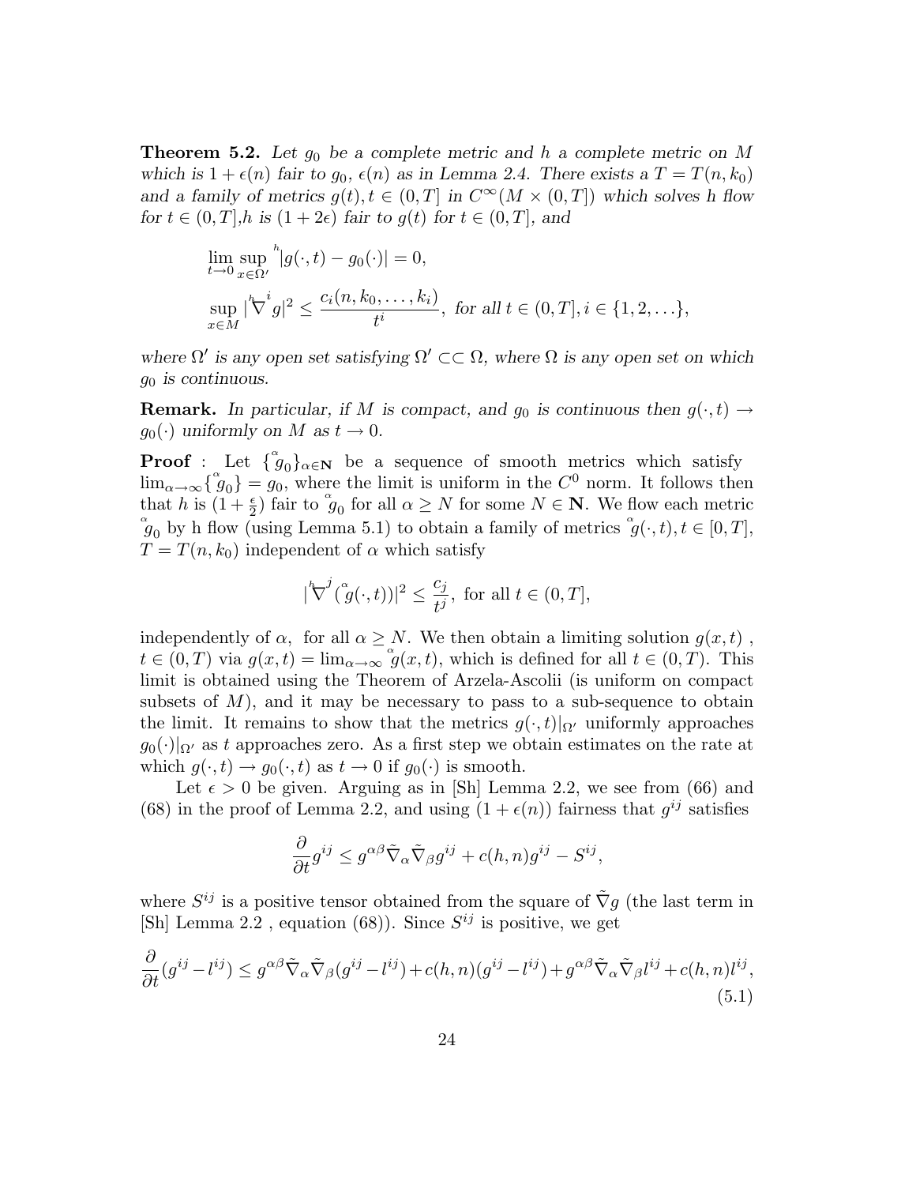**Theorem 5.2.** *Let $g_0$ be a complete metric and $h$ a complete metric on $M$ which is $1+\epsilon(n)$ fair to $g_0$, $\epsilon(n)$ as in Lemma 2.4. There exists a $T = T(n, k_0)$ and a family of metrics $g(t), t \in (0, T]$ in $C^\infty(M \times (0, T])$ which solves $h$ flow for $t \in (0, T]$,$h$ is $(1 + 2\epsilon)$ fair to $g(t)$ for $t \in (0, T]$, and*

$$
\lim_{t \to 0} \sup_{x \in \Omega'} {}^{h}|g(\cdot, t) - g_0(\cdot)| = 0,
$$

$$
\sup_{x \in M} |{}^{h}\!\nabla^{i} g|^2 \leq \frac{c_i(n, k_0, \ldots, k_i)}{t^i}, \text{ for all } t \in (0, T], i \in \{1, 2, \ldots\},
$$

*where $\Omega'$ is any open set satisfying $\Omega' \subset\subset \Omega$, where $\Omega$ is any open set on which $g_0$ is continuous.*

**Remark.** *In particular, if $M$ is compact, and $g_0$ is continuous then $g(\cdot, t) \to g_0(\cdot)$ uniformly on $M$ as $t \to 0$.*

**Proof** : Let $\{\overset{\alpha}{g}_0\}_{\alpha \in \mathbf{N}}$ be a sequence of smooth metrics which satisfy $\lim_{\alpha \to \infty}\{\overset{\alpha}{g}_0\} = g_0$, where the limit is uniform in the $C^0$ norm. It follows then that $h$ is $(1 + \frac{\epsilon}{2})$ fair to $\overset{\alpha}{g}_0$ for all $\alpha \geq N$ for some $N \in \mathbf{N}$. We flow each metric $\overset{\alpha}{g}_0$ by h flow (using Lemma 5.1) to obtain a family of metrics $\overset{\alpha}{g}(\cdot, t), t \in [0, T]$, $T = T(n, k_0)$ independent of $\alpha$ which satisfy

$$
|{}^{h}\!\nabla^{j}(\overset{\alpha}{g}(\cdot, t))|^2 \leq \frac{c_j}{t^j}, \text{ for all } t \in (0, T],
$$

independently of $\alpha$, for all $\alpha \geq N$. We then obtain a limiting solution $g(x, t)$ , $t \in (0, T)$ via $g(x, t) = \lim_{\alpha \to \infty} \overset{\alpha}{g}(x, t)$, which is defined for all $t \in (0, T)$. This limit is obtained using the Theorem of Arzela-Ascolii (is uniform on compact subsets of $M$), and it may be necessary to pass to a sub-sequence to obtain the limit. It remains to show that the metrics $g(\cdot, t)|_{\Omega'}$ uniformly approaches $g_0(\cdot)|_{\Omega'}$ as $t$ approaches zero. As a first step we obtain estimates on the rate at which $g(\cdot, t) \to g_0(\cdot, t)$ as $t \to 0$ if $g_0(\cdot)$ is smooth.

Let $\epsilon > 0$ be given. Arguing as in [Sh] Lemma 2.2, we see from (66) and (68) in the proof of Lemma 2.2, and using $(1 + \epsilon(n))$ fairness that $g^{ij}$ satisfies

$$
\frac{\partial}{\partial t} g^{ij} \leq g^{\alpha\beta} \tilde{\nabla}_\alpha \tilde{\nabla}_\beta g^{ij} + c(h, n) g^{ij} - S^{ij},
$$

where $S^{ij}$ is a positive tensor obtained from the square of $\tilde{\nabla} g$ (the last term in [Sh] Lemma 2.2 , equation (68)). Since $S^{ij}$ is positive, we get

$$
\frac{\partial}{\partial t}(g^{ij} - l^{ij}) \leq g^{\alpha\beta} \tilde{\nabla}_\alpha \tilde{\nabla}_\beta (g^{ij} - l^{ij}) + c(h, n)(g^{ij} - l^{ij}) + g^{\alpha\beta} \tilde{\nabla}_\alpha \tilde{\nabla}_\beta l^{ij} + c(h, n) l^{ij}, \tag{5.1}
$$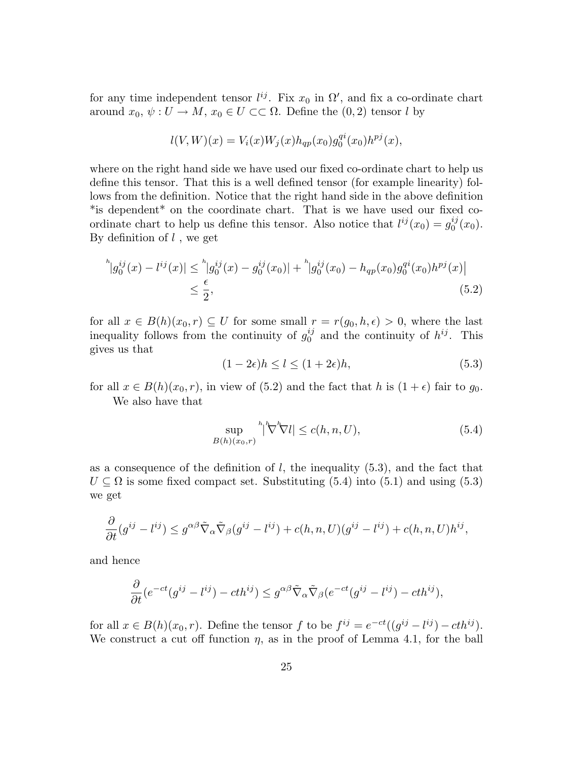for any time independent tensor $l^{ij}$. Fix $x_0$ in $\Omega'$, and fix a co-ordinate chart around $x_0$, $\psi : U \to M$, $x_0 \in U \subset\subset \Omega$. Define the $(0,2)$ tensor $l$ by

$$l(V,W)(x) = V_i(x)W_j(x)h_{qp}(x_0)g_0^{qi}(x_0)h^{pj}(x),$$

where on the right hand side we have used our fixed co-ordinate chart to help us define this tensor. That this is a well defined tensor (for example linearity) follows from the definition. Notice that the right hand side in the above definition *is dependent* on the coordinate chart. That is we have used our fixed co-ordinate chart to help us define this tensor. Also notice that $l^{ij}(x_0) = g_0^{ij}(x_0)$. By definition of $l$ , we get

$$\begin{aligned}
{}^{h}|g_0^{ij}(x) - l^{ij}(x)| &\leq {}^{h}|g_0^{ij}(x) - g_0^{ij}(x_0)| + {}^{h}\big|g_0^{ij}(x_0) - h_{qp}(x_0)g_0^{qi}(x_0)h^{pj}(x)\big| \\
&\leq \frac{\epsilon}{2},
\end{aligned} \tag{5.2}$$

for all $x \in B(h)(x_0, r) \subseteq U$ for some small $r = r(g_0, h, \epsilon) > 0$, where the last inequality follows from the continuity of $g_0^{ij}$ and the continuity of $h^{ij}$. This gives us that

$$(1 - 2\epsilon)h \leq l \leq (1 + 2\epsilon)h, \tag{5.3}$$

for all $x \in B(h)(x_0, r)$, in view of (5.2) and the fact that $h$ is $(1 + \epsilon)$ fair to $g_0$.

We also have that

$$\sup_{B(h)(x_0,r)} {}^{h}|{}^{h}\nabla{}^{h}\nabla l| \leq c(h, n, U), \tag{5.4}$$

as a consequence of the definition of $l$, the inequality (5.3), and the fact that $U \subseteq \Omega$ is some fixed compact set. Substituting (5.4) into (5.1) and using (5.3) we get

$$\frac{\partial}{\partial t}(g^{ij} - l^{ij}) \leq g^{\alpha\beta}\tilde{\nabla}_\alpha\tilde{\nabla}_\beta(g^{ij} - l^{ij}) + c(h, n, U)(g^{ij} - l^{ij}) + c(h, n, U)h^{ij},$$

and hence

$$\frac{\partial}{\partial t}(e^{-ct}(g^{ij} - l^{ij}) - cth^{ij}) \leq g^{\alpha\beta}\tilde{\nabla}_\alpha\tilde{\nabla}_\beta(e^{-ct}(g^{ij} - l^{ij}) - cth^{ij}),$$

for all $x \in B(h)(x_0, r)$. Define the tensor $f$ to be $f^{ij} = e^{-ct}((g^{ij} - l^{ij}) - cth^{ij})$. We construct a cut off function $\eta$, as in the proof of Lemma 4.1, for the ball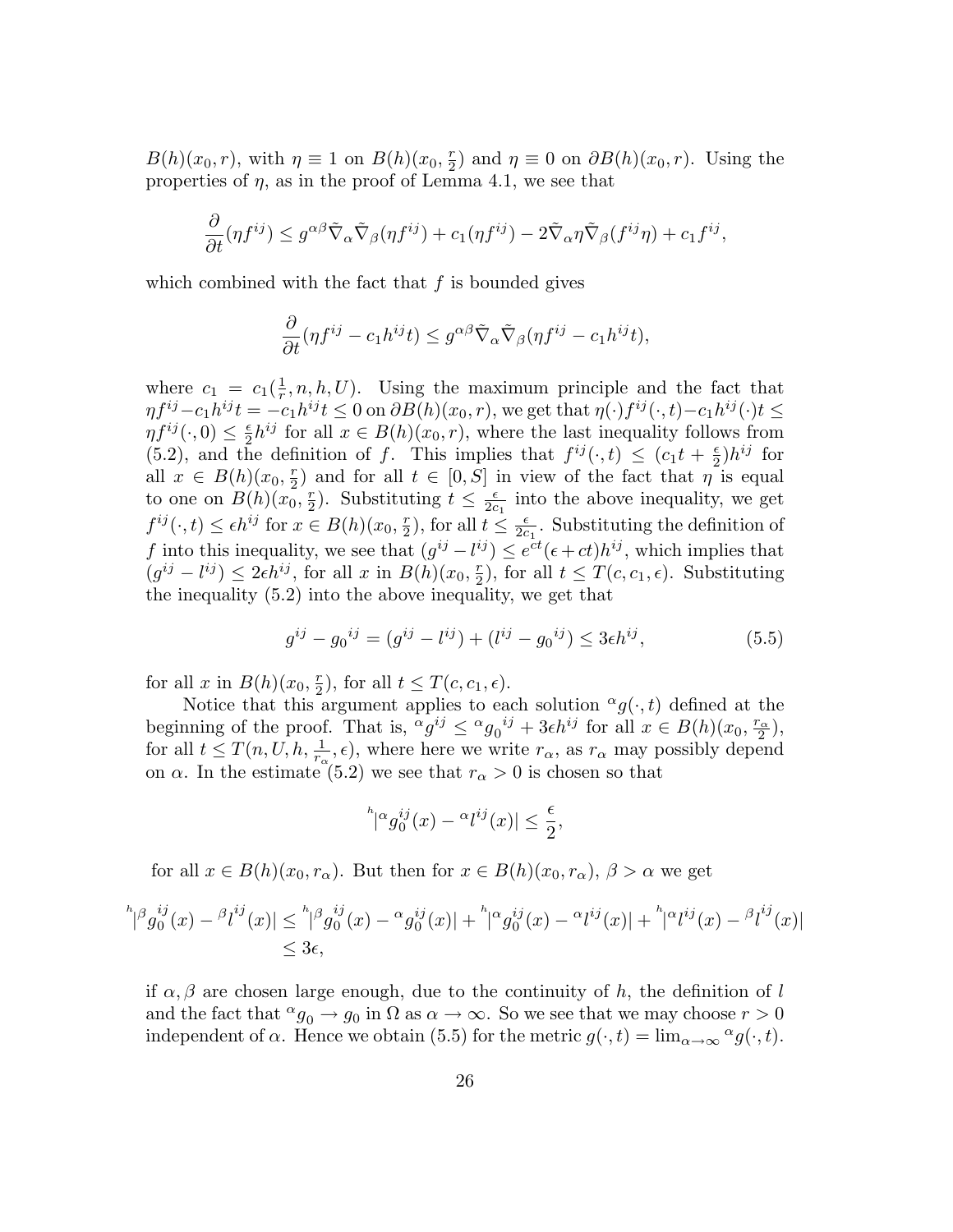$B(h)(x_0, r)$, with $\eta \equiv 1$ on $B(h)(x_0, \frac{r}{2})$ and $\eta \equiv 0$ on $\partial B(h)(x_0, r)$. Using the properties of $\eta$, as in the proof of Lemma 4.1, we see that

$$\frac{\partial}{\partial t}(\eta f^{ij}) \leq g^{\alpha\beta}\tilde{\nabla}_\alpha \tilde{\nabla}_\beta(\eta f^{ij}) + c_1(\eta f^{ij}) - 2\tilde{\nabla}_\alpha \eta \tilde{\nabla}_\beta(f^{ij}\eta) + c_1 f^{ij},$$

which combined with the fact that $f$ is bounded gives

$$\frac{\partial}{\partial t}(\eta f^{ij} - c_1 h^{ij} t) \leq g^{\alpha\beta}\tilde{\nabla}_\alpha \tilde{\nabla}_\beta(\eta f^{ij} - c_1 h^{ij} t),$$

where $c_1 = c_1(\frac{1}{r}, n, h, U)$. Using the maximum principle and the fact that $\eta f^{ij} - c_1 h^{ij} t = -c_1 h^{ij} t \leq 0$ on $\partial B(h)(x_0, r)$, we get that $\eta(\cdot) f^{ij}(\cdot, t) - c_1 h^{ij}(\cdot) t \leq \eta f^{ij}(\cdot, 0) \leq \frac{\epsilon}{2} h^{ij}$ for all $x \in B(h)(x_0, r)$, where the last inequality follows from (5.2), and the definition of $f$. This implies that $f^{ij}(\cdot, t) \leq (c_1 t + \frac{\epsilon}{2}) h^{ij}$ for all $x \in B(h)(x_0, \frac{r}{2})$ and for all $t \in [0, S]$ in view of the fact that $\eta$ is equal to one on $B(h)(x_0, \frac{r}{2})$. Substituting $t \leq \frac{\epsilon}{2c_1}$ into the above inequality, we get $f^{ij}(\cdot, t) \leq \epsilon h^{ij}$ for $x \in B(h)(x_0, \frac{r}{2})$, for all $t \leq \frac{\epsilon}{2c_1}$. Substituting the definition of $f$ into this inequality, we see that $(g^{ij} - l^{ij}) \leq e^{ct}(\epsilon + ct) h^{ij}$, which implies that $(g^{ij} - l^{ij}) \leq 2\epsilon h^{ij}$, for all $x$ in $B(h)(x_0, \frac{r}{2})$, for all $t \leq T(c, c_1, \epsilon)$. Substituting the inequality (5.2) into the above inequality, we get that

$$g^{ij} - {g_0}^{ij} = (g^{ij} - l^{ij}) + (l^{ij} - {g_0}^{ij}) \leq 3\epsilon h^{ij}, \tag{5.5}$$

for all $x$ in $B(h)(x_0, \frac{r}{2})$, for all $t \leq T(c, c_1, \epsilon)$.

Notice that this argument applies to each solution ${}^\alpha g(\cdot, t)$ defined at the beginning of the proof. That is, ${}^\alpha g^{ij} \leq {}^\alpha {g_0}^{ij} + 3\epsilon h^{ij}$ for all $x \in B(h)(x_0, \frac{r_\alpha}{2})$, for all $t \leq T(n, U, h, \frac{1}{r_\alpha}, \epsilon)$, where here we write $r_\alpha$, as $r_\alpha$ may possibly depend on $\alpha$. In the estimate (5.2) we see that $r_\alpha > 0$ is chosen so that

$${}^h|{}^\alpha g_0^{ij}(x) - {}^\alpha l^{ij}(x)| \leq \frac{\epsilon}{2},$$

for all $x \in B(h)(x_0, r_\alpha)$. But then for $x \in B(h)(x_0, r_\alpha)$, $\beta > \alpha$ we get

$$\begin{aligned} {}^h|{}^\beta g_0^{ij}(x) - {}^\beta l^{ij}(x)| &\leq {}^h|{}^\beta g_0^{ij}(x) - {}^\alpha g_0^{ij}(x)| + {}^h|{}^\alpha g_0^{ij}(x) - {}^\alpha l^{ij}(x)| + {}^h|{}^\alpha l^{ij}(x) - {}^\beta l^{ij}(x)| \\ &\leq 3\epsilon, \end{aligned}$$

if $\alpha, \beta$ are chosen large enough, due to the continuity of $h$, the definition of $l$ and the fact that ${}^\alpha g_0 \to g_0$ in $\Omega$ as $\alpha \to \infty$. So we see that we may choose $r > 0$ independent of $\alpha$. Hence we obtain (5.5) for the metric $g(\cdot, t) = \lim_{\alpha \to \infty} {}^\alpha g(\cdot, t)$.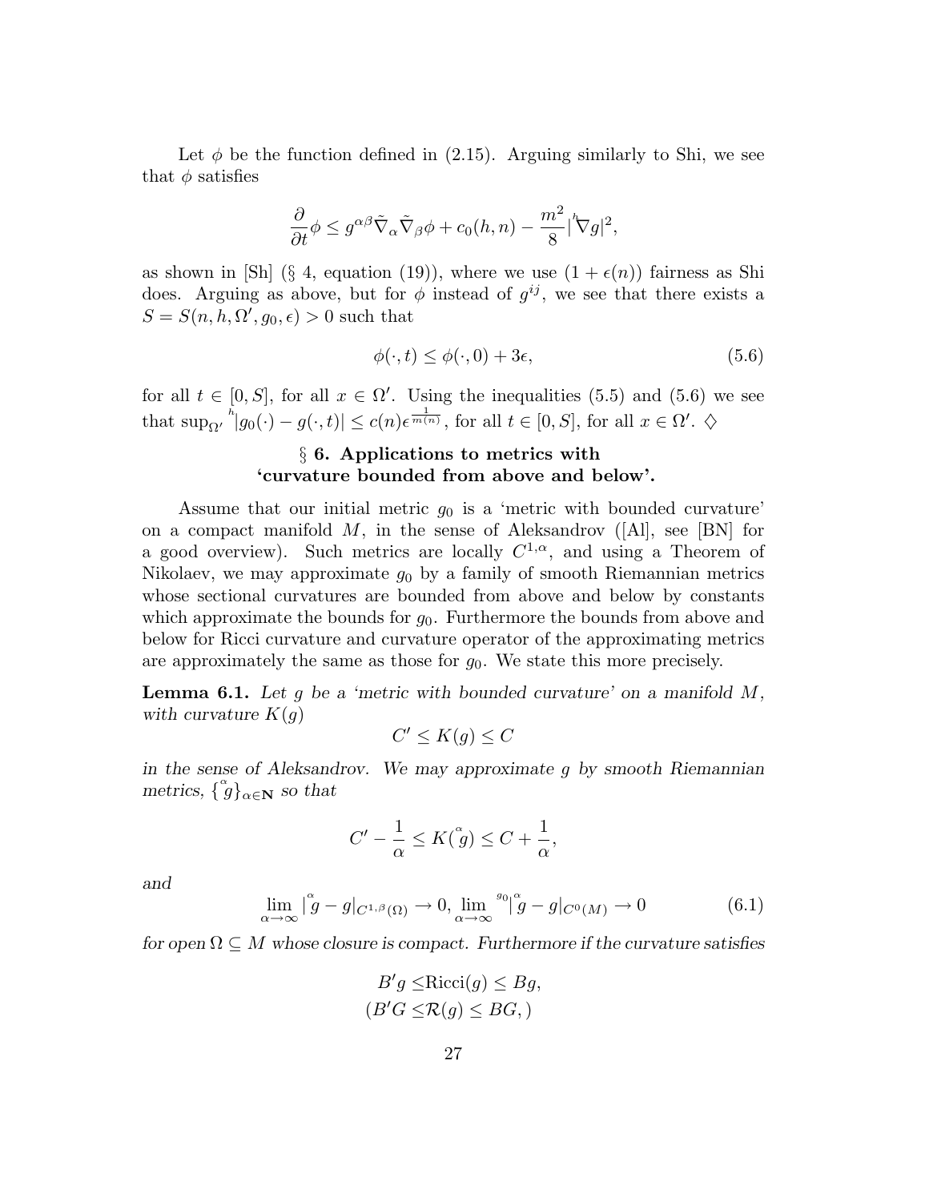Let $\phi$ be the function defined in (2.15). Arguing similarly to Shi, we see that $\phi$ satisfies

$$\frac{\partial}{\partial t}\phi \leq g^{\alpha\beta}\tilde{\nabla}_\alpha \tilde{\nabla}_\beta \phi + c_0(h,n) - \frac{m^2}{8}|{}^h\nabla g|^2,$$

as shown in [Sh] (§ 4, equation (19)), where we use $(1+\epsilon(n))$ fairness as Shi does. Arguing as above, but for $\phi$ instead of $g^{ij}$, we see that there exists a $S = S(n,h,\Omega',g_0,\epsilon) > 0$ such that

$$\phi(\cdot,t) \leq \phi(\cdot,0) + 3\epsilon, \tag{5.6}$$

for all $t \in [0,S]$, for all $x \in \Omega'$. Using the inequalities (5.5) and (5.6) we see that $\sup_{\Omega'} {}^h|g_0(\cdot) - g(\cdot,t)| \leq c(n)\epsilon^{\frac{1}{m(n)}}$, for all $t \in [0,S]$, for all $x \in \Omega'$. ♢

## § 6. Applications to metrics with 'curvature bounded from above and below'.

Assume that our initial metric $g_0$ is a 'metric with bounded curvature' on a compact manifold $M$, in the sense of Aleksandrov ([Al], see [BN] for a good overview). Such metrics are locally $C^{1,\alpha}$, and using a Theorem of Nikolaev, we may approximate $g_0$ by a family of smooth Riemannian metrics whose sectional curvatures are bounded from above and below by constants which approximate the bounds for $g_0$. Furthermore the bounds from above and below for Ricci curvature and curvature operator of the approximating metrics are approximately the same as those for $g_0$. We state this more precisely.

**Lemma 6.1.** *Let $g$ be a 'metric with bounded curvature' on a manifold $M$, with curvature $K(g)$*

$$C' \leq K(g) \leq C$$

*in the sense of Aleksandrov. We may approximate $g$ by smooth Riemannian metrics, $\{\overset{\alpha}{g}\}_{\alpha\in\mathbf{N}}$ so that*

$$C' - \frac{1}{\alpha} \leq K(\overset{\alpha}{g}) \leq C + \frac{1}{\alpha},$$

*and*

$$\lim_{\alpha\to\infty} |\overset{\alpha}{g} - g|_{C^{1,\beta}(\Omega)} \to 0, \lim_{\alpha\to\infty} {}^{g_0}|\overset{\alpha}{g} - g|_{C^0(M)} \to 0 \tag{6.1}$$

*for open $\Omega \subseteq M$ whose closure is compact. Furthermore if the curvature satisfies*

$$B'g \leq \mathrm{Ricci}(g) \leq Bg,$$
$$(B'G \leq \mathcal{R}(g) \leq BG,)$$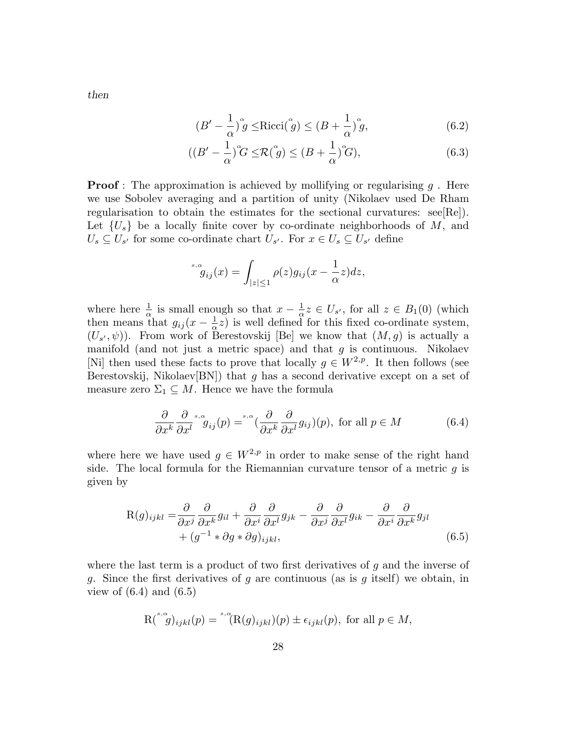*then*

$$(B' - \frac{1}{\alpha})\overset{\alpha}{g} \leq \text{Ricci}(\overset{\alpha}{g}) \leq (B + \frac{1}{\alpha})\overset{\alpha}{g}, \tag{6.2}$$

$$((B' - \frac{1}{\alpha})\overset{\alpha}{G} \leq \mathcal{R}(\overset{\alpha}{g}) \leq (B + \frac{1}{\alpha})\overset{\alpha}{G}), \tag{6.3}$$

**Proof** : The approximation is achieved by mollifying or regularising $g$ . Here we use Sobolev averaging and a partition of unity (Nikolaev used De Rham regularisation to obtain the estimates for the sectional curvatures: see[Re]). Let $\{U_s\}$ be a locally finite cover by co-ordinate neighborhoods of $M$, and $U_s \subseteq U_{s'}$ for some co-ordinate chart $U_{s'}$. For $x \in U_s \subseteq U_{s'}$ define

$$\overset{s,\alpha}{g}_{ij}(x) = \int_{|z| \leq 1} \rho(z) g_{ij}(x - \frac{1}{\alpha} z) dz,$$

where here $\frac{1}{\alpha}$ is small enough so that $x - \frac{1}{\alpha} z \in U_{s'}$, for all $z \in B_1(0)$ (which then means that $g_{ij}(x - \frac{1}{\alpha} z)$ is well defined for this fixed co-ordinate system, $(U_{s'}, \psi)$). From work of Berestovskij [Be] we know that $(M, g)$ is actually a manifold (and not just a metric space) and that $g$ is continuous. Nikolaev [Ni] then used these facts to prove that locally $g \in W^{2,p}$. It then follows (see Berestovskij, Nikolaev[BN]) that $g$ has a second derivative except on a set of measure zero $\Sigma_1 \subseteq M$. Hence we have the formula

$$\frac{\partial}{\partial x^k} \frac{\partial}{\partial x^l} \overset{s,\alpha}{g}_{ij}(p) = \overset{s,\alpha}{(} \frac{\partial}{\partial x^k} \frac{\partial}{\partial x^l} g_{ij})(p), \text{ for all } p \in M \tag{6.4}$$

where here we have used $g \in W^{2,p}$ in order to make sense of the right hand side. The local formula for the Riemannian curvature tensor of a metric $g$ is given by

$$\begin{aligned} \text{R}(g)_{ijkl} = & \frac{\partial}{\partial x^j} \frac{\partial}{\partial x^k} g_{il} + \frac{\partial}{\partial x^i} \frac{\partial}{\partial x^l} g_{jk} - \frac{\partial}{\partial x^j} \frac{\partial}{\partial x^l} g_{ik} - \frac{\partial}{\partial x^i} \frac{\partial}{\partial x^k} g_{jl} \\ & + (g^{-1} * \partial g * \partial g)_{ijkl}, \end{aligned} \tag{6.5}$$

where the last term is a product of two first derivatives of $g$ and the inverse of $g$. Since the first derivatives of $g$ are continuous (as is $g$ itself) we obtain, in view of (6.4) and (6.5)

$$\text{R}(\overset{s,\alpha}{g})_{ijkl}(p) = \overset{s,\alpha}{(}\text{R}(g)_{ijkl})(p) \pm \epsilon_{ijkl}(p), \text{ for all } p \in M,$$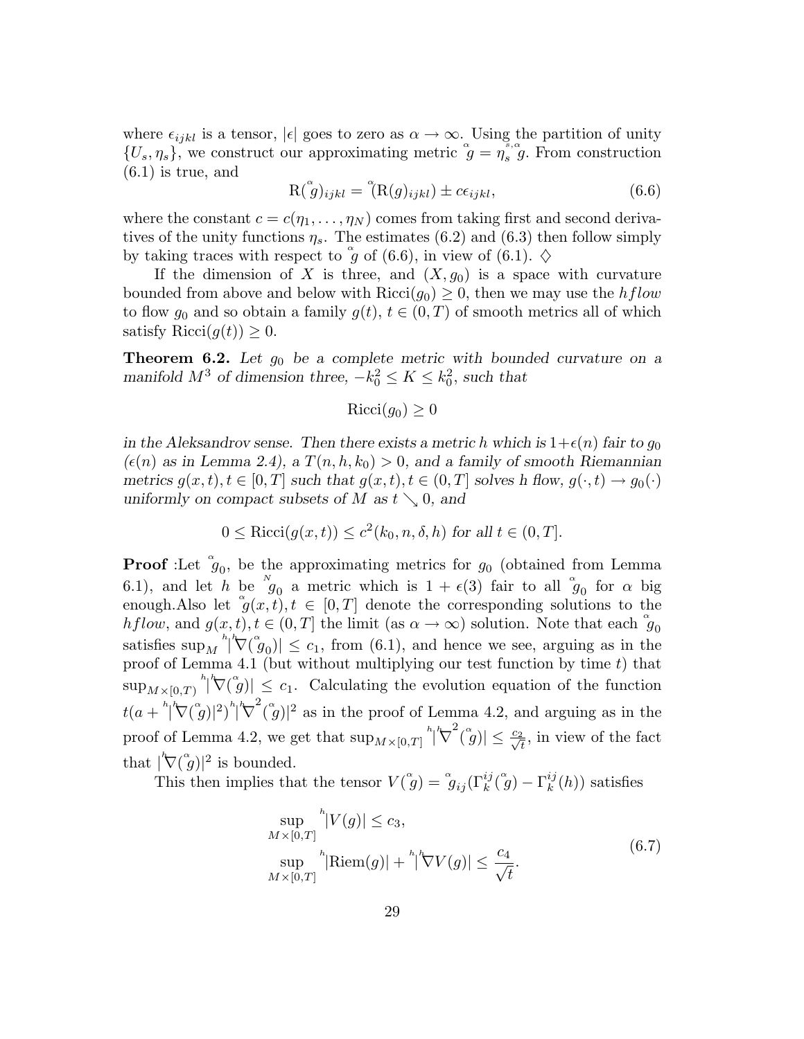where $\epsilon_{ijkl}$ is a tensor, $|\epsilon|$ goes to zero as $\alpha \to \infty$. Using the partition of unity $\{U_s, \eta_s\}$, we construct our approximating metric $\overset{\alpha}{g} = \eta_s \overset{s,\alpha}{g}$. From construction (6.1) is true, and

$$\mathrm{R}(\overset{\alpha}{g})_{ijkl} = \overset{\alpha}{(}\mathrm{R}(g)_{ijkl}) \pm c\epsilon_{ijkl}, \tag{6.6}$$

where the constant $c = c(\eta_1, \ldots, \eta_N)$ comes from taking first and second derivatives of the unity functions $\eta_s$. The estimates (6.2) and (6.3) then follow simply by taking traces with respect to $\overset{\alpha}{g}$ of (6.6), in view of (6.1). $\diamondsuit$

If the dimension of $X$ is three, and $(X, g_0)$ is a space with curvature bounded from above and below with $\mathrm{Ricci}(g_0) \geq 0$, then we may use the *hflow* to flow $g_0$ and so obtain a family $g(t)$, $t \in (0, T)$ of smooth metrics all of which satisfy $\mathrm{Ricci}(g(t)) \geq 0$.

**Theorem 6.2.** *Let $g_0$ be a complete metric with bounded curvature on a manifold $M^3$ of dimension three, $-k_0^2 \leq K \leq k_0^2$, such that*

$$\mathrm{Ricci}(g_0) \geq 0$$

*in the Aleksandrov sense. Then there exists a metric $h$ which is $1+\epsilon(n)$ fair to $g_0$ ($\epsilon(n)$ as in Lemma 2.4), a $T(n, h, k_0) > 0$, and a family of smooth Riemannian metrics $g(x, t), t \in [0, T]$ such that $g(x, t), t \in (0, T]$ solves $h$ flow, $g(\cdot, t) \to g_0(\cdot)$ uniformly on compact subsets of $M$ as $t \searrow 0$, and*

$$0 \leq \mathrm{Ricci}(g(x, t)) \leq c^2(k_0, n, \delta, h) \text{ for all } t \in (0, T].$$

**Proof** :Let $\overset{\alpha}{g}_0$, be the approximating metrics for $g_0$ (obtained from Lemma 6.1), and let $h$ be $\overset{N}{g}_0$ a metric which is $1 + \epsilon(3)$ fair to all $\overset{\alpha}{g}_0$ for $\alpha$ big enough.Also let $\overset{\alpha}{g}(x, t), t \in [0, T]$ denote the corresponding solutions to the *hflow*, and $g(x, t), t \in (0, T]$ the limit (as $\alpha \to \infty$) solution. Note that each $\overset{\alpha}{g}_0$ satisfies $\sup_M {}^h|{}^h\nabla(\overset{\alpha}{g}_0)| \leq c_1$, from (6.1), and hence we see, arguing as in the proof of Lemma 4.1 (but without multiplying our test function by time $t$) that $\sup_{M \times [0,T)} {}^h|{}^h\nabla(\overset{\alpha}{g})| \leq c_1$. Calculating the evolution equation of the function $t(a + {}^h|{}^h\nabla(\overset{\alpha}{g})|^2){}^h|{}^h\nabla^2(\overset{\alpha}{g})|^2$ as in the proof of Lemma 4.2, and arguing as in the proof of Lemma 4.2, we get that $\sup_{M \times [0,T]} {}^h|{}^h\nabla^2(\overset{\alpha}{g})| \leq \frac{c_2}{\sqrt{t}}$, in view of the fact that $|{}^h\nabla(\overset{\alpha}{g})|^2$ is bounded.

This then implies that the tensor $V(\overset{\alpha}{g}) = \overset{\alpha}{g}_{ij}(\Gamma^{ij}_k(\overset{\alpha}{g}) - \Gamma^{ij}_k(h))$ satisfies

$$\begin{aligned}
&\sup_{M \times [0,T]} {}^h|V(g)| \leq c_3, \\
&\sup_{M \times [0,T]} {}^h|\mathrm{Riem}(g)| + {}^h|{}^h\nabla V(g)| \leq \frac{c_4}{\sqrt{t}}.
\end{aligned} \tag{6.7}$$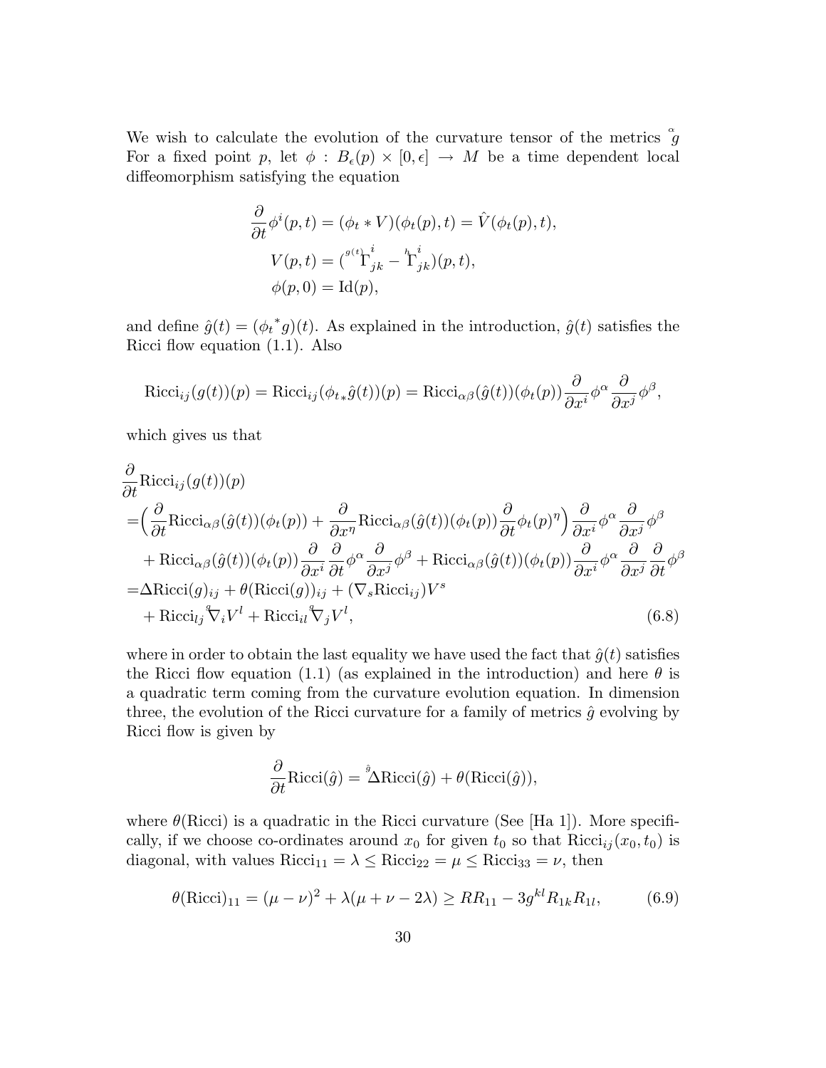We wish to calculate the evolution of the curvature tensor of the metrics $\overset{\alpha}{g}$ For a fixed point $p$, let $\phi : B_\epsilon(p) \times [0,\epsilon] \to M$ be a time dependent local diffeomorphism satisfying the equation

$$
\begin{aligned}
&\frac{\partial}{\partial t}\phi^i(p,t) = (\phi_t * V)(\phi_t(p),t) = \hat{V}(\phi_t(p),t),\\
&V(p,t) = ({}^{g(t)}\Gamma^i_{jk} - {}^{h}\Gamma^i_{jk})(p,t),\\
&\phi(p,0) = \mathrm{Id}(p),
\end{aligned}
$$

and define $\hat{g}(t) = ({\phi_t}^* g)(t)$. As explained in the introduction, $\hat{g}(t)$ satisfies the Ricci flow equation (1.1). Also

$$
\mathrm{Ricci}_{ij}(g(t))(p) = \mathrm{Ricci}_{ij}({\phi_t}_* \hat{g}(t))(p) = \mathrm{Ricci}_{\alpha\beta}(\hat{g}(t))(\phi_t(p))\frac{\partial}{\partial x^i}\phi^\alpha \frac{\partial}{\partial x^j}\phi^\beta,
$$

which gives us that

$$
\begin{aligned}
&\frac{\partial}{\partial t}\mathrm{Ricci}_{ij}(g(t))(p)\\
=&\Big(\frac{\partial}{\partial t}\mathrm{Ricci}_{\alpha\beta}(\hat{g}(t))(\phi_t(p)) + \frac{\partial}{\partial x^\eta}\mathrm{Ricci}_{\alpha\beta}(\hat{g}(t))(\phi_t(p))\frac{\partial}{\partial t}\phi_t(p)^\eta\Big)\frac{\partial}{\partial x^i}\phi^\alpha\frac{\partial}{\partial x^j}\phi^\beta\\
&+ \mathrm{Ricci}_{\alpha\beta}(\hat{g}(t))(\phi_t(p))\frac{\partial}{\partial x^i}\frac{\partial}{\partial t}\phi^\alpha\frac{\partial}{\partial x^j}\phi^\beta + \mathrm{Ricci}_{\alpha\beta}(\hat{g}(t))(\phi_t(p))\frac{\partial}{\partial x^i}\phi^\alpha\frac{\partial}{\partial x^j}\frac{\partial}{\partial t}\phi^\beta\\
=&\Delta\mathrm{Ricci}(g)_{ij} + \theta(\mathrm{Ricci}(g))_{ij} + (\nabla_s\mathrm{Ricci}_{ij})V^s\\
&+ \mathrm{Ricci}_{lj}\overset{g}{\nabla}_i V^l + \mathrm{Ricci}_{il}\overset{g}{\nabla}_j V^l,
\end{aligned}
\tag{6.8}
$$

where in order to obtain the last equality we have used the fact that $\hat{g}(t)$ satisfies the Ricci flow equation (1.1) (as explained in the introduction) and here $\theta$ is a quadratic term coming from the curvature evolution equation. In dimension three, the evolution of the Ricci curvature for a family of metrics $\hat{g}$ evolving by Ricci flow is given by

$$
\frac{\partial}{\partial t}\mathrm{Ricci}(\hat{g}) = \overset{\hat{g}}{\Delta}\mathrm{Ricci}(\hat{g}) + \theta(\mathrm{Ricci}(\hat{g})),
$$

where $\theta(\mathrm{Ricci})$ is a quadratic in the Ricci curvature (See [Ha 1]). More specifically, if we choose co-ordinates around $x_0$ for given $t_0$ so that $\mathrm{Ricci}_{ij}(x_0,t_0)$ is diagonal, with values $\mathrm{Ricci}_{11} = \lambda \le \mathrm{Ricci}_{22} = \mu \le \mathrm{Ricci}_{33} = \nu$, then

$$
\theta(\mathrm{Ricci})_{11} = (\mu-\nu)^2 + \lambda(\mu+\nu-2\lambda) \ge RR_{11} - 3g^{kl}R_{1k}R_{1l}, \tag{6.9}
$$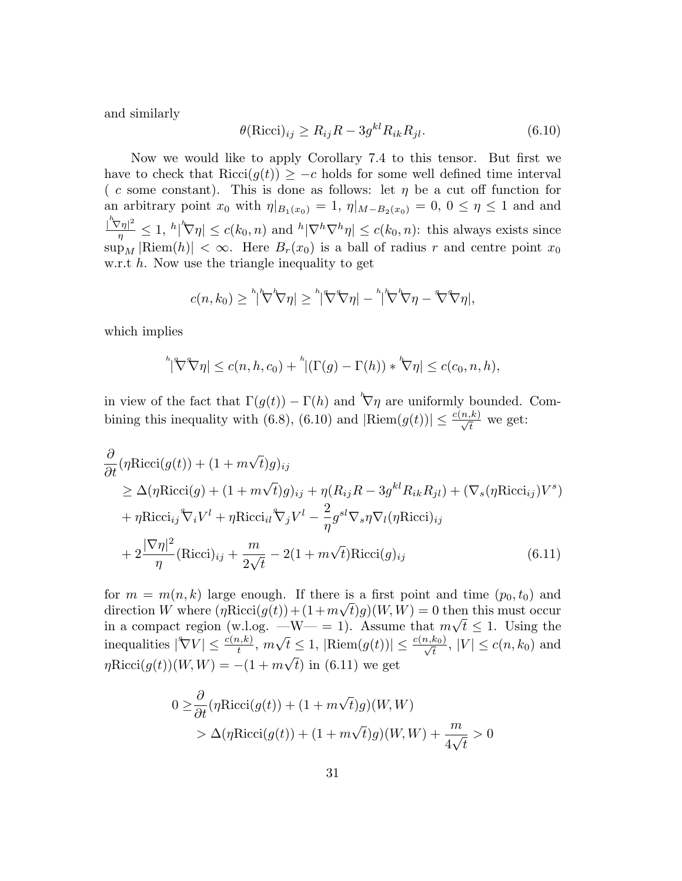and similarly

$$\theta(\text{Ricci})_{ij} \geq R_{ij}R - 3g^{kl}R_{ik}R_{jl}. \tag{6.10}$$

Now we would like to apply Corollary 7.4 to this tensor. But first we have to check that $\text{Ricci}(g(t)) \geq -c$ holds for some well defined time interval ( $c$ some constant). This is done as follows: let $\eta$ be a cut off function for an arbitrary point $x_0$ with $\eta|_{B_1(x_0)} = 1$, $\eta|_{M-B_2(x_0)} = 0$, $0 \leq \eta \leq 1$ and and $\frac{|\overset{h}{\nabla}\eta|^2}{\eta} \leq 1$, ${}^h|\overset{h}{\nabla}\eta| \leq c(k_0, n)$ and ${}^h|\nabla^h\nabla^h\eta| \leq c(k_0, n)$: this always exists since $\sup_M |\text{Riem}(h)| < \infty$. Here $B_r(x_0)$ is a ball of radius $r$ and centre point $x_0$ w.r.t $h$. Now use the triangle inequality to get

$$c(n, k_0) \geq {}^h|\overset{h}{\nabla}\overset{h}{\nabla}\eta| \geq {}^h|\overset{g}{\nabla}\overset{g}{\nabla}\eta| - {}^h|\overset{h}{\nabla}\overset{h}{\nabla}\eta - \overset{g}{\nabla}\overset{g}{\nabla}\eta|,$$

which implies

$${}^h|\overset{g}{\nabla}\overset{g}{\nabla}\eta| \leq c(n, h, c_0) + {}^h|(\Gamma(g) - \Gamma(h)) * \overset{h}{\nabla}\eta| \leq c(c_0, n, h),$$

in view of the fact that $\Gamma(g(t)) - \Gamma(h)$ and $\overset{h}{\nabla}\eta$ are uniformly bounded. Combining this inequality with (6.8), (6.10) and $|\text{Riem}(g(t))| \leq \frac{c(n,k)}{\sqrt{t}}$ we get:

$$\begin{aligned}
&\frac{\partial}{\partial t}(\eta \text{Ricci}(g(t)) + (1 + m\sqrt{t})g)_{ij} \\
&\quad \geq \Delta(\eta \text{Ricci}(g) + (1 + m\sqrt{t})g)_{ij} + \eta(R_{ij}R - 3g^{kl}R_{ik}R_{jl}) + (\nabla_s(\eta \text{Ricci}_{ij})V^s) \\
&\quad + \eta \text{Ricci}_{ij}\overset{g}{\nabla}_i V^l + \eta \text{Ricci}_{il}\overset{g}{\nabla}_j V^l - \frac{2}{\eta}g^{sl}\nabla_s\eta\nabla_l(\eta \text{Ricci})_{ij} \\
&\quad + 2\frac{|\nabla\eta|^2}{\eta}(\text{Ricci})_{ij} + \frac{m}{2\sqrt{t}} - 2(1 + m\sqrt{t})\text{Ricci}(g)_{ij}
\end{aligned} \tag{6.11}$$

for $m = m(n, k)$ large enough. If there is a first point and time $(p_0, t_0)$ and direction $W$ where $(\eta \text{Ricci}(g(t)) + (1+m\sqrt{t})g)(W, W) = 0$ then this must occur in a compact region (w.l.og. —W— = 1). Assume that $m\sqrt{t} \leq 1$. Using the inequalities $|\overset{g}{\nabla}V| \leq \frac{c(n,k)}{t}$, $m\sqrt{t} \leq 1$, $|\text{Riem}(g(t))| \leq \frac{c(n,k_0)}{\sqrt{t}}$, $|V| \leq c(n, k_0)$ and $\eta \text{Ricci}(g(t))(W, W) = -(1 + m\sqrt{t})$ in (6.11) we get

$$\begin{aligned}
0 \geq &\frac{\partial}{\partial t}(\eta \text{Ricci}(g(t)) + (1 + m\sqrt{t})g)(W, W) \\
&> \Delta(\eta \text{Ricci}(g(t)) + (1 + m\sqrt{t})g)(W, W) + \frac{m}{4\sqrt{t}} > 0
\end{aligned}$$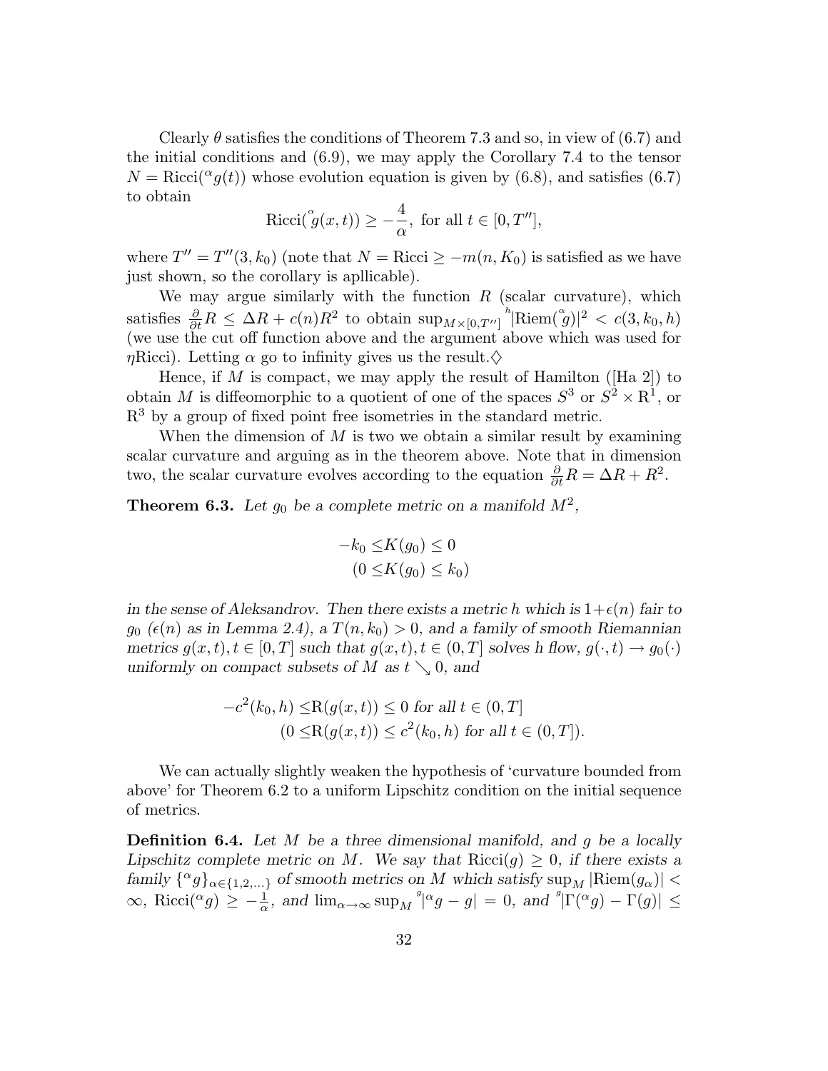Clearly $\theta$ satisfies the conditions of Theorem 7.3 and so, in view of (6.7) and the initial conditions and (6.9), we may apply the Corollary 7.4 to the tensor $N = \mathrm{Ricci}({}^{\alpha}g(t))$ whose evolution equation is given by (6.8), and satisfies (6.7) to obtain

$$\mathrm{Ricci}(\overset{\alpha}{g}(x,t)) \geq -\frac{4}{\alpha}, \text{ for all } t \in [0, T''],$$

where $T'' = T''(3, k_0)$ (note that $N = \mathrm{Ricci} \geq -m(n, K_0)$ is satisfied as we have just shown, so the corollary is apllicable).

We may argue similarly with the function $R$ (scalar curvature), which satisfies $\frac{\partial}{\partial t} R \leq \Delta R + c(n) R^2$ to obtain $\sup_{M \times [0,T'']} {}^{h}|\mathrm{Riem}(\overset{\alpha}{g})|^2 < c(3, k_0, h)$ (we use the cut off function above and the argument above which was used for $\eta$Ricci). Letting $\alpha$ go to infinity gives us the result.$\diamondsuit$

Hence, if $M$ is compact, we may apply the result of Hamilton ([Ha 2]) to obtain $M$ is diffeomorphic to a quotient of one of the spaces $S^3$ or $S^2 \times \mathrm{R}^1$, or $\mathrm{R}^3$ by a group of fixed point free isometries in the standard metric.

When the dimension of $M$ is two we obtain a similar result by examining scalar curvature and arguing as in the theorem above. Note that in dimension two, the scalar curvature evolves according to the equation $\frac{\partial}{\partial t} R = \Delta R + R^2$.

**Theorem 6.3.** *Let $g_0$ be a complete metric on a manifold $M^2$,*

$$-k_0 \leq K(g_0) \leq 0$$
$$(0 \leq K(g_0) \leq k_0)$$

*in the sense of Aleksandrov. Then there exists a metric $h$ which is $1+\epsilon(n)$ fair to $g_0$ ($\epsilon(n)$ as in Lemma 2.4), a $T(n, k_0) > 0$, and a family of smooth Riemannian metrics $g(x,t), t \in [0,T]$ such that $g(x,t), t \in (0,T]$ solves $h$ flow, $g(\cdot, t) \to g_0(\cdot)$ uniformly on compact subsets of $M$ as $t \searrow 0$, and*

$$-c^2(k_0, h) \leq \mathrm{R}(g(x,t)) \leq 0 \text{ for all } t \in (0,T]$$
$$(0 \leq \mathrm{R}(g(x,t)) \leq c^2(k_0, h) \text{ for all } t \in (0,T]).$$

We can actually slightly weaken the hypothesis of 'curvature bounded from above' for Theorem 6.2 to a uniform Lipschitz condition on the initial sequence of metrics.

**Definition 6.4.** *Let $M$ be a three dimensional manifold, and $g$ be a locally Lipschitz complete metric on $M$. We say that $\mathrm{Ricci}(g) \geq 0$, if there exists a family $\{{}^{\alpha}g\}_{\alpha \in \{1,2,\ldots\}}$ of smooth metrics on $M$ which satisfy $\sup_M |\mathrm{Riem}(g_\alpha)| < \infty$, $\mathrm{Ricci}({}^{\alpha}g) \geq -\frac{1}{\alpha}$, and $\lim_{\alpha \to \infty} \sup_M {}^{g}|{}^{\alpha}g - g| = 0$, and ${}^{g}|\Gamma({}^{\alpha}g) - \Gamma(g)| \leq$*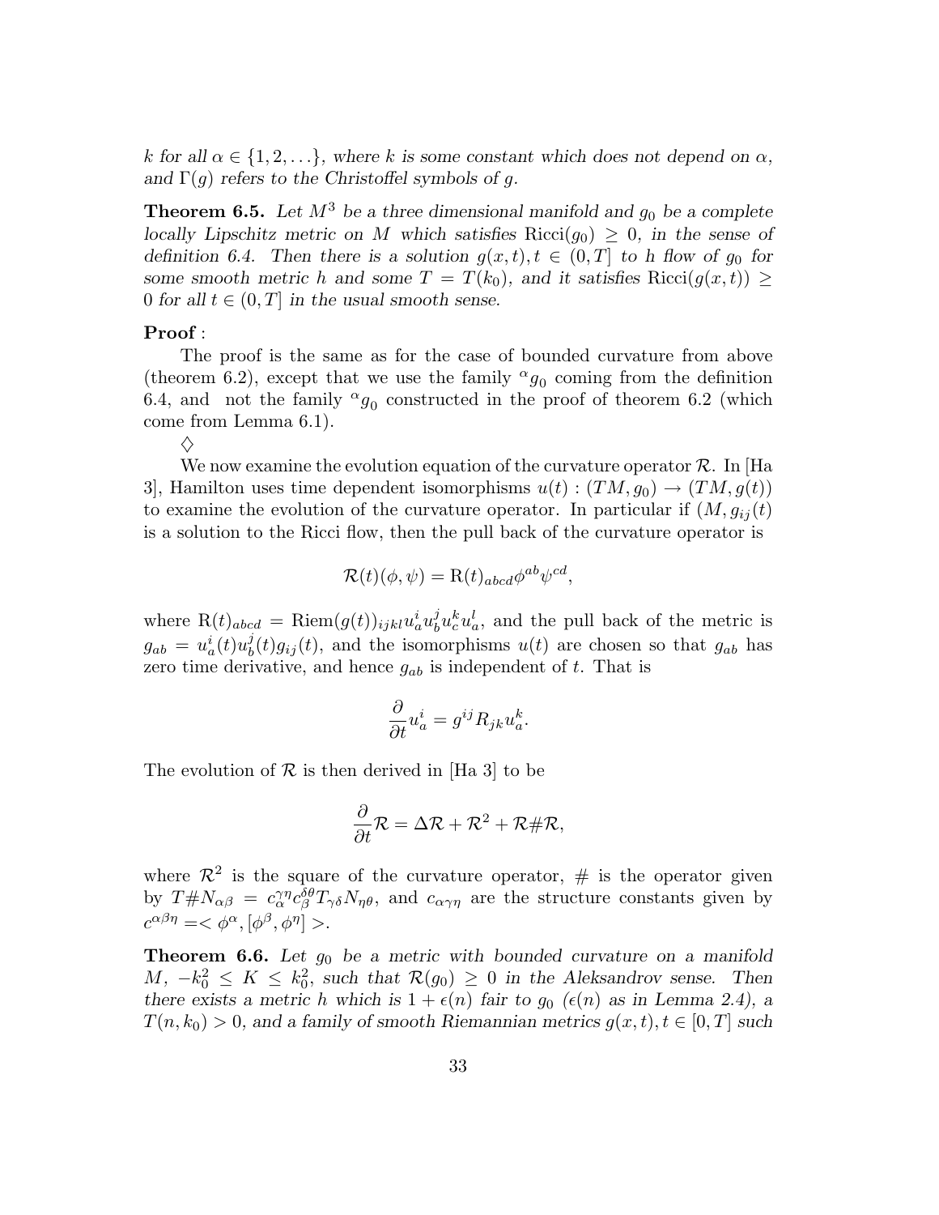*$k$ for all $\alpha \in \{1, 2, \ldots\}$, where $k$ is some constant which does not depend on $\alpha$, and $\Gamma(g)$ refers to the Christoffel symbols of $g$.*

**Theorem 6.5.** *Let $M^3$ be a three dimensional manifold and $g_0$ be a complete locally Lipschitz metric on $M$ which satisfies $\mathrm{Ricci}(g_0) \geq 0$, in the sense of definition 6.4. Then there is a solution $g(x,t), t \in (0,T]$ to $h$ flow of $g_0$ for some smooth metric $h$ and some $T = T(k_0)$, and it satisfies $\mathrm{Ricci}(g(x,t)) \geq 0$ for all $t \in (0,T]$ in the usual smooth sense.*

**Proof** :

The proof is the same as for the case of bounded curvature from above (theorem 6.2), except that we use the family ${}^{\alpha}g_0$ coming from the definition 6.4, and not the family ${}^{\alpha}g_0$ constructed in the proof of theorem 6.2 (which come from Lemma 6.1).

$\diamondsuit$

We now examine the evolution equation of the curvature operator $\mathcal{R}$. In [Ha 3], Hamilton uses time dependent isomorphisms $u(t) : (TM, g_0) \to (TM, g(t))$ to examine the evolution of the curvature operator. In particular if $(M, g_{ij}(t)$ is a solution to the Ricci flow, then the pull back of the curvature operator is

$$\mathcal{R}(t)(\phi, \psi) = \mathrm{R}(t)_{abcd}\phi^{ab}\psi^{cd},$$

where $\mathrm{R}(t)_{abcd} = \mathrm{Riem}(g(t))_{ijkl}u^i_a u^j_b u^k_c u^l_a$, and the pull back of the metric is $g_{ab} = u^i_a(t)u^j_b(t)g_{ij}(t)$, and the isomorphisms $u(t)$ are chosen so that $g_{ab}$ has zero time derivative, and hence $g_{ab}$ is independent of $t$. That is

$$\frac{\partial}{\partial t}u^i_a = g^{ij}R_{jk}u^k_a.$$

The evolution of $\mathcal{R}$ is then derived in [Ha 3] to be

$$\frac{\partial}{\partial t}\mathcal{R} = \Delta\mathcal{R} + \mathcal{R}^2 + \mathcal{R}\#\mathcal{R},$$

where $\mathcal{R}^2$ is the square of the curvature operator, $\#$ is the operator given by $T\#N_{\alpha\beta} = c^{\gamma\eta}_{\alpha}c^{\delta\theta}_{\beta}T_{\gamma\delta}N_{\eta\theta}$, and $c_{\alpha\gamma\eta}$ are the structure constants given by $c^{\alpha\beta\eta} = < \phi^{\alpha}, [\phi^{\beta}, \phi^{\eta}] >$.

**Theorem 6.6.** *Let $g_0$ be a metric with bounded curvature on a manifold $M$, $-k_0^2 \leq K \leq k_0^2$, such that $\mathcal{R}(g_0) \geq 0$ in the Aleksandrov sense. Then there exists a metric $h$ which is $1 + \epsilon(n)$ fair to $g_0$ ($\epsilon(n)$ as in Lemma 2.4), a $T(n, k_0) > 0$, and a family of smooth Riemannian metrics $g(x,t), t \in [0,T]$ such*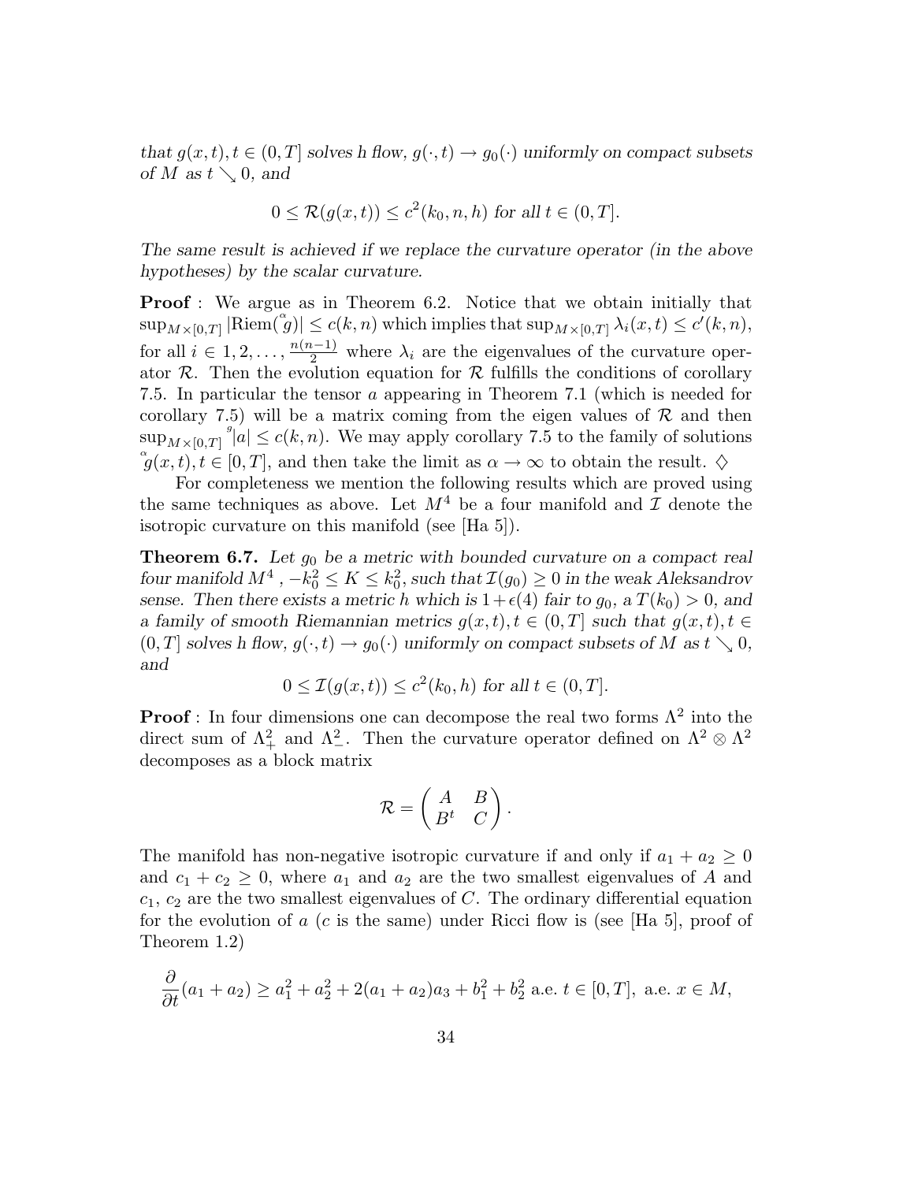*that $g(x,t), t \in (0,T]$ solves h flow, $g(\cdot,t) \to g_0(\cdot)$ uniformly on compact subsets of $M$ as $t \searrow 0$, and*

$$0 \leq \mathcal{R}(g(x,t)) \leq c^2(k_0, n, h) \text{ for all } t \in (0,T].$$

*The same result is achieved if we replace the curvature operator (in the above hypotheses) by the scalar curvature.*

**Proof** : We argue as in Theorem 6.2. Notice that we obtain initially that $\sup_{M\times[0,T]} |\mathrm{Riem}(\overset{\alpha}{g})| \leq c(k,n)$ which implies that $\sup_{M\times[0,T]} \lambda_i(x,t) \leq c'(k,n)$, for all $i \in 1, 2, \ldots, \frac{n(n-1)}{2}$ where $\lambda_i$ are the eigenvalues of the curvature operator $\mathcal{R}$. Then the evolution equation for $\mathcal{R}$ fulfills the conditions of corollary 7.5. In particular the tensor $a$ appearing in Theorem 7.1 (which is needed for corollary 7.5) will be a matrix coming from the eigen values of $\mathcal{R}$ and then $\sup_{M\times[0,T]} {}^{g}|a| \leq c(k,n)$. We may apply corollary 7.5 to the family of solutions $\overset{\alpha}{g}(x,t), t \in [0,T]$, and then take the limit as $\alpha \to \infty$ to obtain the result. $\diamondsuit$

For completeness we mention the following results which are proved using the same techniques as above. Let $M^4$ be a four manifold and $\mathcal{I}$ denote the isotropic curvature on this manifold (see [Ha 5]).

**Theorem 6.7.** *Let $g_0$ be a metric with bounded curvature on a compact real four manifold $M^4$ , $-k_0^2 \leq K \leq k_0^2$, such that $\mathcal{I}(g_0) \geq 0$ in the weak Aleksandrov sense. Then there exists a metric $h$ which is $1+\epsilon(4)$ fair to $g_0$, a $T(k_0) > 0$, and a family of smooth Riemannian metrics $g(x,t), t \in (0,T]$ such that $g(x,t), t \in (0,T]$ solves h flow, $g(\cdot,t) \to g_0(\cdot)$ uniformly on compact subsets of $M$ as $t \searrow 0$, and*

$$0 \leq \mathcal{I}(g(x,t)) \leq c^2(k_0, h) \text{ for all } t \in (0,T].$$

**Proof** : In four dimensions one can decompose the real two forms $\Lambda^2$ into the direct sum of $\Lambda^2_+$ and $\Lambda^2_-$. Then the curvature operator defined on $\Lambda^2 \otimes \Lambda^2$ decomposes as a block matrix

$$\mathcal{R} = \begin{pmatrix} A & B \\ B^t & C \end{pmatrix}.$$

The manifold has non-negative isotropic curvature if and only if $a_1 + a_2 \geq 0$ and $c_1 + c_2 \geq 0$, where $a_1$ and $a_2$ are the two smallest eigenvalues of $A$ and $c_1$, $c_2$ are the two smallest eigenvalues of $C$. The ordinary differential equation for the evolution of $a$ ($c$ is the same) under Ricci flow is (see [Ha 5], proof of Theorem 1.2)

$$\frac{\partial}{\partial t}(a_1 + a_2) \geq a_1^2 + a_2^2 + 2(a_1 + a_2)a_3 + b_1^2 + b_2^2 \text{ a.e. } t \in [0,T], \text{ a.e. } x \in M,$$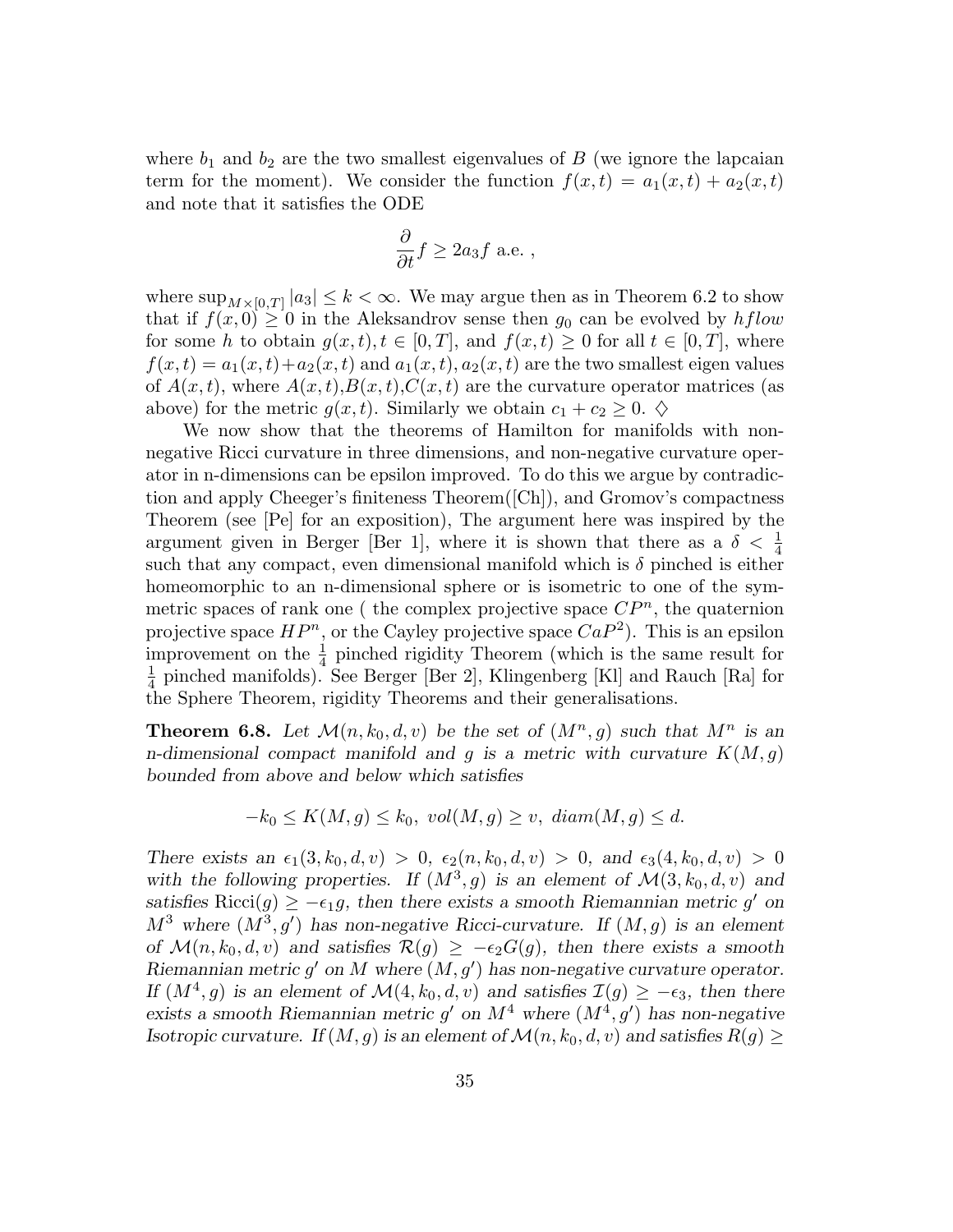where $b_1$ and $b_2$ are the two smallest eigenvalues of $B$ (we ignore the lapcaian term for the moment). We consider the function $f(x,t) = a_1(x,t) + a_2(x,t)$ and note that it satisfies the ODE

$$\frac{\partial}{\partial t} f \geq 2a_3 f \text{ a.e. },$$

where $\sup_{M\times[0,T]} |a_3| \leq k < \infty$. We may argue then as in Theorem 6.2 to show that if $f(x,0) \geq 0$ in the Aleksandrov sense then $g_0$ can be evolved by $hflow$ for some $h$ to obtain $g(x,t), t \in [0,T]$, and $f(x,t) \geq 0$ for all $t \in [0,T]$, where $f(x,t) = a_1(x,t)+a_2(x,t)$ and $a_1(x,t), a_2(x,t)$ are the two smallest eigen values of $A(x,t)$, where $A(x,t)$,$B(x,t)$,$C(x,t)$ are the curvature operator matrices (as above) for the metric $g(x,t)$. Similarly we obtain $c_1 + c_2 \geq 0$. $\diamondsuit$

We now show that the theorems of Hamilton for manifolds with non-negative Ricci curvature in three dimensions, and non-negative curvature operator in n-dimensions can be epsilon improved. To do this we argue by contradiction and apply Cheeger's finiteness Theorem([Ch]), and Gromov's compactness Theorem (see [Pe] for an exposition), The argument here was inspired by the argument given in Berger [Ber 1], where it is shown that there as a $\delta < \frac{1}{4}$ such that any compact, even dimensional manifold which is $\delta$ pinched is either homeomorphic to an n-dimensional sphere or is isometric to one of the symmetric spaces of rank one ( the complex projective space $CP^n$, the quaternion projective space $HP^n$, or the Cayley projective space $CaP^2$). This is an epsilon improvement on the $\frac{1}{4}$ pinched rigidity Theorem (which is the same result for $\frac{1}{4}$ pinched manifolds). See Berger [Ber 2], Klingenberg [Kl] and Rauch [Ra] for the Sphere Theorem, rigidity Theorems and their generalisations.

**Theorem 6.8.** *Let $\mathcal{M}(n, k_0, d, v)$ be the set of $(M^n, g)$ such that $M^n$ is an n-dimensional compact manifold and $g$ is a metric with curvature $K(M, g)$ bounded from above and below which satisfies*

$$-k_0 \leq K(M,g) \leq k_0,\ vol(M,g) \geq v,\ diam(M,g) \leq d.$$

*There exists an $\epsilon_1(3, k_0, d, v) > 0$, $\epsilon_2(n, k_0, d, v) > 0$, and $\epsilon_3(4, k_0, d, v) > 0$ with the following properties. If $(M^3, g)$ is an element of $\mathcal{M}(3, k_0, d, v)$ and satisfies $\mathrm{Ricci}(g) \geq -\epsilon_1 g$, then there exists a smooth Riemannian metric $g'$ on $M^3$ where $(M^3, g')$ has non-negative Ricci-curvature. If $(M, g)$ is an element of $\mathcal{M}(n, k_0, d, v)$ and satisfies $\mathcal{R}(g) \geq -\epsilon_2 G(g)$, then there exists a smooth Riemannian metric $g'$ on $M$ where $(M, g')$ has non-negative curvature operator. If $(M^4, g)$ is an element of $\mathcal{M}(4, k_0, d, v)$ and satisfies $\mathcal{I}(g) \geq -\epsilon_3$, then there exists a smooth Riemannian metric $g'$ on $M^4$ where $(M^4, g')$ has non-negative Isotropic curvature. If $(M, g)$ is an element of $\mathcal{M}(n, k_0, d, v)$ and satisfies $R(g) \geq$*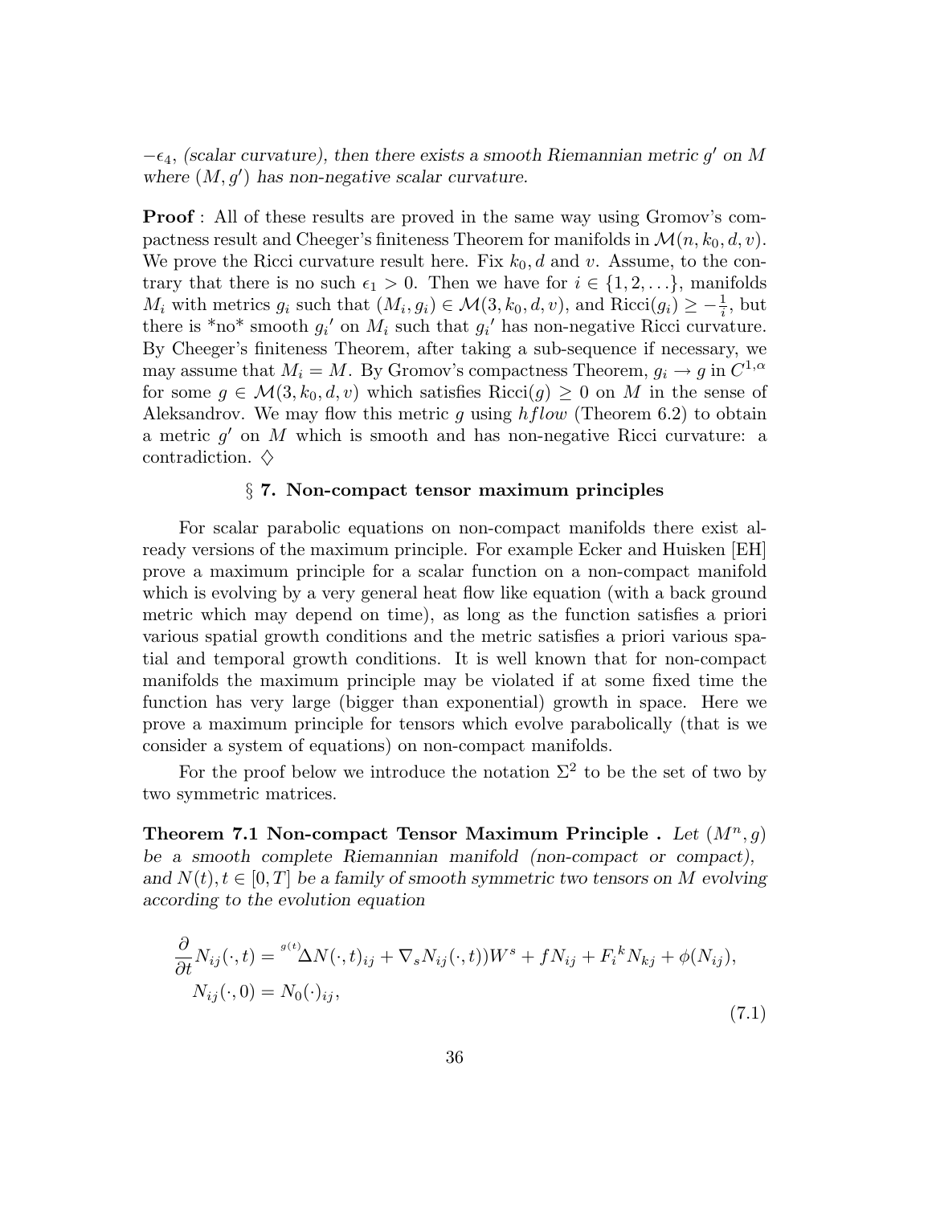$-\epsilon_4$, *(scalar curvature), then there exists a smooth Riemannian metric $g'$ on $M$ where $(M, g')$ has non-negative scalar curvature.*

**Proof** : All of these results are proved in the same way using Gromov's compactness result and Cheeger's finiteness Theorem for manifolds in $\mathcal{M}(n, k_0, d, v)$. We prove the Ricci curvature result here. Fix $k_0, d$ and $v$. Assume, to the contrary that there is no such $\epsilon_1 > 0$. Then we have for $i \in \{1, 2, \ldots\}$, manifolds $M_i$ with metrics $g_i$ such that $(M_i, g_i) \in \mathcal{M}(3, k_0, d, v)$, and $\text{Ricci}(g_i) \geq -\frac{1}{i}$, but there is *no* smooth ${g_i}'$ on $M_i$ such that ${g_i}'$ has non-negative Ricci curvature. By Cheeger's finiteness Theorem, after taking a sub-sequence if necessary, we may assume that $M_i = M$. By Gromov's compactness Theorem, $g_i \to g$ in $C^{1,\alpha}$ for some $g \in \mathcal{M}(3, k_0, d, v)$ which satisfies $\text{Ricci}(g) \geq 0$ on $M$ in the sense of Aleksandrov. We may flow this metric $g$ using $hflow$ (Theorem 6.2) to obtain a metric $g'$ on $M$ which is smooth and has non-negative Ricci curvature: a contradiction. $\diamondsuit$

## § 7. Non-compact tensor maximum principles

For scalar parabolic equations on non-compact manifolds there exist already versions of the maximum principle. For example Ecker and Huisken [EH] prove a maximum principle for a scalar function on a non-compact manifold which is evolving by a very general heat flow like equation (with a back ground metric which may depend on time), as long as the function satisfies a priori various spatial growth conditions and the metric satisfies a priori various spatial and temporal growth conditions. It is well known that for non-compact manifolds the maximum principle may be violated if at some fixed time the function has very large (bigger than exponential) growth in space. Here we prove a maximum principle for tensors which evolve parabolically (that is we consider a system of equations) on non-compact manifolds.

For the proof below we introduce the notation $\Sigma^2$ to be the set of two by two symmetric matrices.

**Theorem 7.1 Non-compact Tensor Maximum Principle .** *Let $(M^n, g)$ be a smooth complete Riemannian manifold (non-compact or compact), and $N(t), t \in [0, T]$ be a family of smooth symmetric two tensors on $M$ evolving according to the evolution equation*

$$\frac{\partial}{\partial t} N_{ij}(\cdot, t) = {}^{g(t)}\Delta N(\cdot, t)_{ij} + \nabla_s N_{ij}(\cdot, t))W^s + f N_{ij} + {F_i}^k N_{kj} + \phi(N_{ij}),$$
$$N_{ij}(\cdot, 0) = N_0(\cdot)_{ij}, \tag{7.1}$$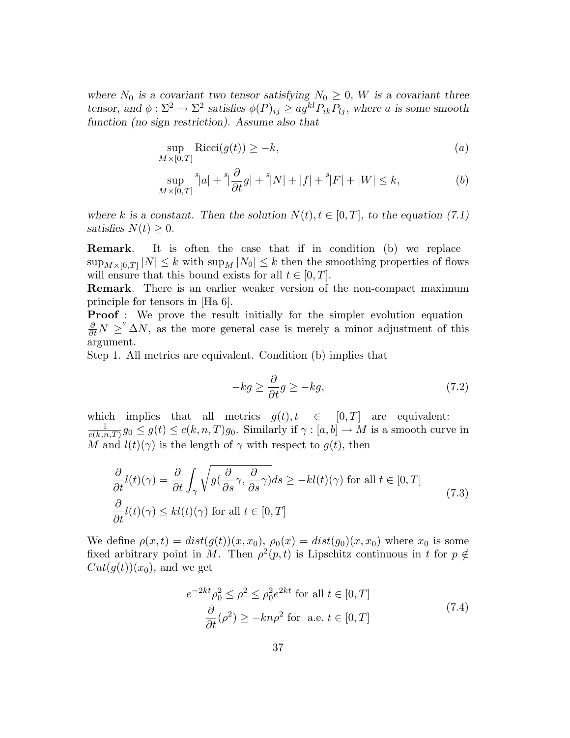*where $N_0$ is a covariant two tensor satisfying $N_0 \geq 0$, $W$ is a covariant three tensor, and $\phi : \Sigma^2 \to \Sigma^2$ satisfies $\phi(P)_{ij} \geq a g^{kl} P_{ik} P_{lj}$, where $a$ is some smooth function (no sign restriction). Assume also that*

$$\sup_{M \times [0,T]} \mathrm{Ricci}(g(t)) \geq -k, \tag{a}$$

$$\sup_{M \times [0,T]} {}^{g}|a| + {}^{g}|\frac{\partial}{\partial t} g| + {}^{g}|N| + |f| + {}^{g}|F| + |W| \leq k, \tag{b}$$

*where $k$ is a constant. Then the solution $N(t), t \in [0,T]$, to the equation (7.1) satisfies $N(t) \geq 0$.*

**Remark**. It is often the case that if in condition (b) we replace $\sup_{M \times [0,T]} |N| \leq k$ with $\sup_M |N_0| \leq k$ then the smoothing properties of flows will ensure that this bound exists for all $t \in [0,T]$.

**Remark**. There is an earlier weaker version of the non-compact maximum principle for tensors in [Ha 6].

**Proof** : We prove the result initially for the simpler evolution equation $\frac{\partial}{\partial t} N \geq {}^{g}\Delta N$, as the more general case is merely a minor adjustment of this argument.

Step 1. All metrics are equivalent. Condition (b) implies that

$$-kg \geq \frac{\partial}{\partial t} g \geq -kg, \tag{7.2}$$

which implies that all metrics $g(t), t \in [0,T]$ are equivalent: $\frac{1}{c(k,n,T)} g_0 \leq g(t) \leq c(k,n,T) g_0$. Similarly if $\gamma : [a,b] \to M$ is a smooth curve in $M$ and $l(t)(\gamma)$ is the length of $\gamma$ with respect to $g(t)$, then

$$\begin{aligned} \frac{\partial}{\partial t} l(t)(\gamma) &= \frac{\partial}{\partial t} \int_\gamma \sqrt{g(\frac{\partial}{\partial s}\gamma, \frac{\partial}{\partial s}\gamma)} ds \geq -k l(t)(\gamma) \text{ for all } t \in [0,T] \\ \frac{\partial}{\partial t} l(t)(\gamma) &\leq k l(t)(\gamma) \text{ for all } t \in [0,T] \end{aligned} \tag{7.3}$$

We define $\rho(x,t) = dist(g(t))(x,x_0)$, $\rho_0(x) = dist(g_0)(x,x_0)$ where $x_0$ is some fixed arbitrary point in $M$. Then $\rho^2(p,t)$ is Lipschitz continuous in $t$ for $p \notin Cut(g(t))(x_0)$, and we get

$$\begin{aligned} e^{-2kt} \rho_0^2 \leq \rho^2 &\leq \rho_0^2 e^{2kt} \text{ for all } t \in [0,T] \\ \frac{\partial}{\partial t}(\rho^2) &\geq -kn\rho^2 \text{ for a.e. } t \in [0,T] \end{aligned} \tag{7.4}$$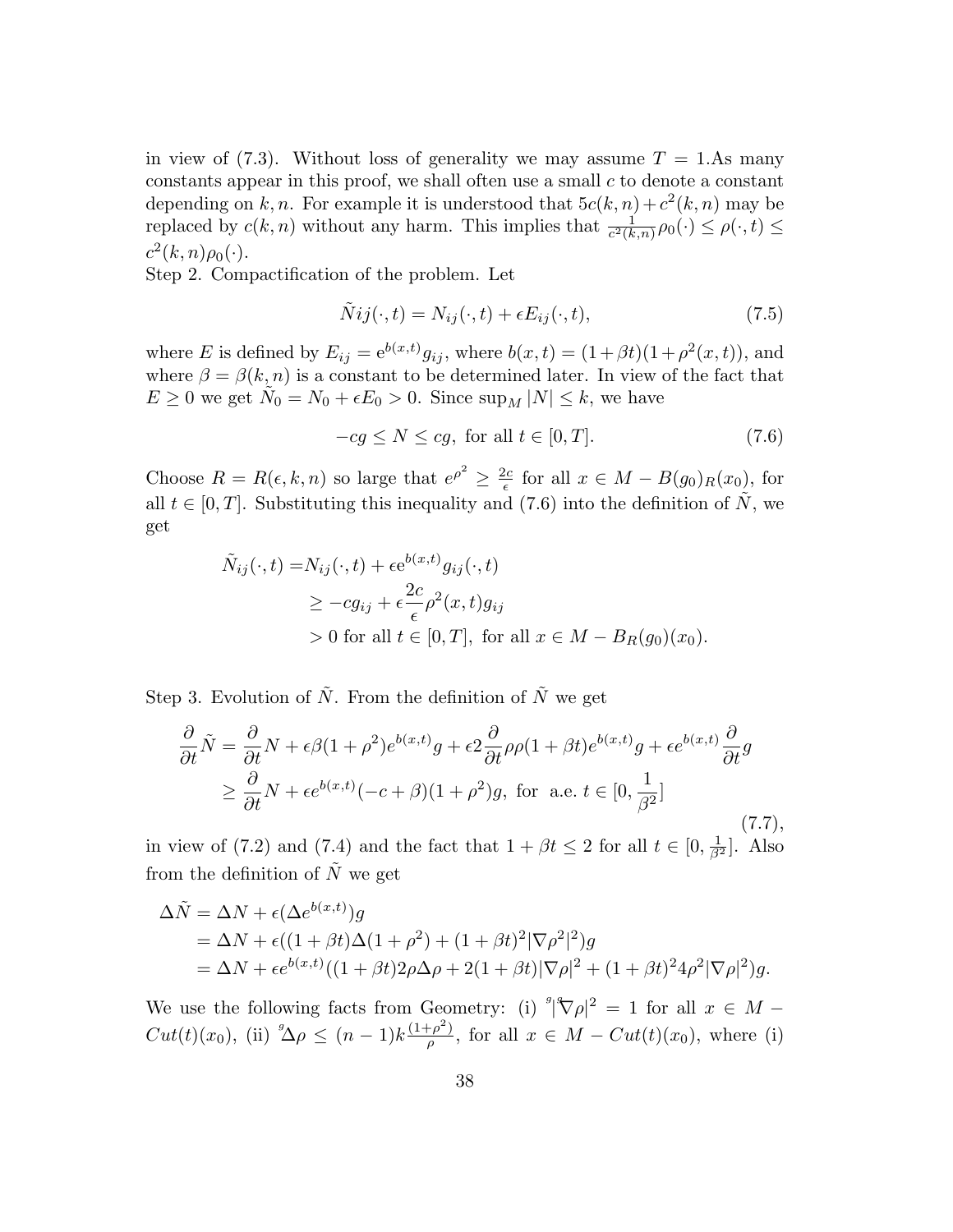in view of (7.3). Without loss of generality we may assume $T = 1$.As many constants appear in this proof, we shall often use a small $c$ to denote a constant depending on $k, n$. For example it is understood that $5c(k,n) + c^2(k,n)$ may be replaced by $c(k,n)$ without any harm. This implies that $\frac{1}{c^2(k,n)}\rho_0(\cdot) \le \rho(\cdot, t) \le c^2(k,n)\rho_0(\cdot)$.

Step 2. Compactification of the problem. Let

$$\tilde{N}ij(\cdot, t) = N_{ij}(\cdot, t) + \epsilon E_{ij}(\cdot, t), \tag{7.5}$$

where $E$ is defined by $E_{ij} = \mathrm{e}^{b(x,t)} g_{ij}$, where $b(x,t) = (1+\beta t)(1+\rho^2(x,t))$, and where $\beta = \beta(k,n)$ is a constant to be determined later. In view of the fact that $E \ge 0$ we get $\tilde{N}_0 = N_0 + \epsilon E_0 > 0$. Since $\sup_M |N| \le k$, we have

$$-cg \le N \le cg, \text{ for all } t \in [0, T]. \tag{7.6}$$

Choose $R = R(\epsilon, k, n)$ so large that $e^{\rho^2} \ge \frac{2c}{\epsilon}$ for all $x \in M - B(g_0)_R(x_0)$, for all $t \in [0,T]$. Substituting this inequality and (7.6) into the definition of $\tilde{N}$, we get

$$\begin{aligned}
\tilde{N}_{ij}(\cdot, t) =& N_{ij}(\cdot, t) + \epsilon \mathrm{e}^{b(x,t)} g_{ij}(\cdot, t) \\
&\ge -cg_{ij} + \epsilon \frac{2c}{\epsilon}\rho^2(x,t) g_{ij} \\
&> 0 \text{ for all } t \in [0,T], \text{ for all } x \in M - B_R(g_0)(x_0).
\end{aligned}$$

Step 3. Evolution of $\tilde{N}$. From the definition of $\tilde{N}$ we get

$$\begin{aligned}
\frac{\partial}{\partial t}\tilde{N} &= \frac{\partial}{\partial t}N + \epsilon\beta(1+\rho^2)e^{b(x,t)}g + \epsilon 2\frac{\partial}{\partial t}\rho\rho(1+\beta t)e^{b(x,t)}g + \epsilon e^{b(x,t)}\frac{\partial}{\partial t}g \\
&\ge \frac{\partial}{\partial t}N + \epsilon e^{b(x,t)}(-c+\beta)(1+\rho^2)g, \text{ for a.e. } t \in [0, \frac{1}{\beta^2}]
\end{aligned} \tag{7.7}$$

in view of (7.2) and (7.4) and the fact that $1 + \beta t \le 2$ for all $t \in [0, \frac{1}{\beta^2}]$. Also from the definition of $\tilde{N}$ we get

$$\begin{aligned}
\Delta\tilde{N} &= \Delta N + \epsilon(\Delta e^{b(x,t)})g \\
&= \Delta N + \epsilon((1+\beta t)\Delta(1+\rho^2) + (1+\beta t)^2|\nabla\rho^2|^2)g \\
&= \Delta N + \epsilon e^{b(x,t)}((1+\beta t)2\rho\Delta\rho + 2(1+\beta t)|\nabla\rho|^2 + (1+\beta t)^2 4\rho^2|\nabla\rho|^2)g.
\end{aligned}$$

We use the following facts from Geometry: (i) ${}^{g}|{}^{g}\nabla\rho|^2 = 1$ for all $x \in M - Cut(t)(x_0)$, (ii) ${}^{g}\Delta\rho \le (n-1)k\frac{(1+\rho^2)}{\rho}$, for all $x \in M - Cut(t)(x_0)$, where (i)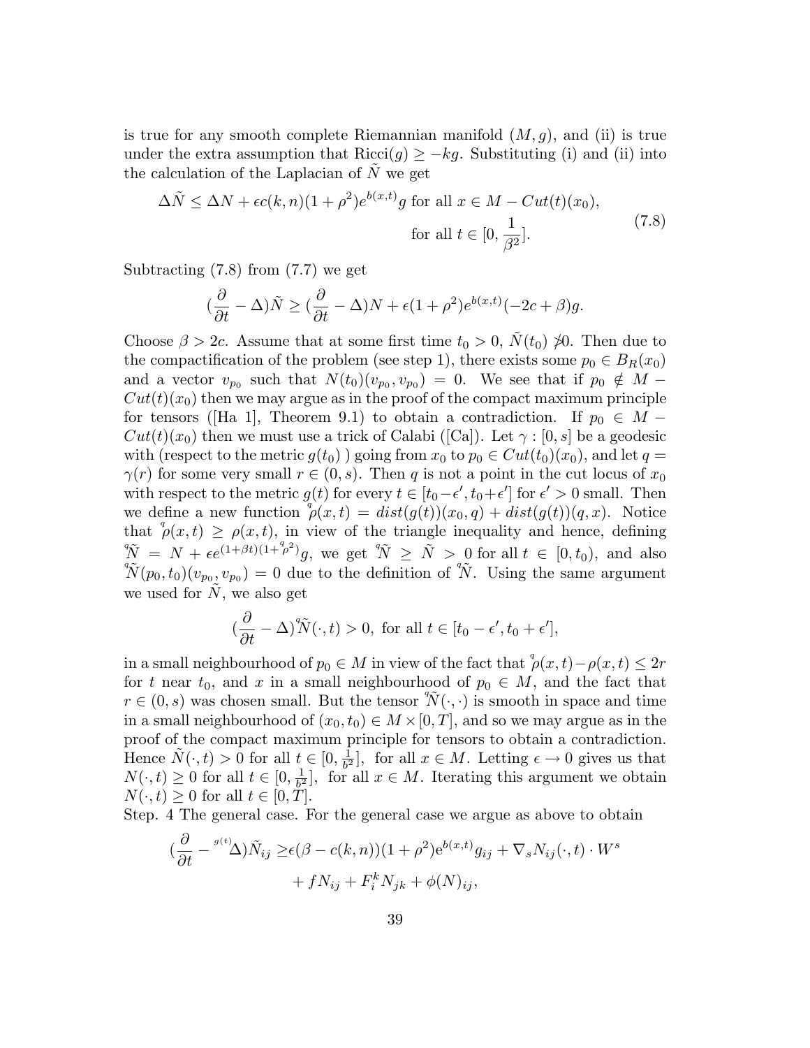is true for any smooth complete Riemannian manifold $(M,g)$, and (ii) is true under the extra assumption that $\text{Ricci}(g) \geq -kg$. Substituting (i) and (ii) into the calculation of the Laplacian of $\tilde{N}$ we get

$$\Delta \tilde{N} \leq \Delta N + \epsilon c(k,n)(1+\rho^2)e^{b(x,t)} g \text{ for all } x \in M - Cut(t)(x_0), \quad \text{for all } t \in [0, \frac{1}{\beta^2}]. \tag{7.8}$$

Subtracting (7.8) from (7.7) we get

$$(\frac{\partial}{\partial t} - \Delta)\tilde{N} \geq (\frac{\partial}{\partial t} - \Delta)N + \epsilon(1+\rho^2)e^{b(x,t)}(-2c+\beta)g.$$

Choose $\beta > 2c$. Assume that at some first time $t_0 > 0$, $\tilde{N}(t_0) \not> 0$. Then due to the compactification of the problem (see step 1), there exists some $p_0 \in B_R(x_0)$ and a vector $v_{p_0}$ such that $N(t_0)(v_{p_0}, v_{p_0}) = 0$. We see that if $p_0 \notin M - Cut(t)(x_0)$ then we may argue as in the proof of the compact maximum principle for tensors ([Ha 1], Theorem 9.1) to obtain a contradiction. If $p_0 \in M - Cut(t)(x_0)$ then we must use a trick of Calabi ([Ca]). Let $\gamma : [0,s]$ be a geodesic with (respect to the metric $g(t_0)$ ) going from $x_0$ to $p_0 \in Cut(t_0)(x_0)$, and let $q = \gamma(r)$ for some very small $r \in (0,s)$. Then $q$ is not a point in the cut locus of $x_0$ with respect to the metric $g(t)$ for every $t \in [t_0 - \epsilon', t_0 + \epsilon']$ for $\epsilon' > 0$ small. Then we define a new function $\overset{q}{\rho}(x,t) = dist(g(t))(x_0,q) + dist(g(t))(q,x)$. Notice that $\overset{q}{\rho}(x,t) \geq \rho(x,t)$, in view of the triangle inequality and hence, defining $\overset{q}{\tilde{N}} = N + \epsilon e^{(1+\beta t)(1+\overset{q}{\rho}^2)} g$, we get $\overset{q}{\tilde{N}} \geq \tilde{N} > 0$ for all $t \in [0,t_0)$, and also $\overset{q}{\tilde{N}}(p_0,t_0)(v_{p_0}, v_{p_0}) = 0$ due to the definition of $\overset{q}{\tilde{N}}$. Using the same argument we used for $\tilde{N}$, we also get

$$(\frac{\partial}{\partial t} - \Delta)\overset{q}{\tilde{N}}(\cdot,t) > 0, \text{ for all } t \in [t_0 - \epsilon', t_0 + \epsilon'],$$

in a small neighbourhood of $p_0 \in M$ in view of the fact that $\overset{q}{\rho}(x,t) - \rho(x,t) \leq 2r$ for $t$ near $t_0$, and $x$ in a small neighbourhood of $p_0 \in M$, and the fact that $r \in (0,s)$ was chosen small. But the tensor $\overset{q}{\tilde{N}}(\cdot,\cdot)$ is smooth in space and time in a small neighbourhood of $(x_0,t_0) \in M \times [0,T]$, and so we may argue as in the proof of the compact maximum principle for tensors to obtain a contradiction. Hence $\tilde{N}(\cdot,t) > 0$ for all $t \in [0, \frac{1}{b^2}]$, for all $x \in M$. Letting $\epsilon \to 0$ gives us that $N(\cdot,t) \geq 0$ for all $t \in [0, \frac{1}{b^2}]$, for all $x \in M$. Iterating this argument we obtain $N(\cdot,t) \geq 0$ for all $t \in [0,T]$.

Step. 4 The general case. For the general case we argue as above to obtain

$$\begin{aligned}(\frac{\partial}{\partial t} - {}^{g(t)}\Delta)\tilde{N}_{ij} \geq & \epsilon(\beta - c(k,n))(1+\rho^2)e^{b(x,t)} g_{ij} + \nabla_s N_{ij}(\cdot,t) \cdot W^s \\ & + fN_{ij} + F_i^k N_{jk} + \phi(N)_{ij},\end{aligned}$$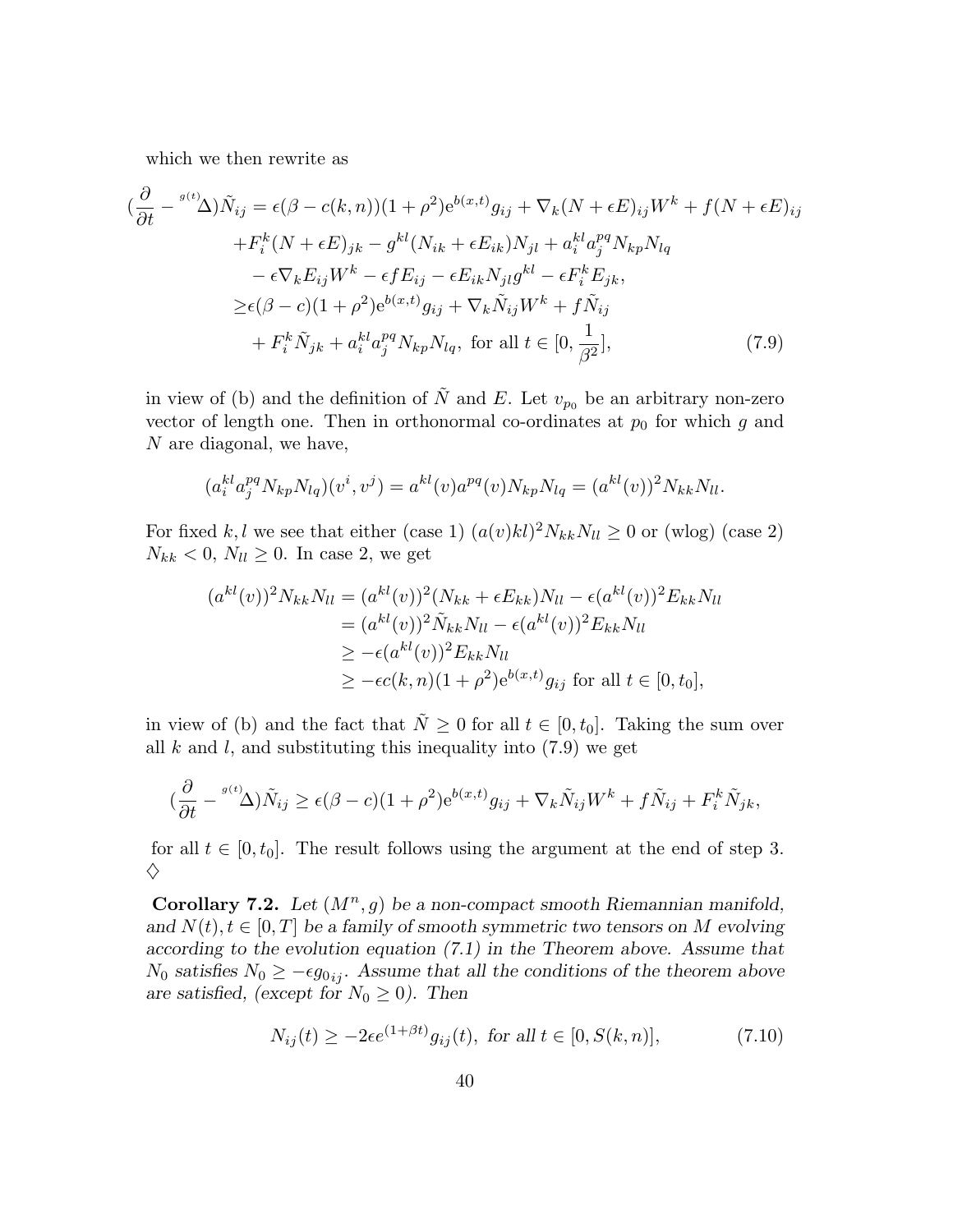which we then rewrite as

$$
\begin{aligned}
(\frac{\partial}{\partial t} - {}^{g(t)}\Delta)\tilde{N}_{ij} =& \epsilon(\beta - c(k,n))(1+\rho^2)\mathrm{e}^{b(x,t)}g_{ij} + \nabla_k(N+\epsilon E)_{ij}W^k + f(N+\epsilon E)_{ij} \\
&+F_i^k(N+\epsilon E)_{jk} - g^{kl}(N_{ik}+\epsilon E_{ik})N_{jl} + a_i^{kl}a_j^{pq}N_{kp}N_{lq} \\
&- \epsilon\nabla_k E_{ij}W^k - \epsilon f E_{ij} - \epsilon E_{ik}N_{jl}g^{kl} - \epsilon F_i^k E_{jk}, \\
\geq& \epsilon(\beta - c)(1+\rho^2)\mathrm{e}^{b(x,t)}g_{ij} + \nabla_k \tilde{N}_{ij}W^k + f\tilde{N}_{ij} \\
&+ F_i^k \tilde{N}_{jk} + a_i^{kl}a_j^{pq}N_{kp}N_{lq}, \text{ for all } t \in [0, \frac{1}{\beta^2}],
\end{aligned} \tag{7.9}
$$

in view of (b) and the definition of $\tilde{N}$ and $E$. Let $v_{p_0}$ be an arbitrary non-zero vector of length one. Then in orthonormal co-ordinates at $p_0$ for which $g$ and $N$ are diagonal, we have,

$$
(a_i^{kl}a_j^{pq}N_{kp}N_{lq})(v^i, v^j) = a^{kl}(v)a^{pq}(v)N_{kp}N_{lq} = (a^{kl}(v))^2 N_{kk}N_{ll}.
$$

For fixed $k, l$ we see that either (case 1) $(a(v)kl)^2 N_{kk}N_{ll} \geq 0$ or (wlog) (case 2) $N_{kk} < 0$, $N_{ll} \geq 0$. In case 2, we get

$$
\begin{aligned}
(a^{kl}(v))^2 N_{kk}N_{ll} &= (a^{kl}(v))^2(N_{kk} + \epsilon E_{kk})N_{ll} - \epsilon(a^{kl}(v))^2 E_{kk}N_{ll} \\
&= (a^{kl}(v))^2 \tilde{N}_{kk}N_{ll} - \epsilon(a^{kl}(v))^2 E_{kk}N_{ll} \\
&\geq -\epsilon(a^{kl}(v))^2 E_{kk}N_{ll} \\
&\geq -\epsilon c(k,n)(1+\rho^2)\mathrm{e}^{b(x,t)}g_{ij} \text{ for all } t \in [0, t_0],
\end{aligned}
$$

in view of (b) and the fact that $\tilde{N} \geq 0$ for all $t \in [0, t_0]$. Taking the sum over all $k$ and $l$, and substituting this inequality into (7.9) we get

$$
(\frac{\partial}{\partial t} - {}^{g(t)}\Delta)\tilde{N}_{ij} \geq \epsilon(\beta - c)(1+\rho^2)\mathrm{e}^{b(x,t)}g_{ij} + \nabla_k \tilde{N}_{ij}W^k + f\tilde{N}_{ij} + F_i^k \tilde{N}_{jk},
$$

for all $t \in [0, t_0]$. The result follows using the argument at the end of step 3. $\diamondsuit$

**Corollary 7.2.** *Let $(M^n, g)$ be a non-compact smooth Riemannian manifold, and $N(t), t \in [0, T]$ be a family of smooth symmetric two tensors on $M$ evolving according to the evolution equation (7.1) in the Theorem above. Assume that $N_0$ satisfies $N_0 \geq -\epsilon g_{0ij}$. Assume that all the conditions of the theorem above are satisfied, (except for $N_0 \geq 0$). Then*

$$
N_{ij}(t) \geq -2\epsilon e^{(1+\beta t)}g_{ij}(t), \text{ for all } t \in [0, S(k,n)], \tag{7.10}
$$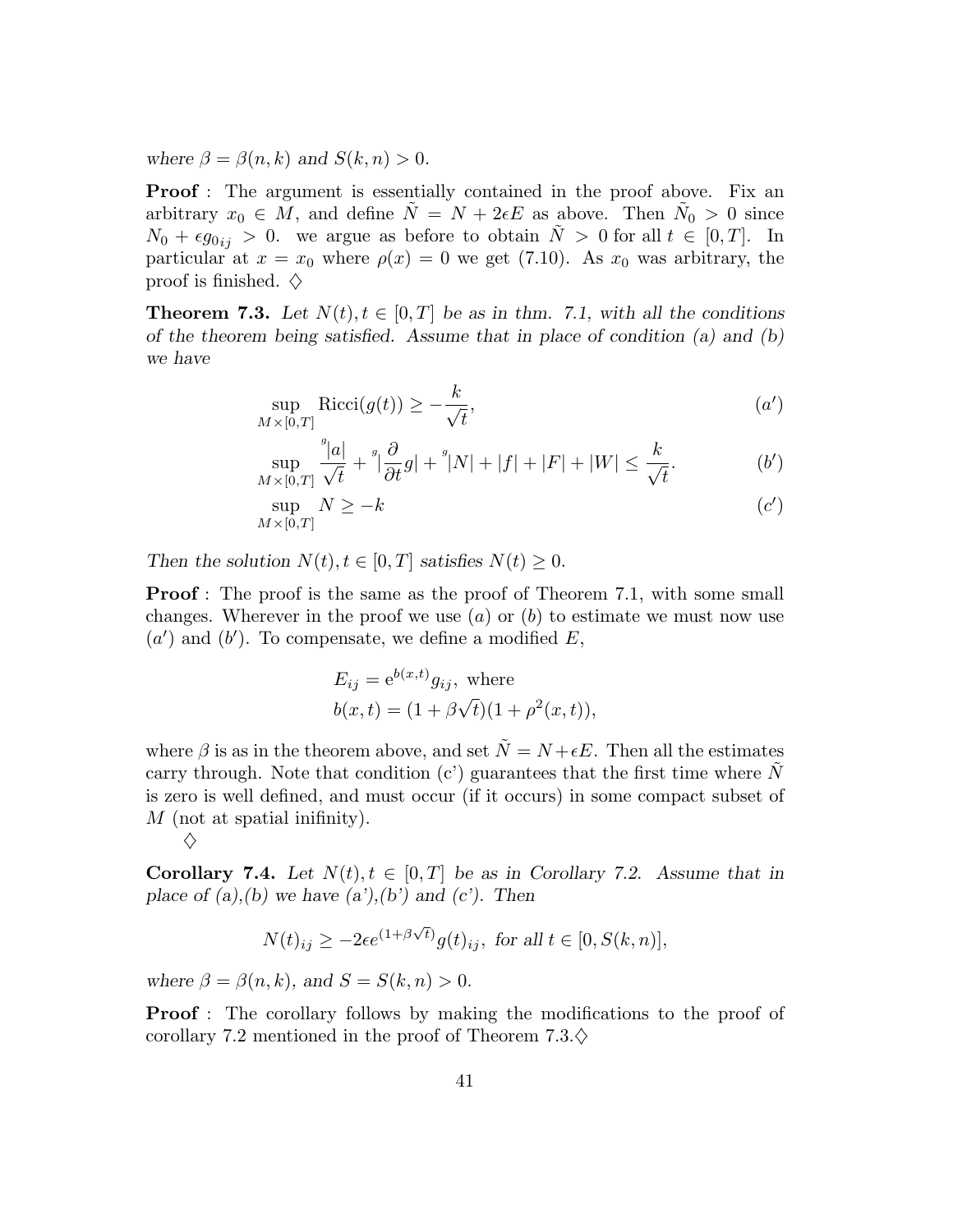*where $\beta = \beta(n,k)$ and $S(k,n) > 0$.*

**Proof** : The argument is essentially contained in the proof above. Fix an arbitrary $x_0 \in M$, and define $\tilde{N} = N + 2\epsilon E$ as above. Then $\tilde{N}_0 > 0$ since $N_0 + \epsilon g_{0ij} > 0$. we argue as before to obtain $\tilde{N} > 0$ for all $t \in [0,T]$. In particular at $x = x_0$ where $\rho(x) = 0$ we get (7.10). As $x_0$ was arbitrary, the proof is finished. $\diamondsuit$

**Theorem 7.3.** *Let $N(t), t \in [0,T]$ be as in thm. 7.1, with all the conditions of the theorem being satisfied. Assume that in place of condition (a) and (b) we have*

$$\sup_{M\times[0,T]} \mathrm{Ricci}(g(t)) \geq -\frac{k}{\sqrt{t}}, \tag{$a'$}$$

$$\sup_{M\times[0,T]} \frac{{}^{g}|a|}{\sqrt{t}} + {}^{g}|\frac{\partial}{\partial t}g| + {}^{g}|N| + |f| + |F| + |W| \leq \frac{k}{\sqrt{t}}. \tag{$b'$}$$

$$\sup_{M\times[0,T]} N \geq -k \tag{$c'$}$$

*Then the solution $N(t), t \in [0,T]$ satisfies $N(t) \geq 0$.*

**Proof** : The proof is the same as the proof of Theorem 7.1, with some small changes. Wherever in the proof we use $(a)$ or $(b)$ to estimate we must now use $(a')$ and $(b')$. To compensate, we define a modified $E$,

$$E_{ij} = \mathrm{e}^{b(x,t)} g_{ij}, \text{ where}$$
$$b(x,t) = (1 + \beta\sqrt{t})(1 + \rho^2(x,t)),$$

where $\beta$ is as in the theorem above, and set $\tilde{N} = N + \epsilon E$. Then all the estimates carry through. Note that condition (c') guarantees that the first time where $\tilde{N}$ is zero is well defined, and must occur (if it occurs) in some compact subset of $M$ (not at spatial inifinity).
$\diamondsuit$

**Corollary 7.4.** *Let $N(t), t \in [0,T]$ be as in Corollary 7.2. Assume that in place of (a),(b) we have (a'),(b') and (c'). Then*

$$N(t)_{ij} \geq -2\epsilon e^{(1+\beta\sqrt{t})} g(t)_{ij}, \text{ for all } t \in [0, S(k,n)],$$

*where $\beta = \beta(n,k)$, and $S = S(k,n) > 0$.*

**Proof** : The corollary follows by making the modifications to the proof of corollary 7.2 mentioned in the proof of Theorem 7.3.$\diamondsuit$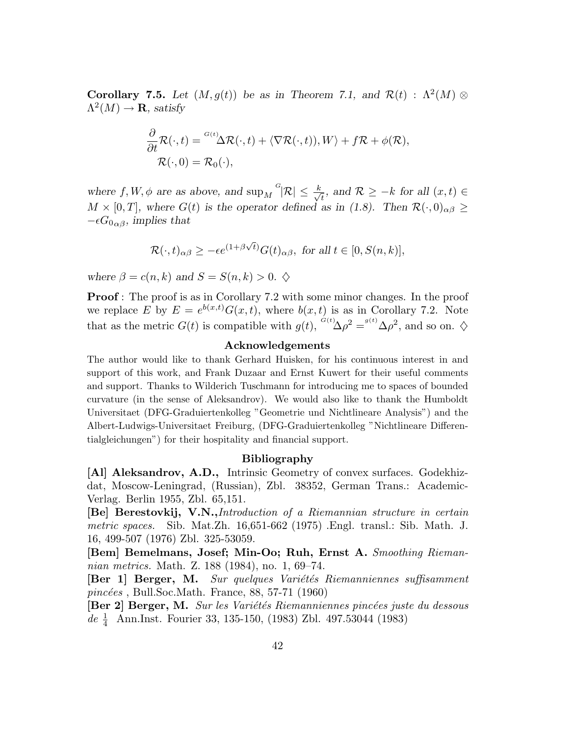**Corollary 7.5.** *Let $(M, g(t))$ be as in Theorem 7.1, and $\mathcal{R}(t) : \Lambda^2(M) \otimes \Lambda^2(M) \to \mathbf{R}$, satisfy*

$$
\begin{aligned}
\frac{\partial}{\partial t}\mathcal{R}(\cdot,t) &= {}^{G(t)}\Delta\mathcal{R}(\cdot,t) + \langle \nabla\mathcal{R}(\cdot,t)), W\rangle + f\mathcal{R} + \phi(\mathcal{R}),\\
\mathcal{R}(\cdot,0) &= \mathcal{R}_0(\cdot),
\end{aligned}
$$

*where $f, W, \phi$ are as above, and $\sup_M {}^{G}|\mathcal{R}| \leq \frac{k}{\sqrt{t}}$, and $\mathcal{R} \geq -k$ for all $(x,t) \in M \times [0,T]$, where $G(t)$ is the operator defined as in (1.8). Then $\mathcal{R}(\cdot,0)_{\alpha\beta} \geq -\epsilon G_{0\,\alpha\beta}$, implies that*

$$
\mathcal{R}(\cdot,t)_{\alpha\beta} \geq -\epsilon e^{(1+\beta\sqrt{t})} G(t)_{\alpha\beta}, \text{ for all } t \in [0, S(n,k)],
$$

*where $\beta = c(n,k)$ and $S = S(n,k) > 0$.* $\diamondsuit$

**Proof** : The proof is as in Corollary 7.2 with some minor changes. In the proof we replace $E$ by $E = e^{b(x,t)}G(x,t)$, where $b(x,t)$ is as in Corollary 7.2. Note that as the metric $G(t)$ is compatible with $g(t)$, ${}^{G(t)}\Delta\rho^2 = {}^{g(t)}\Delta\rho^2$, and so on. $\diamondsuit$

## Acknowledgements

The author would like to thank Gerhard Huisken, for his continuous interest in and support of this work, and Frank Duzaar and Ernst Kuwert for their useful comments and support. Thanks to Wilderich Tuschmann for introducing me to spaces of bounded curvature (in the sense of Aleksandrov). We would also like to thank the Humboldt Universitaet (DFG-Graduiertenkolleg "Geometrie und Nichtlineare Analysis") and the Albert-Ludwigs-Universitaet Freiburg, (DFG-Graduiertenkolleg "Nichtlineare Differentialgleichungen") for their hospitality and financial support.

## Bibliography

**[Al] Aleksandrov, A.D.,** Intrinsic Geometry of convex surfaces. Godekhizdat, Moscow-Leningrad, (Russian), Zbl. 38352, German Trans.: Academic-Verlag. Berlin 1955, Zbl. 65,151.

**[Be] Berestovkij, V.N.,** *Introduction of a Riemannian structure in certain metric spaces.* Sib. Mat.Zh. 16,651-662 (1975) .Engl. transl.: Sib. Math. J. 16, 499-507 (1976) Zbl. 325-53059.

**[Bem] Bemelmans, Josef; Min-Oo; Ruh, Ernst A.** *Smoothing Riemannian metrics.* Math. Z. 188 (1984), no. 1, 69–74.

**[Ber 1] Berger, M.** *Sur quelques Variétés Riemanniennes suffisamment pincées* , Bull.Soc.Math. France, 88, 57-71 (1960)

**[Ber 2] Berger, M.** *Sur les Variétés Riemanniennes pincées juste du dessous de $\frac{1}{4}$* Ann.Inst. Fourier 33, 135-150, (1983) Zbl. 497.53044 (1983)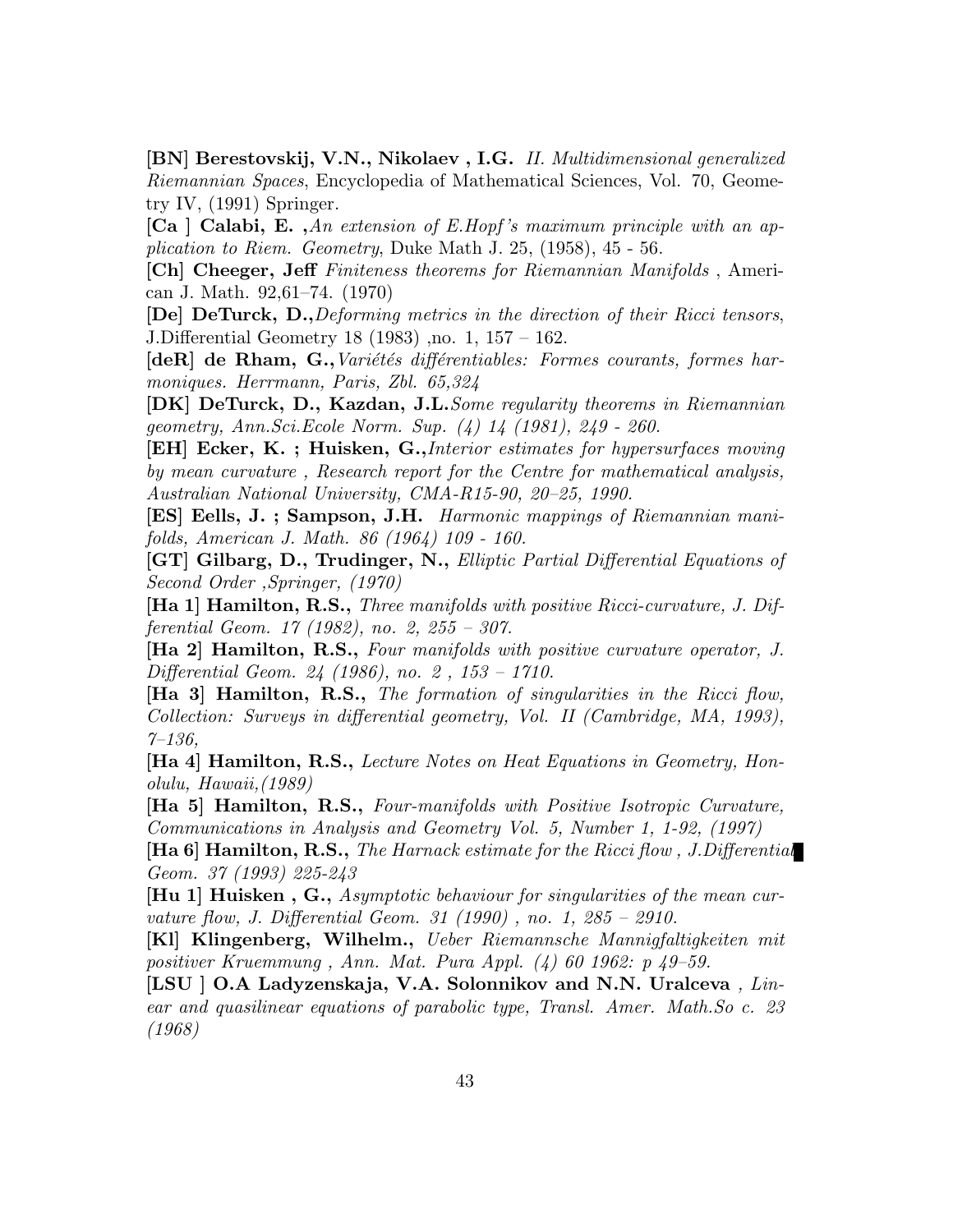**[BN] Berestovskij, V.N., Nikolaev , I.G.** *II. Multidimensional generalized Riemannian Spaces*, Encyclopedia of Mathematical Sciences, Vol. 70, Geometry IV, (1991) Springer.

**[Ca ] Calabi, E. ,***An extension of E.Hopf's maximum principle with an application to Riem. Geometry*, Duke Math J. 25, (1958), 45 - 56.

**[Ch] Cheeger, Jeff** *Finiteness theorems for Riemannian Manifolds* , American J. Math. 92,61–74. (1970)

**[De] DeTurck, D.,***Deforming metrics in the direction of their Ricci tensors*, J.Differential Geometry 18 (1983) ,no. 1, 157 – 162.

**[deR] de Rham, G.,***Variétés différentiables: Formes courants, formes harmoniques. Herrmann, Paris, Zbl. 65,324*

**[DK] DeTurck, D., Kazdan, J.L.***Some regularity theorems in Riemannian geometry, Ann.Sci.Ecole Norm. Sup. (4) 14 (1981), 249 - 260.*

**[EH] Ecker, K. ; Huisken, G.,***Interior estimates for hypersurfaces moving by mean curvature , Research report for the Centre for mathematical analysis, Australian National University, CMA-R15-90, 20–25, 1990.*

**[ES] Eells, J. ; Sampson, J.H.** *Harmonic mappings of Riemannian manifolds, American J. Math. 86 (1964) 109 - 160.*

**[GT] Gilbarg, D., Trudinger, N.,** *Elliptic Partial Differential Equations of Second Order ,Springer, (1970)*

**[Ha 1] Hamilton, R.S.,** *Three manifolds with positive Ricci-curvature, J. Differential Geom. 17 (1982), no. 2, 255 – 307.*

**[Ha 2] Hamilton, R.S.,** *Four manifolds with positive curvature operator, J. Differential Geom. 24 (1986), no. 2 , 153 – 1710.*

**[Ha 3] Hamilton, R.S.,** *The formation of singularities in the Ricci flow, Collection: Surveys in differential geometry, Vol. II (Cambridge, MA, 1993), 7–136,*

**[Ha 4] Hamilton, R.S.,** *Lecture Notes on Heat Equations in Geometry, Honolulu, Hawaii,(1989)*

**[Ha 5] Hamilton, R.S.,** *Four-manifolds with Positive Isotropic Curvature, Communications in Analysis and Geometry Vol. 5, Number 1, 1-92, (1997)*

**[Ha 6] Hamilton, R.S.,** *The Harnack estimate for the Ricci flow , J.Differential Geom. 37 (1993) 225-243*

**[Hu 1] Huisken , G.,** *Asymptotic behaviour for singularities of the mean curvature flow, J. Differential Geom. 31 (1990) , no. 1, 285 – 2910.*

**[Kl] Klingenberg, Wilhelm.,** *Ueber Riemannsche Mannigfaltigkeiten mit positiver Kruemmung , Ann. Mat. Pura Appl. (4) 60 1962: p 49–59.*

**[LSU ] O.A Ladyzenskaja, V.A. Solonnikov and N.N. Uralceva** *, Linear and quasilinear equations of parabolic type, Transl. Amer. Math.So c. 23 (1968)*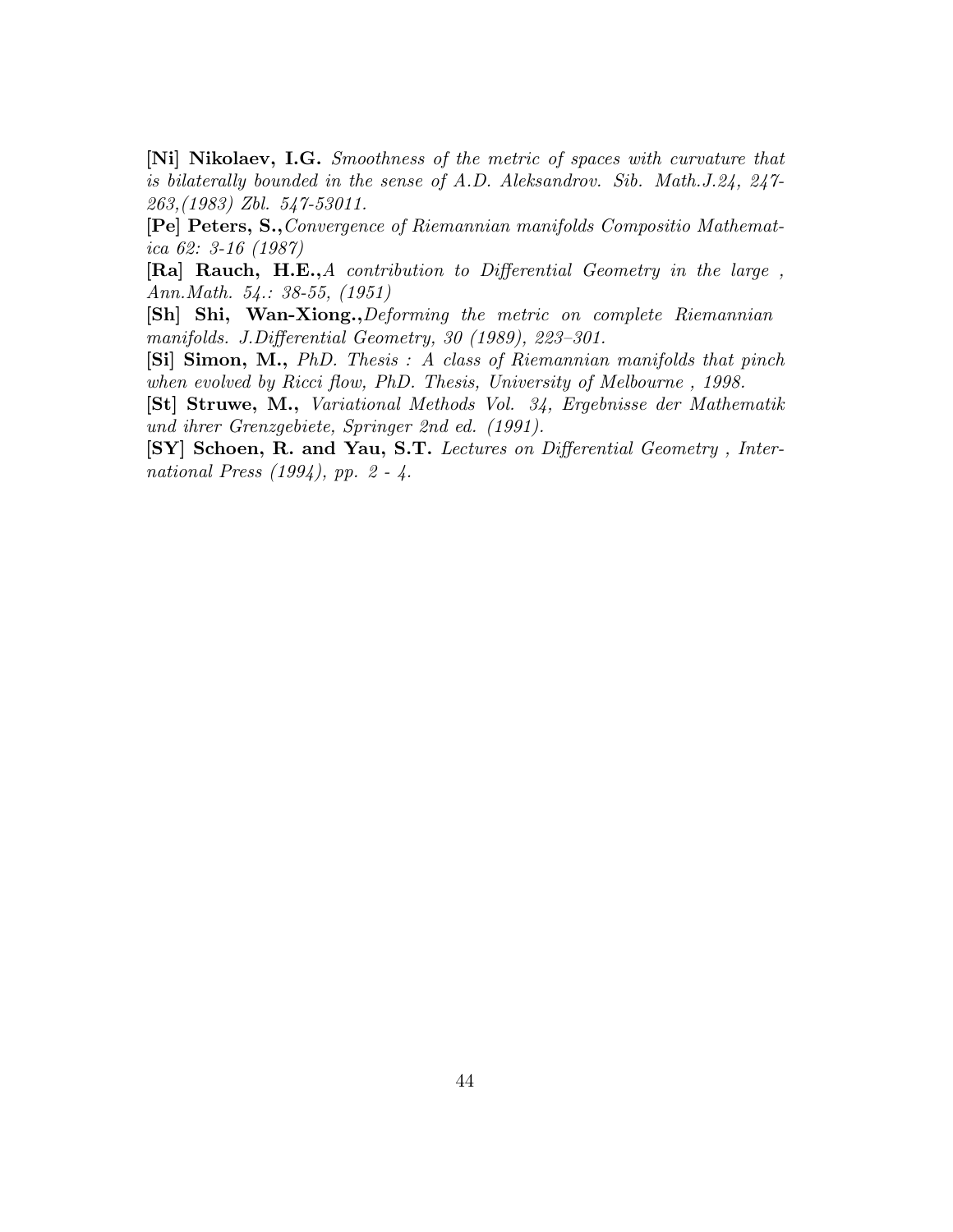**[Ni] Nikolaev, I.G.** *Smoothness of the metric of spaces with curvature that is bilaterally bounded in the sense of A.D. Aleksandrov. Sib. Math.J.24, 247-263,(1983) Zbl. 547-53011.*

**[Pe] Peters, S.,***Convergence of Riemannian manifolds Compositio Mathematica 62: 3-16 (1987)*

**[Ra] Rauch, H.E.,***A contribution to Differential Geometry in the large , Ann.Math. 54.: 38-55, (1951)*

**[Sh] Shi, Wan-Xiong.,***Deforming the metric on complete Riemannian manifolds. J.Differential Geometry, 30 (1989), 223–301.*

**[Si] Simon, M.,** *PhD. Thesis : A class of Riemannian manifolds that pinch when evolved by Ricci flow, PhD. Thesis, University of Melbourne , 1998.*

**[St] Struwe, M.,** *Variational Methods Vol. 34, Ergebnisse der Mathematik und ihrer Grenzgebiete, Springer 2nd ed. (1991).*

**[SY] Schoen, R. and Yau, S.T.** *Lectures on Differential Geometry , International Press (1994), pp. 2 - 4.*